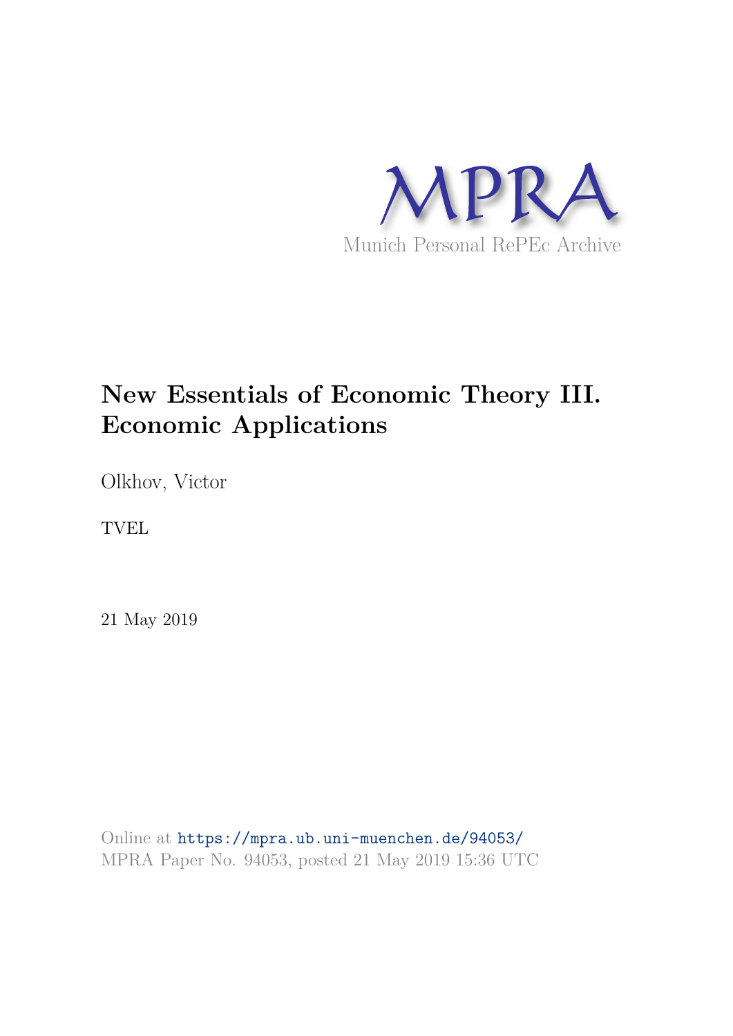MPRA

Munich Personal RePEc Archive

# New Essentials of Economic Theory III. Economic Applications

Olkhov, Victor

TVEL

21 May 2019

Online at https://mpra.ub.uni-muenchen.de/94053/
MPRA Paper No. 94053, posted 21 May 2019 15:36 UTC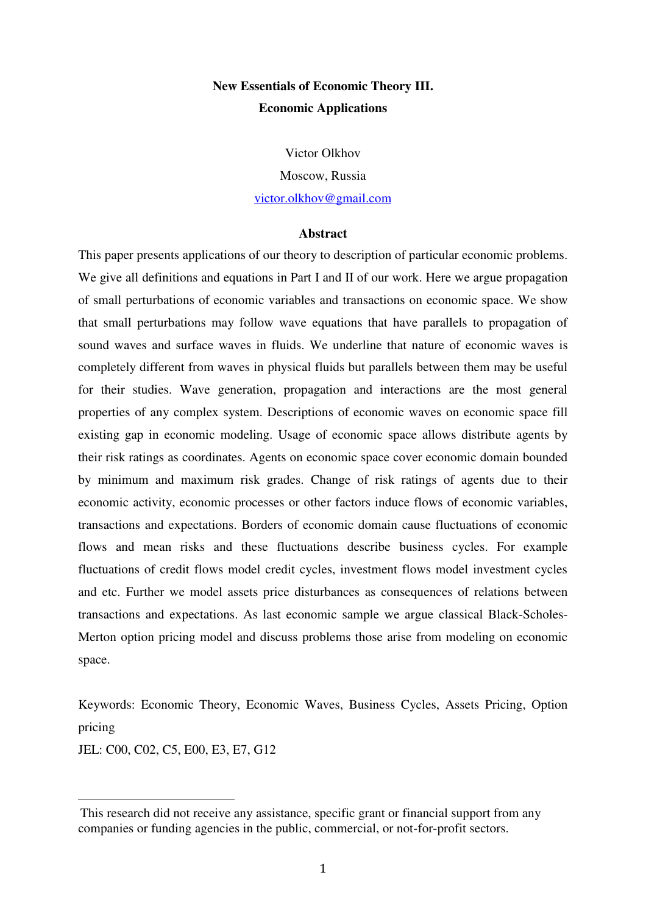**New Essentials of Economic Theory III.**
**Economic Applications**

Victor Olkhov

Moscow, Russia

victor.olkhov@gmail.com

**Abstract**

This paper presents applications of our theory to description of particular economic problems. We give all definitions and equations in Part I and II of our work. Here we argue propagation of small perturbations of economic variables and transactions on economic space. We show that small perturbations may follow wave equations that have parallels to propagation of sound waves and surface waves in fluids. We underline that nature of economic waves is completely different from waves in physical fluids but parallels between them may be useful for their studies. Wave generation, propagation and interactions are the most general properties of any complex system. Descriptions of economic waves on economic space fill existing gap in economic modeling. Usage of economic space allows distribute agents by their risk ratings as coordinates. Agents on economic space cover economic domain bounded by minimum and maximum risk grades. Change of risk ratings of agents due to their economic activity, economic processes or other factors induce flows of economic variables, transactions and expectations. Borders of economic domain cause fluctuations of economic flows and mean risks and these fluctuations describe business cycles. For example fluctuations of credit flows model credit cycles, investment flows model investment cycles and etc. Further we model assets price disturbances as consequences of relations between transactions and expectations. As last economic sample we argue classical Black-Scholes-Merton option pricing model and discuss problems those arise from modeling on economic space.

Keywords: Economic Theory, Economic Waves, Business Cycles, Assets Pricing, Option pricing

JEL: C00, C02, C5, E00, E3, E7, G12

This research did not receive any assistance, specific grant or financial support from any companies or funding agencies in the public, commercial, or not-for-profit sectors.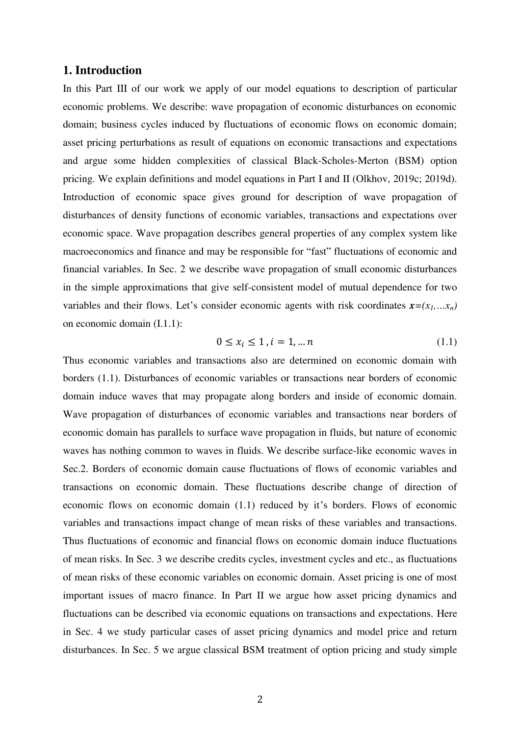## 1. Introduction

In this Part III of our work we apply of our model equations to description of particular economic problems. We describe: wave propagation of economic disturbances on economic domain; business cycles induced by fluctuations of economic flows on economic domain; asset pricing perturbations as result of equations on economic transactions and expectations and argue some hidden complexities of classical Black-Scholes-Merton (BSM) option pricing. We explain definitions and model equations in Part I and II (Olkhov, 2019c; 2019d). Introduction of economic space gives ground for description of wave propagation of disturbances of density functions of economic variables, transactions and expectations over economic space. Wave propagation describes general properties of any complex system like macroeconomics and finance and may be responsible for "fast" fluctuations of economic and financial variables. In Sec. 2 we describe wave propagation of small economic disturbances in the simple approximations that give self-consistent model of mutual dependence for two variables and their flows. Let's consider economic agents with risk coordinates $\boldsymbol{x}=(x_1,\dots x_n)$ on economic domain (I.1.1):

$$0 \leq x_i \leq 1\,, i = 1, \dots n \tag{1.1}$$

Thus economic variables and transactions also are determined on economic domain with borders (1.1). Disturbances of economic variables or transactions near borders of economic domain induce waves that may propagate along borders and inside of economic domain. Wave propagation of disturbances of economic variables and transactions near borders of economic domain has parallels to surface wave propagation in fluids, but nature of economic waves has nothing common to waves in fluids. We describe surface-like economic waves in Sec.2. Borders of economic domain cause fluctuations of flows of economic variables and transactions on economic domain. These fluctuations describe change of direction of economic flows on economic domain (1.1) reduced by it's borders. Flows of economic variables and transactions impact change of mean risks of these variables and transactions. Thus fluctuations of economic and financial flows on economic domain induce fluctuations of mean risks. In Sec. 3 we describe credits cycles, investment cycles and etc., as fluctuations of mean risks of these economic variables on economic domain. Asset pricing is one of most important issues of macro finance. In Part II we argue how asset pricing dynamics and fluctuations can be described via economic equations on transactions and expectations. Here in Sec. 4 we study particular cases of asset pricing dynamics and model price and return disturbances. In Sec. 5 we argue classical BSM treatment of option pricing and study simple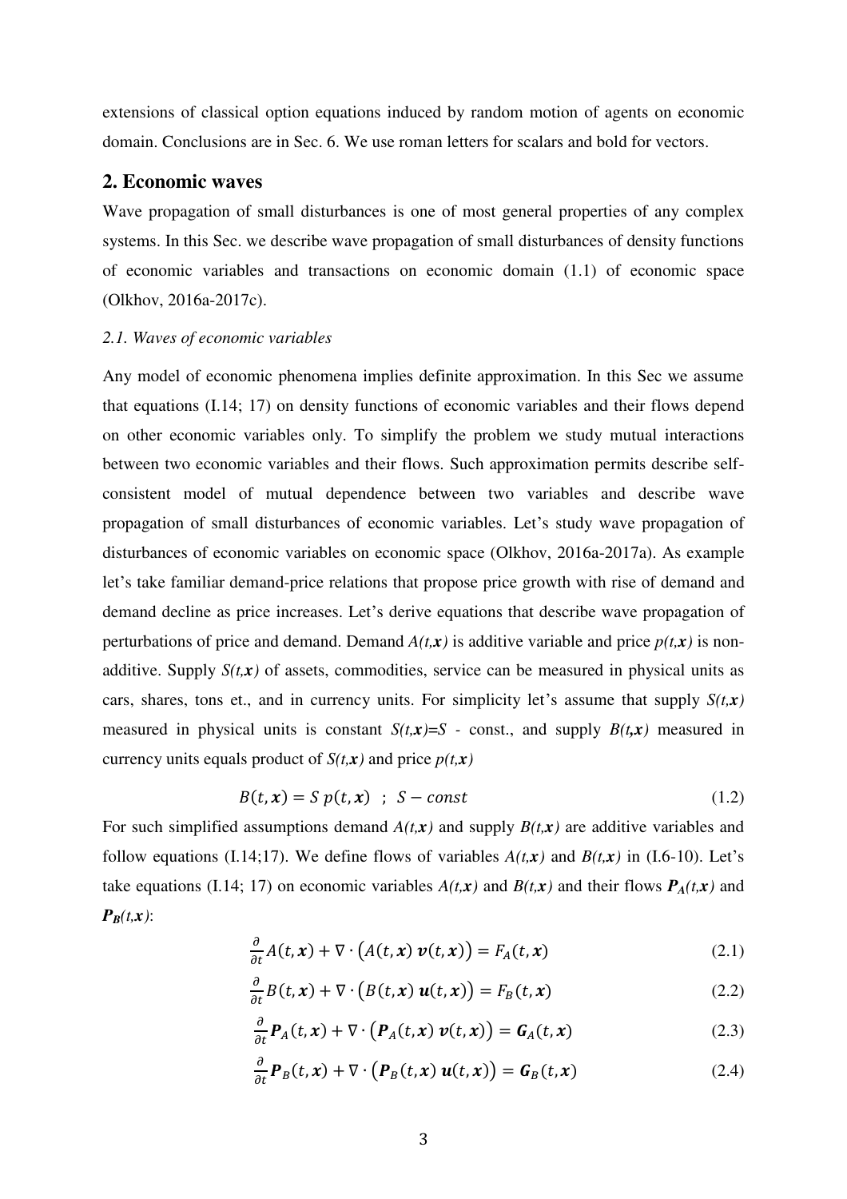extensions of classical option equations induced by random motion of agents on economic domain. Conclusions are in Sec. 6. We use roman letters for scalars and bold for vectors.

## 2. Economic waves

Wave propagation of small disturbances is one of most general properties of any complex systems. In this Sec. we describe wave propagation of small disturbances of density functions of economic variables and transactions on economic domain (1.1) of economic space (Olkhov, 2016a-2017c).

### *2.1. Waves of economic variables*

Any model of economic phenomena implies definite approximation. In this Sec we assume that equations (I.14; 17) on density functions of economic variables and their flows depend on other economic variables only. To simplify the problem we study mutual interactions between two economic variables and their flows. Such approximation permits describe self-consistent model of mutual dependence between two variables and describe wave propagation of small disturbances of economic variables. Let's study wave propagation of disturbances of economic variables on economic space (Olkhov, 2016a-2017a). As example let's take familiar demand-price relations that propose price growth with rise of demand and demand decline as price increases. Let's derive equations that describe wave propagation of perturbations of price and demand. Demand $A(t,\boldsymbol{x})$ is additive variable and price $p(t,\boldsymbol{x})$ is non-additive. Supply $S(t,\boldsymbol{x})$ of assets, commodities, service can be measured in physical units as cars, shares, tons et., and in currency units. For simplicity let's assume that supply $S(t,\boldsymbol{x})$ measured in physical units is constant $S(t,\boldsymbol{x})=S$ - const., and supply $B(t,\boldsymbol{x})$ measured in currency units equals product of $S(t,\boldsymbol{x})$ and price $p(t,\boldsymbol{x})$

$$B(t,\boldsymbol{x}) = S\, p(t,\boldsymbol{x}) \quad ; \quad S - const \tag{1.2}$$

For such simplified assumptions demand $A(t,\boldsymbol{x})$ and supply $B(t,\boldsymbol{x})$ are additive variables and follow equations (I.14;17). We define flows of variables $A(t,\boldsymbol{x})$ and $B(t,\boldsymbol{x})$ in (I.6-10). Let's take equations (I.14; 17) on economic variables $A(t,\boldsymbol{x})$ and $B(t,\boldsymbol{x})$ and their flows $\boldsymbol{P}_A(t,\boldsymbol{x})$ and $\boldsymbol{P}_B(t,\boldsymbol{x})$:

$$\frac{\partial}{\partial t}A(t,\boldsymbol{x}) + \nabla\cdot\big(A(t,\boldsymbol{x})\,\boldsymbol{v}(t,\boldsymbol{x})\big) = F_A(t,\boldsymbol{x}) \tag{2.1}$$

$$\frac{\partial}{\partial t}B(t,\boldsymbol{x}) + \nabla\cdot\big(B(t,\boldsymbol{x})\,\boldsymbol{u}(t,\boldsymbol{x})\big) = F_B(t,\boldsymbol{x}) \tag{2.2}$$

$$\frac{\partial}{\partial t}\boldsymbol{P}_A(t,\boldsymbol{x}) + \nabla\cdot\big(\boldsymbol{P}_A(t,\boldsymbol{x})\,\boldsymbol{v}(t,\boldsymbol{x})\big) = \boldsymbol{G}_A(t,\boldsymbol{x}) \tag{2.3}$$

$$\frac{\partial}{\partial t}\boldsymbol{P}_B(t,\boldsymbol{x}) + \nabla\cdot\big(\boldsymbol{P}_B(t,\boldsymbol{x})\,\boldsymbol{u}(t,\boldsymbol{x})\big) = \boldsymbol{G}_B(t,\boldsymbol{x}) \tag{2.4}$$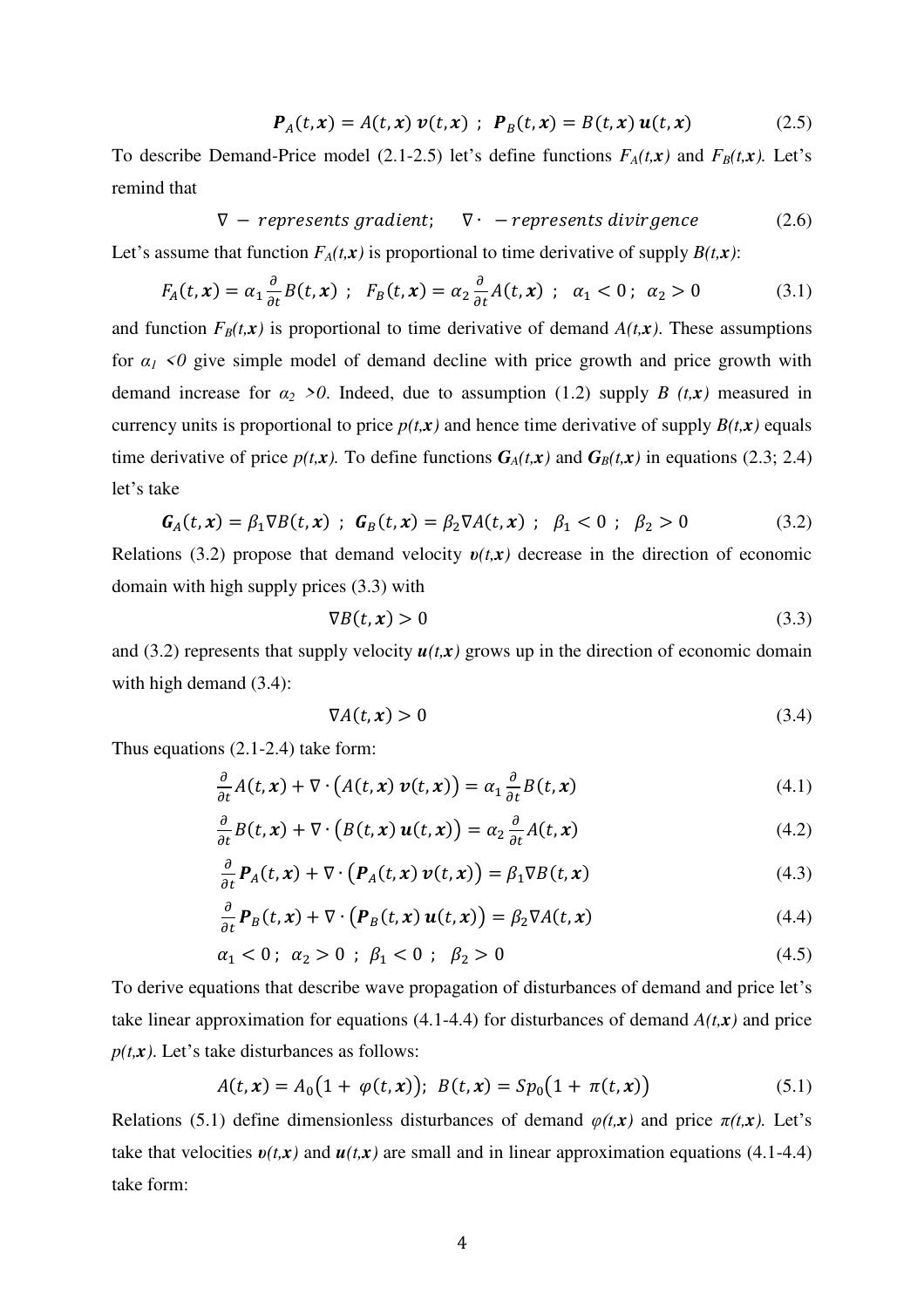$$\boldsymbol{P}_A(t,\boldsymbol{x}) = A(t,\boldsymbol{x})\,\boldsymbol{v}(t,\boldsymbol{x}) \;;\; \boldsymbol{P}_B(t,\boldsymbol{x}) = B(t,\boldsymbol{x})\,\boldsymbol{u}(t,\boldsymbol{x}) \tag{2.5}$$

To describe Demand-Price model (2.1-2.5) let's define functions $F_A(t,\boldsymbol{x})$ and $F_B(t,\boldsymbol{x})$. Let's remind that

$$\nabla - represents\ gradient; \quad \nabla\cdot\ - represents\ divergence \tag{2.6}$$

Let's assume that function $F_A(t,\boldsymbol{x})$ is proportional to time derivative of supply $B(t,\boldsymbol{x})$:

$$F_A(t,\boldsymbol{x}) = \alpha_1 \frac{\partial}{\partial t} B(t,\boldsymbol{x}) \;;\; F_B(t,\boldsymbol{x}) = \alpha_2 \frac{\partial}{\partial t} A(t,\boldsymbol{x}) \;;\; \alpha_1 < 0 \,;\; \alpha_2 > 0 \tag{3.1}$$

and function $F_B(t,\boldsymbol{x})$ is proportional to time derivative of demand $A(t,\boldsymbol{x})$. These assumptions for $\alpha_1 < 0$ give simple model of demand decline with price growth and price growth with demand increase for $\alpha_2 > 0$. Indeed, due to assumption (1.2) supply $B(t,\boldsymbol{x})$ measured in currency units is proportional to price $p(t,\boldsymbol{x})$ and hence time derivative of supply $B(t,\boldsymbol{x})$ equals time derivative of price $p(t,\boldsymbol{x})$. To define functions $\boldsymbol{G}_A(t,\boldsymbol{x})$ and $\boldsymbol{G}_B(t,\boldsymbol{x})$ in equations (2.3; 2.4) let's take

$$\boldsymbol{G}_A(t,\boldsymbol{x}) = \beta_1 \nabla B(t,\boldsymbol{x}) \;;\; \boldsymbol{G}_B(t,\boldsymbol{x}) = \beta_2 \nabla A(t,\boldsymbol{x}) \;;\; \beta_1 < 0 \;;\; \beta_2 > 0 \tag{3.2}$$

Relations (3.2) propose that demand velocity $\boldsymbol{v}(t,\boldsymbol{x})$ decrease in the direction of economic domain with high supply prices (3.3) with

$$\nabla B(t,\boldsymbol{x}) > 0 \tag{3.3}$$

and (3.2) represents that supply velocity $\boldsymbol{u}(t,\boldsymbol{x})$ grows up in the direction of economic domain with high demand (3.4):

$$\nabla A(t,\boldsymbol{x}) > 0 \tag{3.4}$$

Thus equations (2.1-2.4) take form:

$$\frac{\partial}{\partial t} A(t,\boldsymbol{x}) + \nabla\cdot\big(A(t,\boldsymbol{x})\,\boldsymbol{v}(t,\boldsymbol{x})\big) = \alpha_1 \frac{\partial}{\partial t} B(t,\boldsymbol{x}) \tag{4.1}$$

$$\frac{\partial}{\partial t} B(t,\boldsymbol{x}) + \nabla\cdot\big(B(t,\boldsymbol{x})\,\boldsymbol{u}(t,\boldsymbol{x})\big) = \alpha_2 \frac{\partial}{\partial t} A(t,\boldsymbol{x}) \tag{4.2}$$

$$\frac{\partial}{\partial t} \boldsymbol{P}_A(t,\boldsymbol{x}) + \nabla\cdot\big(\boldsymbol{P}_A(t,\boldsymbol{x})\,\boldsymbol{v}(t,\boldsymbol{x})\big) = \beta_1 \nabla B(t,\boldsymbol{x}) \tag{4.3}$$

$$\frac{\partial}{\partial t} \boldsymbol{P}_B(t,\boldsymbol{x}) + \nabla\cdot\big(\boldsymbol{P}_B(t,\boldsymbol{x})\,\boldsymbol{u}(t,\boldsymbol{x})\big) = \beta_2 \nabla A(t,\boldsymbol{x}) \tag{4.4}$$

$$\alpha_1 < 0 \,;\; \alpha_2 > 0 \;;\; \beta_1 < 0 \;;\; \beta_2 > 0 \tag{4.5}$$

To derive equations that describe wave propagation of disturbances of demand and price let's take linear approximation for equations (4.1-4.4) for disturbances of demand $A(t,\boldsymbol{x})$ and price $p(t,\boldsymbol{x})$. Let's take disturbances as follows:

$$A(t,\boldsymbol{x}) = A_0\big(1 + \varphi(t,\boldsymbol{x})\big);\; B(t,\boldsymbol{x}) = Sp_0\big(1 + \pi(t,\boldsymbol{x})\big) \tag{5.1}$$

Relations (5.1) define dimensionless disturbances of demand $\varphi(t,\boldsymbol{x})$ and price $\pi(t,\boldsymbol{x})$. Let's take that velocities $\boldsymbol{v}(t,\boldsymbol{x})$ and $\boldsymbol{u}(t,\boldsymbol{x})$ are small and in linear approximation equations (4.1-4.4) take form: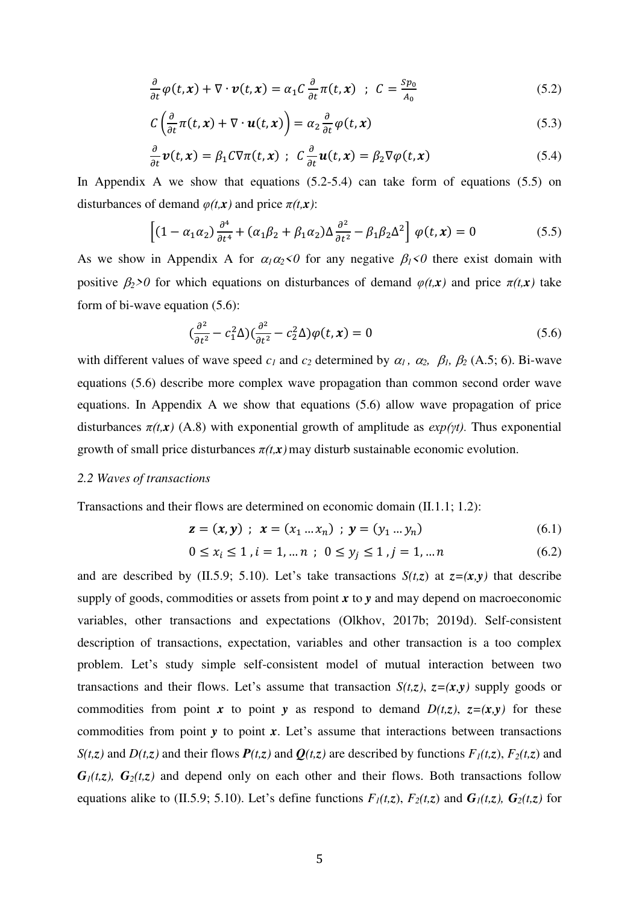$$\frac{\partial}{\partial t}\varphi(t,\boldsymbol{x}) + \nabla \cdot \boldsymbol{v}(t,\boldsymbol{x}) = \alpha_1 C \frac{\partial}{\partial t}\pi(t,\boldsymbol{x}) \;\; ; \;\; C = \frac{Sp_0}{A_0} \tag{5.2}$$

$$C\left(\frac{\partial}{\partial t}\pi(t,\boldsymbol{x}) + \nabla \cdot \boldsymbol{u}(t,\boldsymbol{x})\right) = \alpha_2 \frac{\partial}{\partial t}\varphi(t,\boldsymbol{x}) \tag{5.3}$$

$$\frac{\partial}{\partial t}\boldsymbol{v}(t,\boldsymbol{x}) = \beta_1 C \nabla \pi(t,\boldsymbol{x}) \;\; ; \;\; C\frac{\partial}{\partial t}\boldsymbol{u}(t,\boldsymbol{x}) = \beta_2 \nabla \varphi(t,\boldsymbol{x}) \tag{5.4}$$

In Appendix A we show that equations (5.2-5.4) can take form of equations (5.5) on disturbances of demand $\varphi(t,\boldsymbol{x})$ and price $\pi(t,\boldsymbol{x})$:

$$\left[(1-\alpha_1\alpha_2)\frac{\partial^4}{\partial t^4} + (\alpha_1\beta_2 + \beta_1\alpha_2)\Delta\frac{\partial^2}{\partial t^2} - \beta_1\beta_2\Delta^2\right]\varphi(t,\boldsymbol{x}) = 0 \tag{5.5}$$

As we show in Appendix A for $\alpha_1\alpha_2<0$ for any negative $\beta_1<0$ there exist domain with positive $\beta_2>0$ for which equations on disturbances of demand $\varphi(t,\boldsymbol{x})$ and price $\pi(t,\boldsymbol{x})$ take form of bi-wave equation (5.6):

$$\left(\frac{\partial^2}{\partial t^2} - c_1^2\Delta\right)\left(\frac{\partial^2}{\partial t^2} - c_2^2\Delta\right)\varphi(t,\boldsymbol{x}) = 0 \tag{5.6}$$

with different values of wave speed $c_1$ and $c_2$ determined by $\alpha_1$, $\alpha_2$, $\beta_1$, $\beta_2$ (A.5; 6). Bi-wave equations (5.6) describe more complex wave propagation than common second order wave equations. In Appendix A we show that equations (5.6) allow wave propagation of price disturbances $\pi(t,\boldsymbol{x})$ (A.8) with exponential growth of amplitude as $exp(\gamma t)$. Thus exponential growth of small price disturbances $\pi(t,\boldsymbol{x})$ may disturb sustainable economic evolution.

*2.2 Waves of transactions*

Transactions and their flows are determined on economic domain (II.1.1; 1.2):

$$\boldsymbol{z} = (\boldsymbol{x},\boldsymbol{y}) \;\; ; \;\; \boldsymbol{x} = (x_1 \dots x_n) \;\; ; \; \boldsymbol{y} = (y_1 \dots y_n) \tag{6.1}$$

$$0 \le x_i \le 1 \; , i = 1, \dots n \;\; ; \;\; 0 \le y_j \le 1 \; , j = 1, \dots n \tag{6.2}$$

and are described by (II.5.9; 5.10). Let's take transactions $S(t,z)$ at $z=(\boldsymbol{x},\boldsymbol{y})$ that describe supply of goods, commodities or assets from point $\boldsymbol{x}$ to $\boldsymbol{y}$ and may depend on macroeconomic variables, other transactions and expectations (Olkhov, 2017b; 2019d). Self-consistent description of transactions, expectation, variables and other transaction is a too complex problem. Let's study simple self-consistent model of mutual interaction between two transactions and their flows. Let's assume that transaction $S(t,z)$, $z=(\boldsymbol{x},\boldsymbol{y})$ supply goods or commodities from point $\boldsymbol{x}$ to point $\boldsymbol{y}$ as respond to demand $D(t,z)$, $z=(\boldsymbol{x},\boldsymbol{y})$ for these commodities from point $\boldsymbol{y}$ to point $\boldsymbol{x}$. Let's assume that interactions between transactions $S(t,z)$ and $D(t,z)$ and their flows $\boldsymbol{P}(t,z)$ and $\boldsymbol{Q}(t,z)$ are described by functions $F_1(t,z)$, $F_2(t,z)$ and $\boldsymbol{G}_1(t,z)$, $\boldsymbol{G}_2(t,z)$ and depend only on each other and their flows. Both transactions follow equations alike to (II.5.9; 5.10). Let's define functions $F_1(t,z)$, $F_2(t,z)$ and $\boldsymbol{G}_1(t,z)$, $\boldsymbol{G}_2(t,z)$ for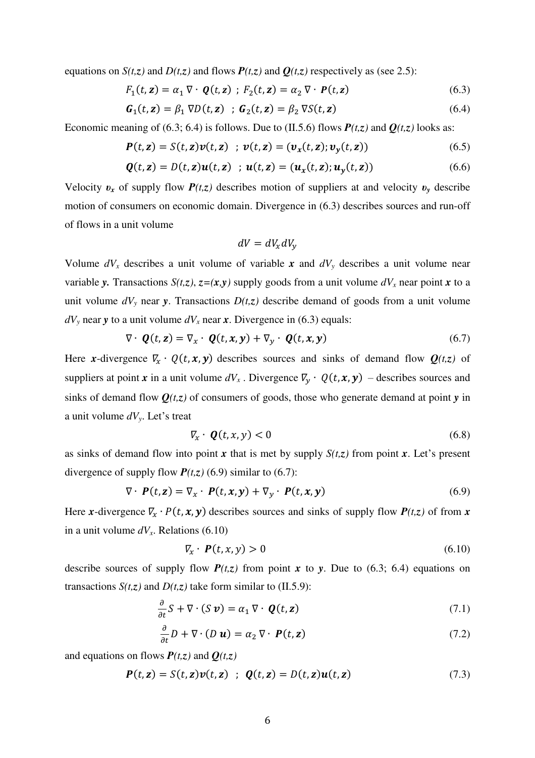equations on $S(t,z)$ and $D(t,z)$ and flows $\boldsymbol{P}(t,z)$ and $\boldsymbol{Q}(t,z)$ respectively as (see 2.5):

$$F_1(t,\boldsymbol{z}) = \alpha_1 \nabla \cdot \boldsymbol{Q}(t,\boldsymbol{z}) \;\; ; \; F_2(t,\boldsymbol{z}) = \alpha_2 \nabla \cdot \boldsymbol{P}(t,\boldsymbol{z}) \tag{6.3}$$

$$\boldsymbol{G}_1(t,\boldsymbol{z}) = \beta_1 \nabla D(t,\boldsymbol{z}) \;\; ; \; \boldsymbol{G}_2(t,\boldsymbol{z}) = \beta_2 \nabla S(t,\boldsymbol{z}) \tag{6.4}$$

Economic meaning of (6.3; 6.4) is follows. Due to (II.5.6) flows $\boldsymbol{P}(t,z)$ and $\boldsymbol{Q}(t,z)$ looks as:

$$\boldsymbol{P}(t,\boldsymbol{z}) = S(t,\boldsymbol{z})\boldsymbol{v}(t,\boldsymbol{z}) \;\; ; \; \boldsymbol{v}(t,\boldsymbol{z}) = (\boldsymbol{v_x}(t,\boldsymbol{z}); \boldsymbol{v_y}(t,\boldsymbol{z})) \tag{6.5}$$

$$\boldsymbol{Q}(t,\boldsymbol{z}) = D(t,\boldsymbol{z})\boldsymbol{u}(t,\boldsymbol{z}) \;\; ; \; \boldsymbol{u}(t,\boldsymbol{z}) = (\boldsymbol{u_x}(t,\boldsymbol{z}); \boldsymbol{u_y}(t,\boldsymbol{z})) \tag{6.6}$$

Velocity $\boldsymbol{v_x}$ of supply flow $\boldsymbol{P}(t,z)$ describes motion of suppliers at and velocity $\boldsymbol{v_y}$ describe motion of consumers on economic domain. Divergence in (6.3) describes sources and run-off of flows in a unit volume

$$dV = dV_x dV_y$$

Volume $dV_x$ describes a unit volume of variable $\boldsymbol{x}$ and $dV_y$ describes a unit volume near variable $\boldsymbol{y}$. Transactions $S(t,z)$, $z=(\boldsymbol{x},\boldsymbol{y})$ supply goods from a unit volume $dV_x$ near point $\boldsymbol{x}$ to a unit volume $dV_y$ near $\boldsymbol{y}$. Transactions $D(t,z)$ describe demand of goods from a unit volume $dV_y$ near $\boldsymbol{y}$ to a unit volume $dV_x$ near $\boldsymbol{x}$. Divergence in (6.3) equals:

$$\nabla \cdot \boldsymbol{Q}(t,\boldsymbol{z}) = \nabla_x \cdot \boldsymbol{Q}(t,\boldsymbol{x},\boldsymbol{y}) + \nabla_y \cdot \boldsymbol{Q}(t,\boldsymbol{x},\boldsymbol{y}) \tag{6.7}$$

Here $\boldsymbol{x}$-divergence $\nabla_x \cdot Q(t,\boldsymbol{x},\boldsymbol{y})$ describes sources and sinks of demand flow $\boldsymbol{Q}(t,z)$ of suppliers at point $\boldsymbol{x}$ in a unit volume $dV_x$. Divergence $\nabla_y \cdot Q(t,\boldsymbol{x},\boldsymbol{y})$ – describes sources and sinks of demand flow $\boldsymbol{Q}(t,z)$ of consumers of goods, those who generate demand at point $\boldsymbol{y}$ in a unit volume $dV_y$. Let's treat

$$\nabla_x \cdot \boldsymbol{Q}(t,x,y) < 0 \tag{6.8}$$

as sinks of demand flow into point $\boldsymbol{x}$ that is met by supply $S(t,z)$ from point $\boldsymbol{x}$. Let's present divergence of supply flow $\boldsymbol{P}(t,z)$ (6.9) similar to (6.7):

$$\nabla \cdot \boldsymbol{P}(t,\boldsymbol{z}) = \nabla_x \cdot \boldsymbol{P}(t,\boldsymbol{x},\boldsymbol{y}) + \nabla_y \cdot \boldsymbol{P}(t,\boldsymbol{x},\boldsymbol{y}) \tag{6.9}$$

Here $\boldsymbol{x}$-divergence $\nabla_x \cdot P(t,\boldsymbol{x},\boldsymbol{y})$ describes sources and sinks of supply flow $\boldsymbol{P}(t,z)$ of from $\boldsymbol{x}$ in a unit volume $dV_x$. Relations (6.10)

$$\nabla_x \cdot \boldsymbol{P}(t,x,y) > 0 \tag{6.10}$$

describe sources of supply flow $\boldsymbol{P}(t,z)$ from point $\boldsymbol{x}$ to $\boldsymbol{y}$. Due to (6.3; 6.4) equations on transactions $S(t,z)$ and $D(t,z)$ take form similar to (II.5.9):

$$\frac{\partial}{\partial t} S + \nabla \cdot (S\,\boldsymbol{v}) = \alpha_1 \nabla \cdot \boldsymbol{Q}(t,\boldsymbol{z}) \tag{7.1}$$

$$\frac{\partial}{\partial t} D + \nabla \cdot (D\,\boldsymbol{u}) = \alpha_2 \nabla \cdot \boldsymbol{P}(t,\boldsymbol{z}) \tag{7.2}$$

and equations on flows $\boldsymbol{P}(t,z)$ and $\boldsymbol{Q}(t,z)$

$$\boldsymbol{P}(t,\boldsymbol{z}) = S(t,\boldsymbol{z})\boldsymbol{v}(t,\boldsymbol{z}) \;\; ; \;\; \boldsymbol{Q}(t,\boldsymbol{z}) = D(t,\boldsymbol{z})\boldsymbol{u}(t,\boldsymbol{z}) \tag{7.3}$$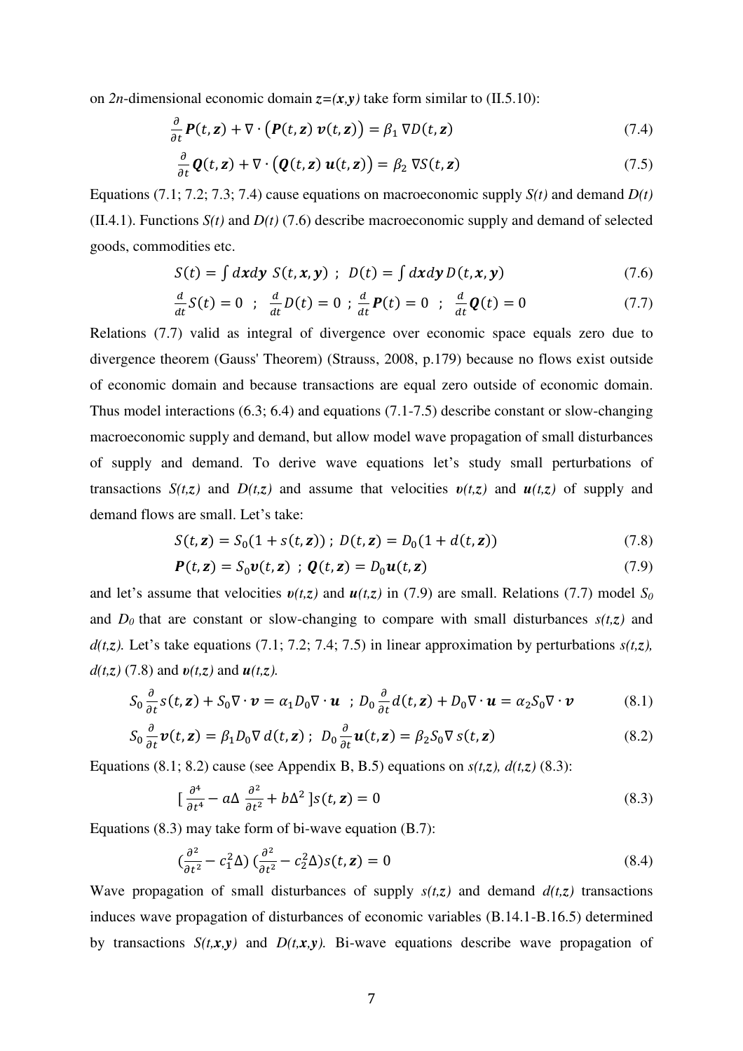on $2n$-dimensional economic domain $z=(\boldsymbol{x},\boldsymbol{y})$ take form similar to (II.5.10):

$$\frac{\partial}{\partial t}\boldsymbol{P}(t,\boldsymbol{z}) + \nabla\cdot\big(\boldsymbol{P}(t,\boldsymbol{z})\,\boldsymbol{v}(t,\boldsymbol{z})\big) = \beta_1\,\nabla D(t,\boldsymbol{z}) \tag{7.4}$$

$$\frac{\partial}{\partial t}\boldsymbol{Q}(t,\boldsymbol{z}) + \nabla\cdot\big(\boldsymbol{Q}(t,\boldsymbol{z})\,\boldsymbol{u}(t,\boldsymbol{z})\big) = \beta_2\,\nabla S(t,\boldsymbol{z}) \tag{7.5}$$

Equations (7.1; 7.2; 7.3; 7.4) cause equations on macroeconomic supply $S(t)$ and demand $D(t)$ (II.4.1). Functions $S(t)$ and $D(t)$ (7.6) describe macroeconomic supply and demand of selected goods, commodities etc.

$$S(t) = \int d\boldsymbol{x}d\boldsymbol{y}\; S(t,\boldsymbol{x},\boldsymbol{y}) \;\;;\;\; D(t) = \int d\boldsymbol{x}d\boldsymbol{y}\, D(t,\boldsymbol{x},\boldsymbol{y}) \tag{7.6}$$

$$\frac{d}{dt}S(t) = 0 \;\;;\;\; \frac{d}{dt}D(t) = 0 \;;\; \frac{d}{dt}\boldsymbol{P}(t) = 0 \;\;;\;\; \frac{d}{dt}\boldsymbol{Q}(t) = 0 \tag{7.7}$$

Relations (7.7) valid as integral of divergence over economic space equals zero due to divergence theorem (Gauss' Theorem) (Strauss, 2008, p.179) because no flows exist outside of economic domain and because transactions are equal zero outside of economic domain. Thus model interactions (6.3; 6.4) and equations (7.1-7.5) describe constant or slow-changing macroeconomic supply and demand, but allow model wave propagation of small disturbances of supply and demand. To derive wave equations let's study small perturbations of transactions $S(t,z)$ and $D(t,z)$ and assume that velocities $\boldsymbol{v}(t,z)$ and $\boldsymbol{u}(t,z)$ of supply and demand flows are small. Let's take:

$$S(t,\boldsymbol{z}) = S_0(1 + s(t,\boldsymbol{z}))\;;\; D(t,\boldsymbol{z}) = D_0(1 + d(t,\boldsymbol{z})) \tag{7.8}$$

$$\boldsymbol{P}(t,\boldsymbol{z}) = S_0\boldsymbol{v}(t,\boldsymbol{z}) \;\;;\; \boldsymbol{Q}(t,\boldsymbol{z}) = D_0\boldsymbol{u}(t,\boldsymbol{z}) \tag{7.9}$$

and let's assume that velocities $\boldsymbol{v}(t,z)$ and $\boldsymbol{u}(t,z)$ in (7.9) are small. Relations (7.7) model $S_0$ and $D_0$ that are constant or slow-changing to compare with small disturbances $s(t,z)$ and $d(t,z)$. Let's take equations (7.1; 7.2; 7.4; 7.5) in linear approximation by perturbations $s(t,z)$, $d(t,z)$ (7.8) and $\boldsymbol{v}(t,z)$ and $\boldsymbol{u}(t,z)$.

$$S_0\frac{\partial}{\partial t}s(t,\boldsymbol{z}) + S_0\nabla\cdot\boldsymbol{v} = \alpha_1 D_0\nabla\cdot\boldsymbol{u} \;\;;\; D_0\frac{\partial}{\partial t}d(t,\boldsymbol{z}) + D_0\nabla\cdot\boldsymbol{u} = \alpha_2 S_0\nabla\cdot\boldsymbol{v} \tag{8.1}$$

$$S_0\frac{\partial}{\partial t}\boldsymbol{v}(t,\boldsymbol{z}) = \beta_1 D_0\nabla\, d(t,\boldsymbol{z})\;;\;\; D_0\frac{\partial}{\partial t}\boldsymbol{u}(t,\boldsymbol{z}) = \beta_2 S_0\nabla\, s(t,\boldsymbol{z}) \tag{8.2}$$

Equations (8.1; 8.2) cause (see Appendix B, B.5) equations on $s(t,z)$, $d(t,z)$ (8.3):

$$\Big[\,\frac{\partial^4}{\partial t^4} - a\Delta\,\frac{\partial^2}{\partial t^2} + b\Delta^2\,\Big]s(t,\boldsymbol{z}) = 0 \tag{8.3}$$

Equations (8.3) may take form of bi-wave equation (B.7):

$$\Big(\frac{\partial^2}{\partial t^2} - c_1^2\Delta\Big)\Big(\frac{\partial^2}{\partial t^2} - c_2^2\Delta\Big)s(t,\boldsymbol{z}) = 0 \tag{8.4}$$

Wave propagation of small disturbances of supply $s(t,z)$ and demand $d(t,z)$ transactions induces wave propagation of disturbances of economic variables (B.14.1-B.16.5) determined by transactions $S(t,\boldsymbol{x},\boldsymbol{y})$ and $D(t,\boldsymbol{x},\boldsymbol{y})$. Bi-wave equations describe wave propagation of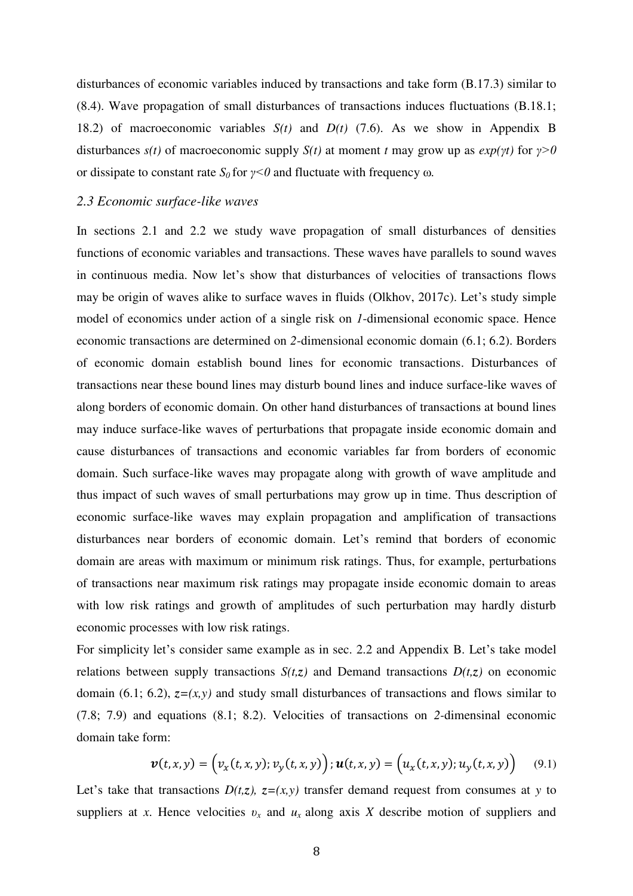disturbances of economic variables induced by transactions and take form (B.17.3) similar to (8.4). Wave propagation of small disturbances of transactions induces fluctuations (B.18.1; 18.2) of macroeconomic variables $S(t)$ and $D(t)$ (7.6). As we show in Appendix B disturbances $s(t)$ of macroeconomic supply $S(t)$ at moment $t$ may grow up as $exp(\gamma t)$ for $\gamma>0$ or dissipate to constant rate $S_0$ for $\gamma<0$ and fluctuate with frequency ω.

### *2.3 Economic surface-like waves*

In sections 2.1 and 2.2 we study wave propagation of small disturbances of densities functions of economic variables and transactions. These waves have parallels to sound waves in continuous media. Now let's show that disturbances of velocities of transactions flows may be origin of waves alike to surface waves in fluids (Olkhov, 2017c). Let's study simple model of economics under action of a single risk on *1*-dimensional economic space. Hence economic transactions are determined on *2*-dimensional economic domain (6.1; 6.2). Borders of economic domain establish bound lines for economic transactions. Disturbances of transactions near these bound lines may disturb bound lines and induce surface-like waves of along borders of economic domain. On other hand disturbances of transactions at bound lines may induce surface-like waves of perturbations that propagate inside economic domain and cause disturbances of transactions and economic variables far from borders of economic domain. Such surface-like waves may propagate along with growth of wave amplitude and thus impact of such waves of small perturbations may grow up in time. Thus description of economic surface-like waves may explain propagation and amplification of transactions disturbances near borders of economic domain. Let's remind that borders of economic domain are areas with maximum or minimum risk ratings. Thus, for example, perturbations of transactions near maximum risk ratings may propagate inside economic domain to areas with low risk ratings and growth of amplitudes of such perturbation may hardly disturb economic processes with low risk ratings.

For simplicity let's consider same example as in sec. 2.2 and Appendix B. Let's take model relations between supply transactions $S(t,z)$ and Demand transactions $D(t,z)$ on economic domain (6.1; 6.2), $z=(x,y)$ and study small disturbances of transactions and flows similar to (7.8; 7.9) and equations (8.1; 8.2). Velocities of transactions on *2*-dimensinal economic domain take form:

$$\boldsymbol{v}(t,x,y) = \left(v_x(t,x,y); v_y(t,x,y)\right); \boldsymbol{u}(t,x,y) = \left(u_x(t,x,y); u_y(t,x,y)\right) \qquad (9.1)$$

Let's take that transactions $D(t,z)$, $z=(x,y)$ transfer demand request from consumes at $y$ to suppliers at $x$. Hence velocities $\upsilon_x$ and $u_x$ along axis $X$ describe motion of suppliers and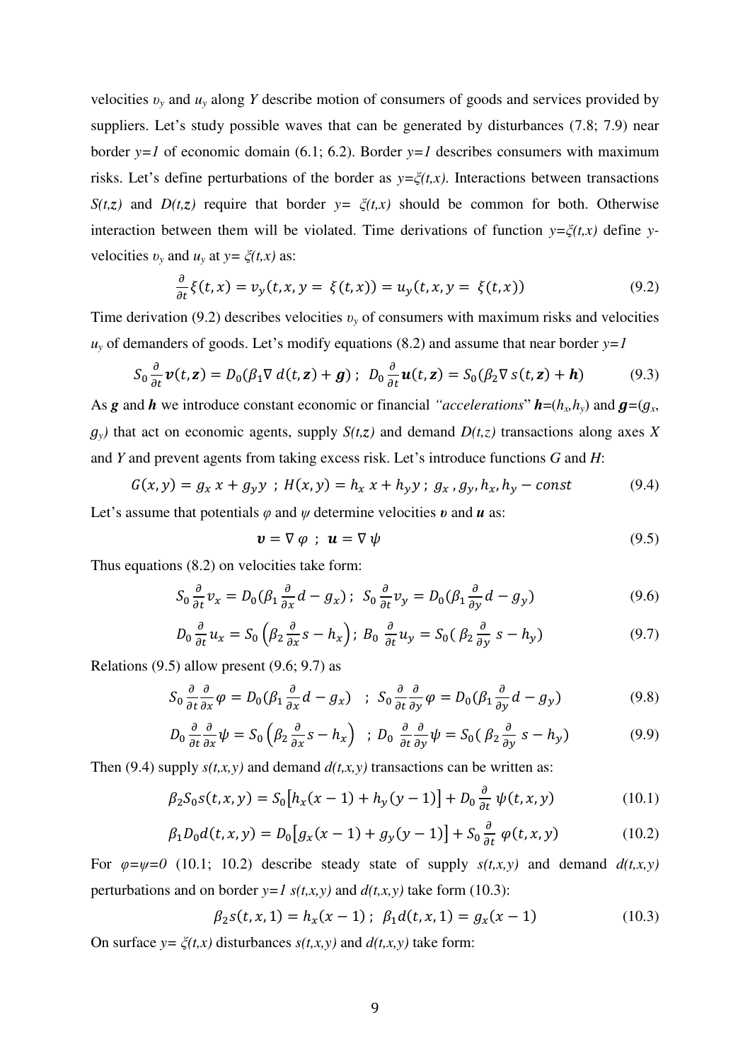velocities $\upsilon_y$ and $u_y$ along *Y* describe motion of consumers of goods and services provided by suppliers. Let's study possible waves that can be generated by disturbances (7.8; 7.9) near border *y=1* of economic domain (6.1; 6.2). Border *y=1* describes consumers with maximum risks. Let's define perturbations of the border as *y=ξ(t,x)*. Interactions between transactions *S(t,z)* and *D(t,z)* require that border *y= ξ(t,x)* should be common for both. Otherwise interaction between them will be violated. Time derivations of function *y=ξ(t,x)* define *y*-velocities $\upsilon_y$ and $u_y$ at *y= ξ(t,x)* as:

$$\frac{\partial}{\partial t}\xi(t,x) = v_y(t,x,y = \xi(t,x)) = u_y(t,x,y = \xi(t,x)) \tag{9.2}$$

Time derivation (9.2) describes velocities $\upsilon_y$ of consumers with maximum risks and velocities $u_y$ of demanders of goods. Let's modify equations (8.2) and assume that near border *y=1*

$$S_0\frac{\partial}{\partial t}\boldsymbol{v}(t,\boldsymbol{z}) = D_0(\beta_1\nabla\, d(t,\boldsymbol{z}) + \boldsymbol{g})\ ;\ \ D_0\frac{\partial}{\partial t}\boldsymbol{u}(t,\boldsymbol{z}) = S_0(\beta_2\nabla\, s(t,\boldsymbol{z}) + \boldsymbol{h}) \tag{9.3}$$

As $\boldsymbol{g}$ and $\boldsymbol{h}$ we introduce constant economic or financial *"accelerations"* $\boldsymbol{h}=(h_x,h_y)$ and $\boldsymbol{g}=(g_x, g_y)$ that act on economic agents, supply *S(t,z)* and demand *D(t,z)* transactions along axes *X* and *Y* and prevent agents from taking excess risk. Let's introduce functions *G* and *H*:

$$G(x,y) = g_x\,x + g_y y\ ;\ H(x,y) = h_x\,x + h_y y\ ;\ g_x\,,g_y,h_x,h_y - const \tag{9.4}$$

Let's assume that potentials *φ* and *ψ* determine velocities $\boldsymbol{\upsilon}$ and $\boldsymbol{u}$ as:

$$\boldsymbol{v} = \nabla\,\varphi\ \ ;\ \ \boldsymbol{u} = \nabla\,\psi \tag{9.5}$$

Thus equations (8.2) on velocities take form:

$$S_0\frac{\partial}{\partial t}v_x = D_0(\beta_1\frac{\partial}{\partial x}d - g_x)\ ;\ \ S_0\frac{\partial}{\partial t}v_y = D_0(\beta_1\frac{\partial}{\partial y}d - g_y) \tag{9.6}$$

$$D_0\frac{\partial}{\partial t}u_x = S_0\left(\beta_2\frac{\partial}{\partial x}s - h_x\right);\ B_0\ \frac{\partial}{\partial t}u_y = S_0(\ \beta_2\frac{\partial}{\partial y}\ s - h_y) \tag{9.7}$$

Relations (9.5) allow present (9.6; 9.7) as

$$S_0\frac{\partial}{\partial t}\frac{\partial}{\partial x}\varphi = D_0(\beta_1\frac{\partial}{\partial x}d - g_x)\quad;\ \ S_0\frac{\partial}{\partial t}\frac{\partial}{\partial y}\varphi = D_0(\beta_1\frac{\partial}{\partial y}d - g_y) \tag{9.8}$$

$$D_0\frac{\partial}{\partial t}\frac{\partial}{\partial x}\psi = S_0\left(\beta_2\frac{\partial}{\partial x}s - h_x\right)\ \ ;\ D_0\ \frac{\partial}{\partial t}\frac{\partial}{\partial y}\psi = S_0(\ \beta_2\frac{\partial}{\partial y}\ s - h_y) \tag{9.9}$$

Then (9.4) supply *s(t,x,y)* and demand *d(t,x,y)* transactions can be written as:

$$\beta_2 S_0 s(t,x,y) = S_0\left[h_x(x-1) + h_y(y-1)\right] + D_0\frac{\partial}{\partial t}\ \psi(t,x,y) \tag{10.1}$$

$$\beta_1 D_0 d(t,x,y) = D_0\left[g_x(x-1) + g_y(y-1)\right] + S_0\frac{\partial}{\partial t}\ \varphi(t,x,y) \tag{10.2}$$

For *φ=ψ=0* (10.1; 10.2) describe steady state of supply *s(t,x,y)* and demand *d(t,x,y)* perturbations and on border *y=1 s(t,x,y)* and *d(t,x,y)* take form (10.3):

$$\beta_2 s(t,x,1) = h_x(x-1)\ ;\ \ \beta_1 d(t,x,1) = g_x(x-1) \tag{10.3}$$

On surface *y= ξ(t,x)* disturbances *s(t,x,y)* and *d(t,x,y)* take form: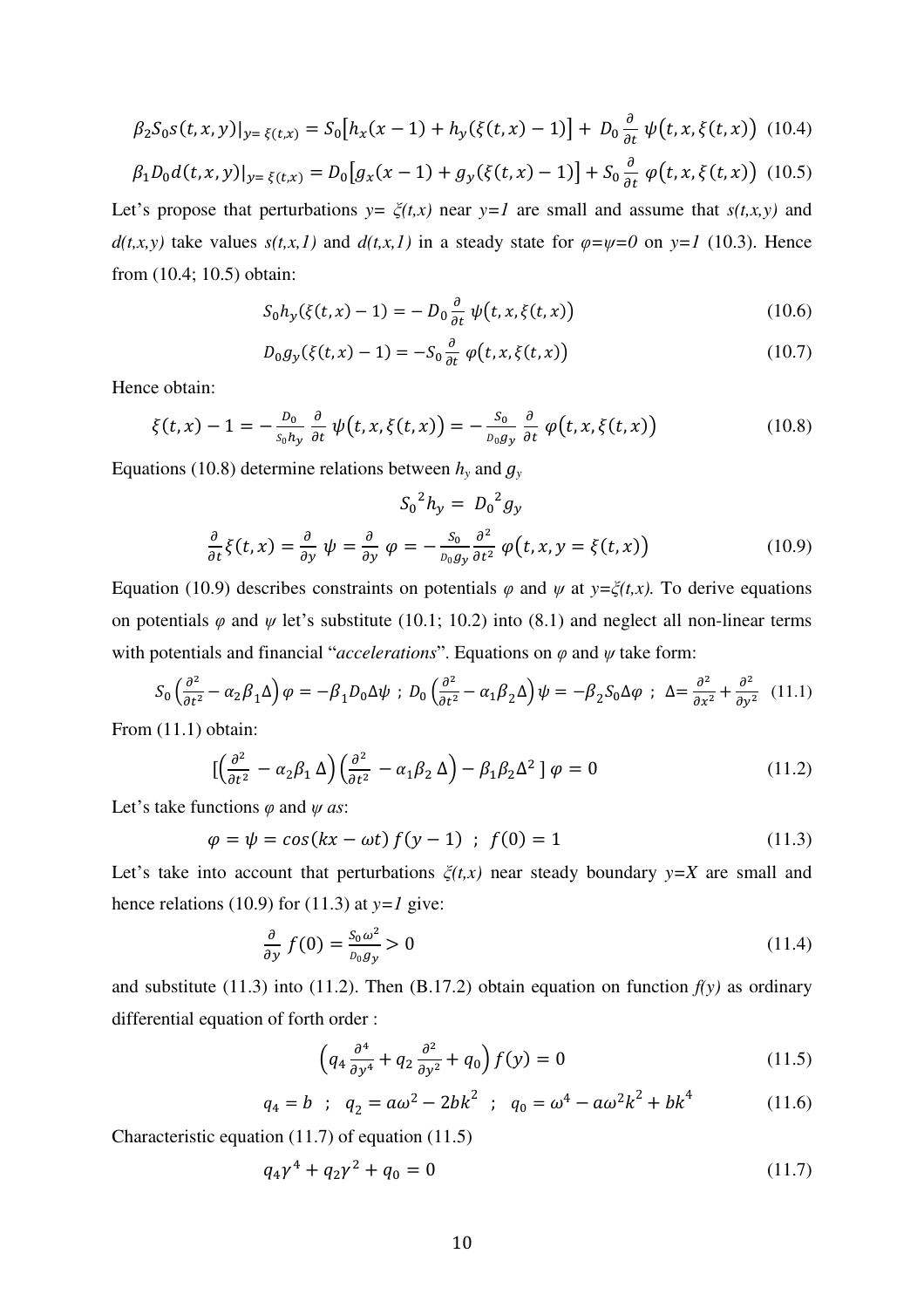$$\beta_2 S_0 s(t,x,y)|_{y=\xi(t,x)} = S_0\left[h_x(x-1) + h_y(\xi(t,x)-1)\right] + D_0 \frac{\partial}{\partial t}\psi\big(t,x,\xi(t,x)\big) \quad (10.4)$$

$$\beta_1 D_0 d(t,x,y)|_{y=\xi(t,x)} = D_0\left[g_x(x-1) + g_y(\xi(t,x)-1)\right] + S_0 \frac{\partial}{\partial t}\varphi\big(t,x,\xi(t,x)\big) \quad (10.5)$$

Let's propose that perturbations $y=\xi(t,x)$ near $y=1$ are small and assume that $s(t,x,y)$ and $d(t,x,y)$ take values $s(t,x,1)$ and $d(t,x,1)$ in a steady state for $\varphi=\psi=0$ on $y=1$ (10.3). Hence from (10.4; 10.5) obtain:

$$S_0 h_y(\xi(t,x)-1) = -D_0 \frac{\partial}{\partial t}\psi\big(t,x,\xi(t,x)\big) \quad (10.6)$$

$$D_0 g_y(\xi(t,x)-1) = -S_0 \frac{\partial}{\partial t}\varphi\big(t,x,\xi(t,x)\big) \quad (10.7)$$

Hence obtain:

$$\xi(t,x) - 1 = -\frac{D_0}{S_0 h_y}\frac{\partial}{\partial t}\psi\big(t,x,\xi(t,x)\big) = -\frac{S_0}{D_0 g_y}\frac{\partial}{\partial t}\varphi\big(t,x,\xi(t,x)\big) \quad (10.8)$$

Equations (10.8) determine relations between $h_y$ and $g_y$

$$S_0^{\,2} h_y = D_0^{\,2} g_y$$

$$\frac{\partial}{\partial t}\xi(t,x) = \frac{\partial}{\partial y}\psi = \frac{\partial}{\partial y}\varphi = -\frac{S_0}{D_0 g_y}\frac{\partial^2}{\partial t^2}\varphi\big(t,x,y=\xi(t,x)\big) \quad (10.9)$$

Equation (10.9) describes constraints on potentials $\varphi$ and $\psi$ at $y=\xi(t,x)$. To derive equations on potentials $\varphi$ and $\psi$ let's substitute (10.1; 10.2) into (8.1) and neglect all non-linear terms with potentials and financial "*accelerations*". Equations on $\varphi$ and $\psi$ take form:

$$S_0\left(\frac{\partial^2}{\partial t^2} - \alpha_2\beta_1\Delta\right)\varphi = -\beta_1 D_0 \Delta\psi \;;\; D_0\left(\frac{\partial^2}{\partial t^2} - \alpha_1\beta_2\Delta\right)\psi = -\beta_2 S_0 \Delta\varphi \;;\; \Delta = \frac{\partial^2}{\partial x^2} + \frac{\partial^2}{\partial y^2} \quad (11.1)$$

From (11.1) obtain:

$$\left[\left(\frac{\partial^2}{\partial t^2} - \alpha_2\beta_1\Delta\right)\left(\frac{\partial^2}{\partial t^2} - \alpha_1\beta_2\Delta\right) - \beta_1\beta_2\Delta^2\right]\varphi = 0 \quad (11.2)$$

Let's take functions $\varphi$ and $\psi$ *as*:

$$\varphi = \psi = \cos(kx - \omega t)\, f(y-1) \;\;;\;\; f(0) = 1 \quad (11.3)$$

Let's take into account that perturbations $\xi(t,x)$ near steady boundary $y=X$ are small and hence relations (10.9) for (11.3) at $y=1$ give:

$$\frac{\partial}{\partial y} f(0) = \frac{S_0\omega^2}{D_0 g_y} > 0 \quad (11.4)$$

and substitute (11.3) into (11.2). Then (B.17.2) obtain equation on function $f(y)$ as ordinary differential equation of forth order :

$$\left(q_4 \frac{\partial^4}{\partial y^4} + q_2 \frac{\partial^2}{\partial y^2} + q_0\right) f(y) = 0 \quad (11.5)$$

$$q_4 = b \;\;;\;\; q_2 = a\omega^2 - 2bk^2 \;\;;\;\; q_0 = \omega^4 - a\omega^2 k^2 + bk^4 \quad (11.6)$$

Characteristic equation (11.7) of equation (11.5)

$$q_4\gamma^4 + q_2\gamma^2 + q_0 = 0 \quad (11.7)$$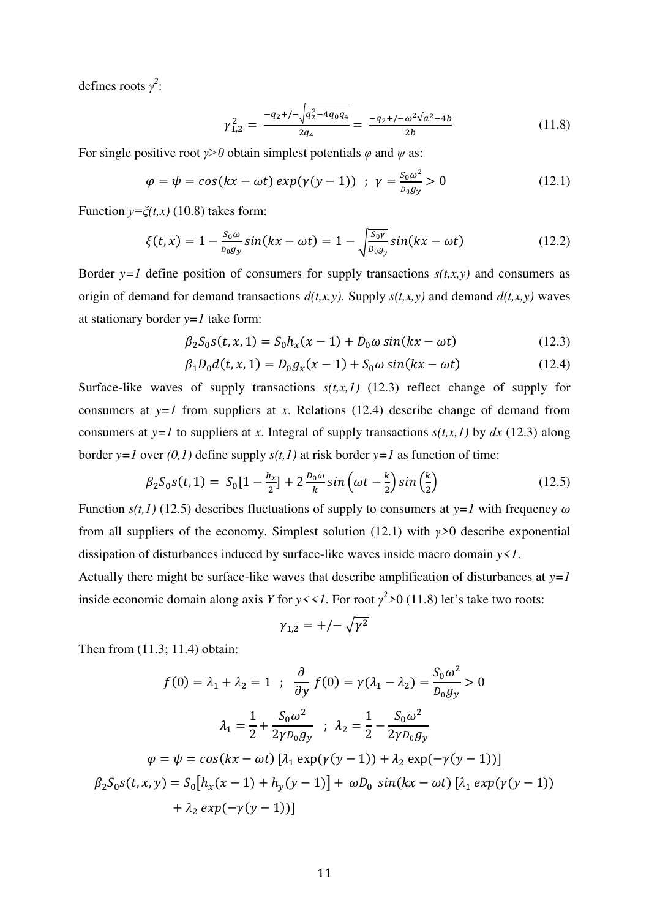defines roots $\gamma^2$:

$$\gamma_{1,2}^2 = \frac{-q_2 +/- \sqrt{q_2^2 - 4q_0 q_4}}{2q_4} = \frac{-q_2 +/- \omega^2 \sqrt{a^2 - 4b}}{2b} \tag{11.8}$$

For single positive root $\gamma>0$ obtain simplest potentials $\varphi$ and $\psi$ as:

$$\varphi = \psi = cos(kx - \omega t)\, exp(\gamma(y-1)) \;\; ; \;\; \gamma = \frac{S_0 \omega^2}{D_0 g_y} > 0 \tag{12.1}$$

Function $y=\xi(t,x)$ (10.8) takes form:

$$\xi(t,x) = 1 - \frac{S_0 \omega}{D_0 g_y} sin(kx - \omega t) = 1 - \sqrt{\frac{S_0 \gamma}{D_0 g_y}} sin(kx - \omega t) \tag{12.2}$$

Border $y=1$ define position of consumers for supply transactions $s(t,x,y)$ and consumers as origin of demand for demand transactions $d(t,x,y)$. Supply $s(t,x,y)$ and demand $d(t,x,y)$ waves at stationary border $y=1$ take form:

$$\beta_2 S_0 s(t,x,1) = S_0 h_x (x-1) + D_0 \omega \, sin(kx - \omega t) \tag{12.3}$$

$$\beta_1 D_0 d(t,x,1) = D_0 g_x (x-1) + S_0 \omega \, sin(kx - \omega t) \tag{12.4}$$

Surface-like waves of supply transactions $s(t,x,1)$ (12.3) reflect change of supply for consumers at $y=1$ from suppliers at $x$. Relations (12.4) describe change of demand from consumers at $y=1$ to suppliers at $x$. Integral of supply transactions $s(t,x,1)$ by $dx$ (12.3) along border $y=1$ over $(0,1)$ define supply $s(t,1)$ at risk border $y=1$ as function of time:

$$\beta_2 S_0 s(t,1) = S_0 [1 - \frac{h_x}{2}] + 2 \frac{D_0 \omega}{k} sin\left(\omega t - \frac{k}{2}\right) sin\left(\frac{k}{2}\right) \tag{12.5}$$

Function $s(t,1)$ (12.5) describes fluctuations of supply to consumers at $y=1$ with frequency $\omega$ from all suppliers of the economy. Simplest solution (12.1) with $\gamma>0$ describe exponential dissipation of disturbances induced by surface-like waves inside macro domain $y<1$.

Actually there might be surface-like waves that describe amplification of disturbances at $y=1$ inside economic domain along axis $Y$ for $y<<1$. For root $\gamma^2>0$ (11.8) let's take two roots:

$$\gamma_{1,2} = +/- \sqrt{\gamma^2}$$

Then from (11.3; 11.4) obtain:

$$f(0) = \lambda_1 + \lambda_2 = 1 \;\; ; \;\; \frac{\partial}{\partial y} f(0) = \gamma(\lambda_1 - \lambda_2) = \frac{S_0 \omega^2}{D_0 g_y} > 0$$

$$\lambda_1 = \frac{1}{2} + \frac{S_0 \omega^2}{2\gamma D_0 g_y} \;\; ; \;\; \lambda_2 = \frac{1}{2} - \frac{S_0 \omega^2}{2\gamma D_0 g_y}$$

$$\varphi = \psi = cos(kx - \omega t)\, [\lambda_1 \exp(\gamma(y-1)) + \lambda_2 \exp(-\gamma(y-1))]$$

$$\beta_2 S_0 s(t,x,y) = S_0 [h_x(x-1) + h_y(y-1)] + \omega D_0 \; sin(kx - \omega t)\, [\lambda_1 \, exp(\gamma(y-1)) + \lambda_2 \, exp(-\gamma(y-1))]$$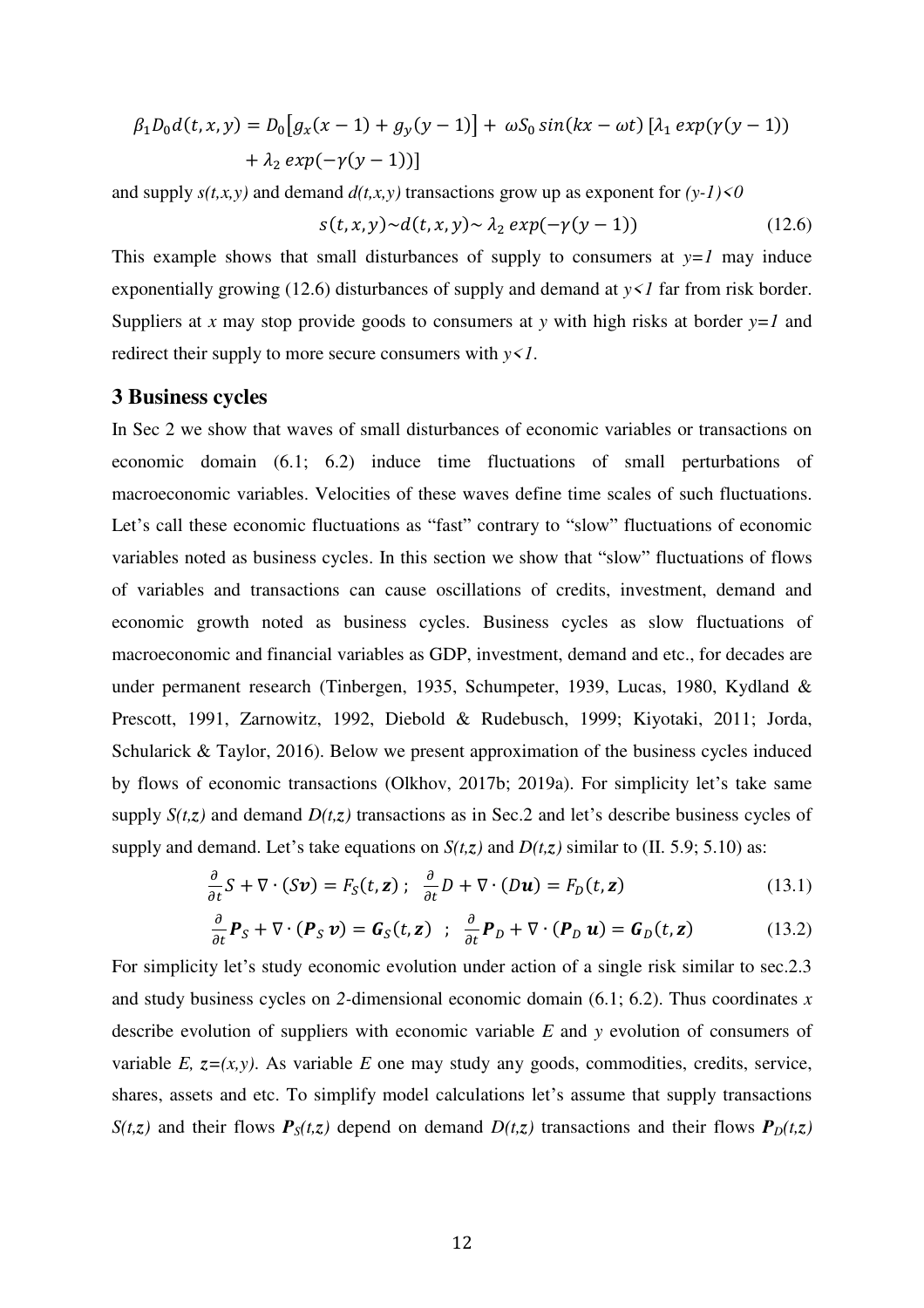$$\beta_1 D_0 d(t,x,y) = D_0\big[g_x(x-1) + g_y(y-1)\big] + \omega S_0 \sin(kx - \omega t)\,[\lambda_1 \exp(\gamma(y-1)) + \lambda_2 \exp(-\gamma(y-1))]$$

and supply $s(t,x,y)$ and demand $d(t,x,y)$ transactions grow up as exponent for $(y\text{-}1)<0$

$$s(t,x,y) \sim d(t,x,y) \sim \lambda_2 \exp(-\gamma(y-1)) \tag{12.6}$$

This example shows that small disturbances of supply to consumers at $y=1$ may induce exponentially growing (12.6) disturbances of supply and demand at $y<1$ far from risk border. Suppliers at $x$ may stop provide goods to consumers at $y$ with high risks at border $y=1$ and redirect their supply to more secure consumers with $y<1$.

## 3 Business cycles

In Sec 2 we show that waves of small disturbances of economic variables or transactions on economic domain (6.1; 6.2) induce time fluctuations of small perturbations of macroeconomic variables. Velocities of these waves define time scales of such fluctuations. Let's call these economic fluctuations as "fast" contrary to "slow" fluctuations of economic variables noted as business cycles. In this section we show that "slow" fluctuations of flows of variables and transactions can cause oscillations of credits, investment, demand and economic growth noted as business cycles. Business cycles as slow fluctuations of macroeconomic and financial variables as GDP, investment, demand and etc., for decades are under permanent research (Tinbergen, 1935, Schumpeter, 1939, Lucas, 1980, Kydland & Prescott, 1991, Zarnowitz, 1992, Diebold & Rudebusch, 1999; Kiyotaki, 2011; Jorda, Schularick & Taylor, 2016). Below we present approximation of the business cycles induced by flows of economic transactions (Olkhov, 2017b; 2019a). For simplicity let's take same supply $S(t,z)$ and demand $D(t,z)$ transactions as in Sec.2 and let's describe business cycles of supply and demand. Let's take equations on $S(t,z)$ and $D(t,z)$ similar to (II. 5.9; 5.10) as:

$$\frac{\partial}{\partial t}S + \nabla\cdot(S\boldsymbol{v}) = F_S(t,\boldsymbol{z})\ ; \quad \frac{\partial}{\partial t}D + \nabla\cdot(D\boldsymbol{u}) = F_D(t,\boldsymbol{z}) \tag{13.1}$$

$$\frac{\partial}{\partial t}\boldsymbol{P}_S + \nabla\cdot(\boldsymbol{P}_S\,\boldsymbol{v}) = \boldsymbol{G}_S(t,\boldsymbol{z})\ \ ; \ \ \frac{\partial}{\partial t}\boldsymbol{P}_D + \nabla\cdot(\boldsymbol{P}_D\,\boldsymbol{u}) = \boldsymbol{G}_D(t,\boldsymbol{z}) \tag{13.2}$$

For simplicity let's study economic evolution under action of a single risk similar to sec.2.3 and study business cycles on 2-dimensional economic domain (6.1; 6.2). Thus coordinates $x$ describe evolution of suppliers with economic variable $E$ and $y$ evolution of consumers of variable $E$, $z=(x,y)$. As variable $E$ one may study any goods, commodities, credits, service, shares, assets and etc. To simplify model calculations let's assume that supply transactions $S(t,z)$ and their flows $\boldsymbol{P}_S(t,z)$ depend on demand $D(t,z)$ transactions and their flows $\boldsymbol{P}_D(t,z)$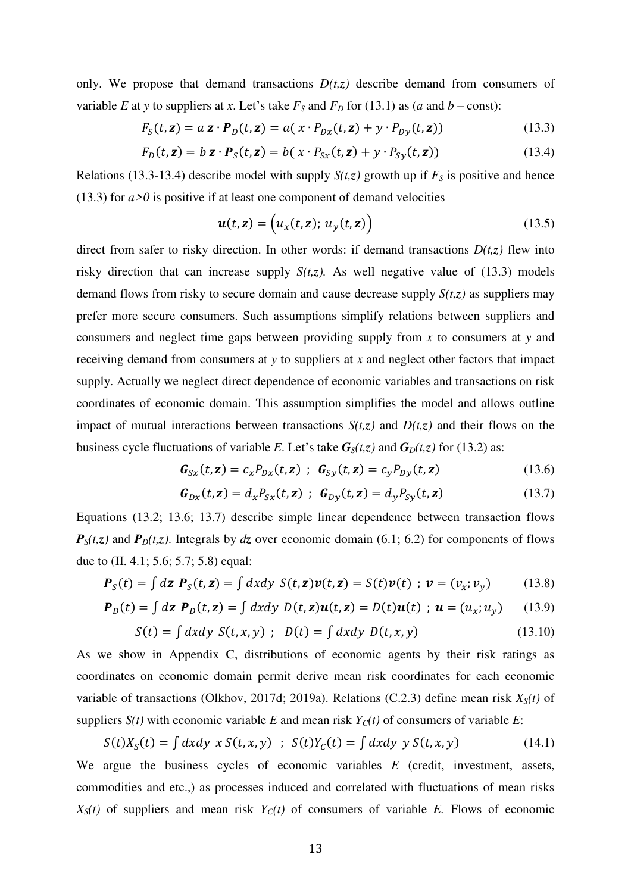only. We propose that demand transactions $D(t,z)$ describe demand from consumers of variable $E$ at $y$ to suppliers at $x$. Let's take $F_S$ and $F_D$ for (13.1) as ($a$ and $b$ – const):

$$F_S(t,\mathbf{z}) = a\,\mathbf{z}\cdot\mathbf{P}_D(t,\mathbf{z}) = a(\,x\cdot P_{Dx}(t,\mathbf{z}) + y\cdot P_{Dy}(t,\mathbf{z})) \tag{13.3}$$

$$F_D(t,\mathbf{z}) = b\,\mathbf{z}\cdot\mathbf{P}_S(t,\mathbf{z}) = b(\,x\cdot P_{Sx}(t,\mathbf{z}) + y\cdot P_{Sy}(t,\mathbf{z})) \tag{13.4}$$

Relations (13.3-13.4) describe model with supply $S(t,z)$ growth up if $F_S$ is positive and hence (13.3) for $a>0$ is positive if at least one component of demand velocities

$$\mathbf{u}(t,\mathbf{z}) = \left(u_x(t,\mathbf{z});\,u_y(t,\mathbf{z})\right) \tag{13.5}$$

direct from safer to risky direction. In other words: if demand transactions $D(t,z)$ flew into risky direction that can increase supply $S(t,z)$. As well negative value of (13.3) models demand flows from risky to secure domain and cause decrease supply $S(t,z)$ as suppliers may prefer more secure consumers. Such assumptions simplify relations between suppliers and consumers and neglect time gaps between providing supply from $x$ to consumers at $y$ and receiving demand from consumers at $y$ to suppliers at $x$ and neglect other factors that impact supply. Actually we neglect direct dependence of economic variables and transactions on risk coordinates of economic domain. This assumption simplifies the model and allows outline impact of mutual interactions between transactions $S(t,z)$ and $D(t,z)$ and their flows on the business cycle fluctuations of variable $E$. Let's take $\mathbf{G}_S(t,z)$ and $\mathbf{G}_D(t,z)$ for (13.2) as:

$$\mathbf{G}_{Sx}(t,\mathbf{z}) = c_x P_{Dx}(t,\mathbf{z}) \;;\; \mathbf{G}_{Sy}(t,\mathbf{z}) = c_y P_{Dy}(t,\mathbf{z}) \tag{13.6}$$

$$\mathbf{G}_{Dx}(t,\mathbf{z}) = d_x P_{Sx}(t,\mathbf{z}) \;;\; \mathbf{G}_{Dy}(t,\mathbf{z}) = d_y P_{Sy}(t,\mathbf{z}) \tag{13.7}$$

Equations (13.2; 13.6; 13.7) describe simple linear dependence between transaction flows $\mathbf{P}_S(t,z)$ and $\mathbf{P}_D(t,z)$. Integrals by $d\mathbf{z}$ over economic domain (6.1; 6.2) for components of flows due to (II. 4.1; 5.6; 5.7; 5.8) equal:

$$\mathbf{P}_S(t) = \int d\mathbf{z}\;\mathbf{P}_S(t,\mathbf{z}) = \int dxdy\;S(t,\mathbf{z})\mathbf{v}(t,\mathbf{z}) = S(t)\mathbf{v}(t)\;;\;\mathbf{v} = (v_x;v_y) \tag{13.8}$$

$$\mathbf{P}_D(t) = \int d\mathbf{z}\;\mathbf{P}_D(t,\mathbf{z}) = \int dxdy\;D(t,\mathbf{z})\mathbf{u}(t,\mathbf{z}) = D(t)\mathbf{u}(t)\;;\;\mathbf{u} = (u_x;u_y) \tag{13.9}$$

$$S(t) = \int dxdy\;S(t,x,y)\;;\;\;D(t) = \int dxdy\;D(t,x,y) \tag{13.10}$$

As we show in Appendix C, distributions of economic agents by their risk ratings as coordinates on economic domain permit derive mean risk coordinates for each economic variable of transactions (Olkhov, 2017d; 2019a). Relations (C.2.3) define mean risk $X_S(t)$ of suppliers $S(t)$ with economic variable $E$ and mean risk $Y_C(t)$ of consumers of variable $E$:

$$S(t)X_S(t) = \int dxdy\;\,x\,S(t,x,y)\;\;;\;\;S(t)Y_C(t) = \int dxdy\;\,y\,S(t,x,y) \tag{14.1}$$

We argue the business cycles of economic variables $E$ (credit, investment, assets, commodities and etc.,) as processes induced and correlated with fluctuations of mean risks $X_S(t)$ of suppliers and mean risk $Y_C(t)$ of consumers of variable $E$. Flows of economic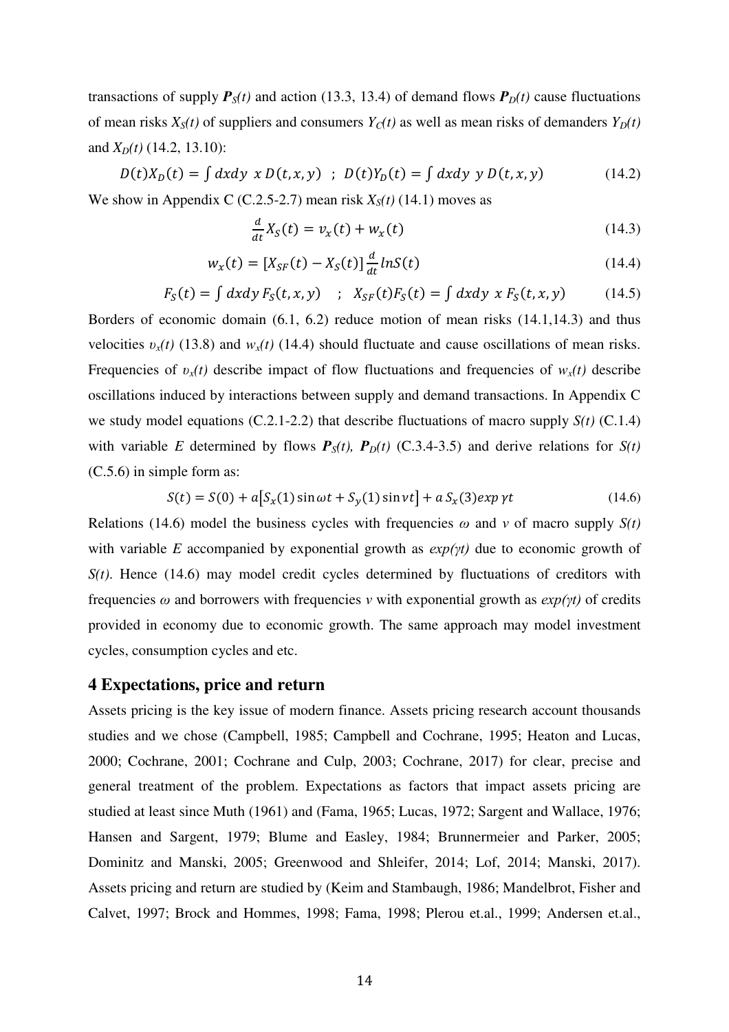transactions of supply $\boldsymbol{P}_S(t)$ and action (13.3, 13.4) of demand flows $\boldsymbol{P}_D(t)$ cause fluctuations of mean risks $X_S(t)$ of suppliers and consumers $Y_C(t)$ as well as mean risks of demanders $Y_D(t)$ and $X_D(t)$ (14.2, 13.10):

$$D(t)X_D(t) = \int dxdy \;\; x\, D(t,x,y) \;\;\; ; \;\; D(t)Y_D(t) = \int dxdy \;\; y\, D(t,x,y) \tag{14.2}$$

We show in Appendix C (C.2.5-2.7) mean risk $X_S(t)$ (14.1) moves as

$$\frac{d}{dt} X_S(t) = \upsilon_x(t) + w_x(t) \tag{14.3}$$

$$w_x(t) = [X_{SF}(t) - X_S(t)] \frac{d}{dt} lnS(t) \tag{14.4}$$

$$F_S(t) = \int dxdy\, F_S(t,x,y) \quad ; \quad X_{SF}(t)F_S(t) = \int dxdy \;\; x\, F_S(t,x,y) \tag{14.5}$$

Borders of economic domain (6.1, 6.2) reduce motion of mean risks (14.1,14.3) and thus velocities $\upsilon_x(t)$ (13.8) and $w_x(t)$ (14.4) should fluctuate and cause oscillations of mean risks. Frequencies of $\upsilon_x(t)$ describe impact of flow fluctuations and frequencies of $w_x(t)$ describe oscillations induced by interactions between supply and demand transactions. In Appendix C we study model equations (C.2.1-2.2) that describe fluctuations of macro supply $S(t)$ (C.1.4) with variable $E$ determined by flows $\boldsymbol{P}_S(t)$, $\boldsymbol{P}_D(t)$ (C.3.4-3.5) and derive relations for $S(t)$ (C.5.6) in simple form as:

$$S(t) = S(0) + a\left[S_x(1)\sin\omega t + S_y(1)\sin\nu t\right] + a\, S_x(3) exp\; \gamma t \tag{14.6}$$

Relations (14.6) model the business cycles with frequencies $\omega$ and $\nu$ of macro supply $S(t)$ with variable $E$ accompanied by exponential growth as $exp(\gamma t)$ due to economic growth of $S(t)$. Hence (14.6) may model credit cycles determined by fluctuations of creditors with frequencies $\omega$ and borrowers with frequencies $\nu$ with exponential growth as $exp(\gamma t)$ of credits provided in economy due to economic growth. The same approach may model investment cycles, consumption cycles and etc.

## 4 Expectations, price and return

Assets pricing is the key issue of modern finance. Assets pricing research account thousands studies and we chose (Campbell, 1985; Campbell and Cochrane, 1995; Heaton and Lucas, 2000; Cochrane, 2001; Cochrane and Culp, 2003; Cochrane, 2017) for clear, precise and general treatment of the problem. Expectations as factors that impact assets pricing are studied at least since Muth (1961) and (Fama, 1965; Lucas, 1972; Sargent and Wallace, 1976; Hansen and Sargent, 1979; Blume and Easley, 1984; Brunnermeier and Parker, 2005; Dominitz and Manski, 2005; Greenwood and Shleifer, 2014; Lof, 2014; Manski, 2017). Assets pricing and return are studied by (Keim and Stambaugh, 1986; Mandelbrot, Fisher and Calvet, 1997; Brock and Hommes, 1998; Fama, 1998; Plerou et.al., 1999; Andersen et.al.,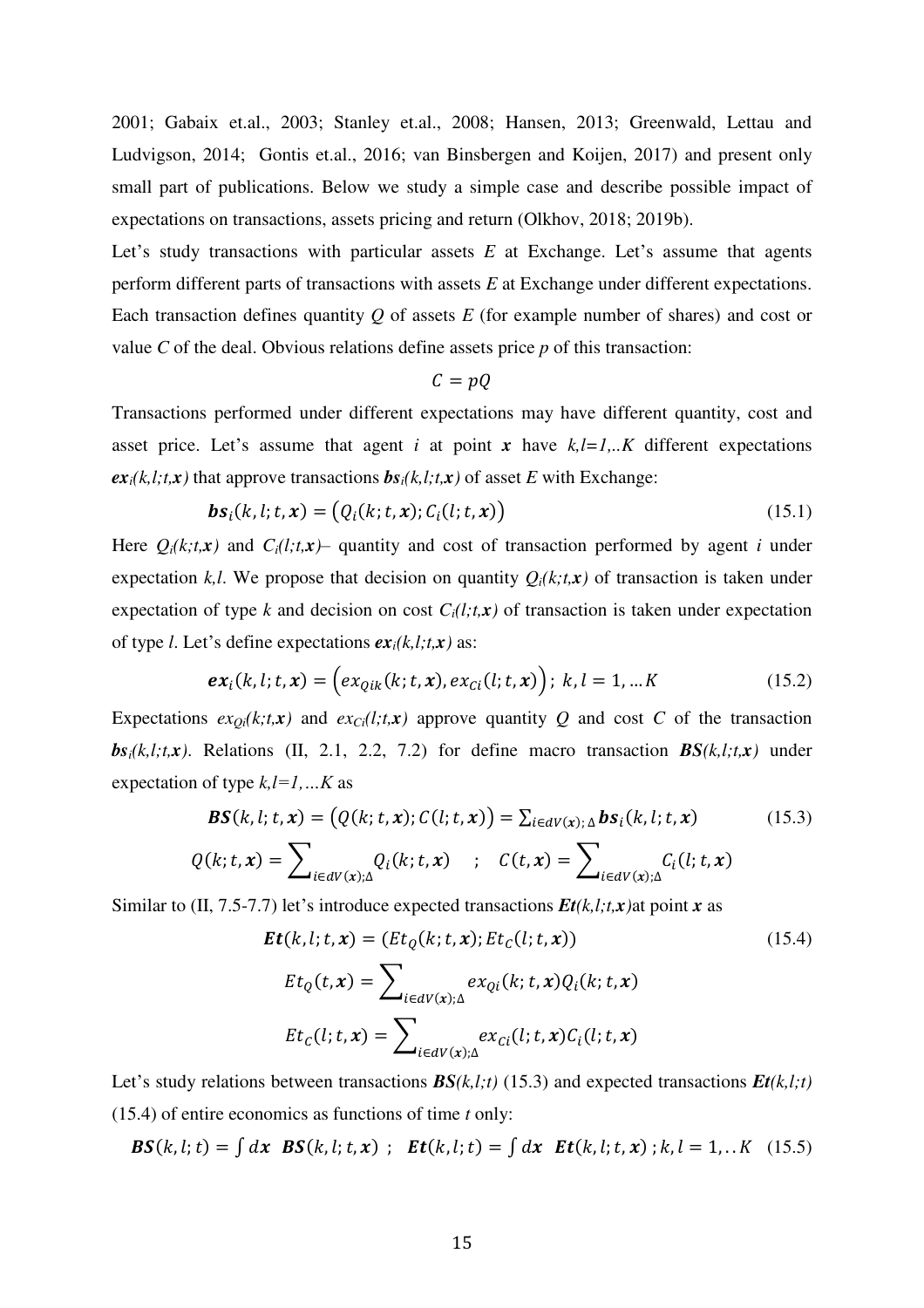2001; Gabaix et.al., 2003; Stanley et.al., 2008; Hansen, 2013; Greenwald, Lettau and Ludvigson, 2014; Gontis et.al., 2016; van Binsbergen and Koijen, 2017) and present only small part of publications. Below we study a simple case and describe possible impact of expectations on transactions, assets pricing and return (Olkhov, 2018; 2019b).

Let's study transactions with particular assets *E* at Exchange. Let's assume that agents perform different parts of transactions with assets *E* at Exchange under different expectations. Each transaction defines quantity *Q* of assets *E* (for example number of shares) and cost or value *C* of the deal. Obvious relations define assets price *p* of this transaction:

$$C = pQ$$

Transactions performed under different expectations may have different quantity, cost and asset price. Let's assume that agent *i* at point $\boldsymbol{x}$ have $k,l=1,..K$ different expectations $\boldsymbol{ex}_i(k,l;t,\boldsymbol{x})$ that approve transactions $\boldsymbol{bs}_i(k,l;t,\boldsymbol{x})$ of asset *E* with Exchange:

$$\boldsymbol{bs}_i(k,l;t,\boldsymbol{x}) = \big(Q_i(k;t,\boldsymbol{x}); C_i(l;t,\boldsymbol{x})\big) \tag{15.1}$$

Here $Q_i(k;t,\boldsymbol{x})$ and $C_i(l;t,\boldsymbol{x})$– quantity and cost of transaction performed by agent *i* under expectation *k,l*. We propose that decision on quantity $Q_i(k;t,\boldsymbol{x})$ of transaction is taken under expectation of type *k* and decision on cost $C_i(l;t,\boldsymbol{x})$ of transaction is taken under expectation of type *l*. Let's define expectations $\boldsymbol{ex}_i(k,l;t,\boldsymbol{x})$ as:

$$\boldsymbol{ex}_i(k,l;t,\boldsymbol{x}) = \big(ex_{Qik}(k;t,\boldsymbol{x}), ex_{Ci}(l;t,\boldsymbol{x})\big);\ k,l = 1,\ldots K \tag{15.2}$$

Expectations $ex_{Qi}(k;t,\boldsymbol{x})$ and $ex_{Ci}(l;t,\boldsymbol{x})$ approve quantity *Q* and cost *C* of the transaction $\boldsymbol{bs}_i(k,l;t,\boldsymbol{x})$. Relations (II, 2.1, 2.2, 7.2) for define macro transaction $\boldsymbol{BS}(k,l;t,\boldsymbol{x})$ under expectation of type $k,l=1,\ldots K$ as

$$\boldsymbol{BS}(k,l;t,\boldsymbol{x}) = \big(Q(k;t,\boldsymbol{x}); C(l;t,\boldsymbol{x})\big) = \sum\nolimits_{i\in dV(\boldsymbol{x});\,\Delta} \boldsymbol{bs}_i(k,l;t,\boldsymbol{x}) \tag{15.3}$$

$$Q(k;t,\boldsymbol{x}) = \sum\nolimits_{i\in dV(\boldsymbol{x});\Delta} Q_i(k;t,\boldsymbol{x}) \quad ; \quad C(t,\boldsymbol{x}) = \sum\nolimits_{i\in dV(\boldsymbol{x});\Delta} C_i(l;t,\boldsymbol{x})$$

Similar to (II, 7.5-7.7) let's introduce expected transactions $\boldsymbol{Et}(k,l;t,\boldsymbol{x})$at point $\boldsymbol{x}$ as

$$\boldsymbol{Et}(k,l;t,\boldsymbol{x}) = (Et_Q(k;t,\boldsymbol{x}); Et_C(l;t,\boldsymbol{x})) \tag{15.4}$$

$$Et_Q(t,\boldsymbol{x}) = \sum\nolimits_{i\in dV(\boldsymbol{x});\Delta} ex_{Qi}(k;t,\boldsymbol{x}) Q_i(k;t,\boldsymbol{x})$$

$$Et_C(l;t,\boldsymbol{x}) = \sum\nolimits_{i\in dV(\boldsymbol{x});\Delta} ex_{Ci}(l;t,\boldsymbol{x}) C_i(l;t,\boldsymbol{x})$$

Let's study relations between transactions $\boldsymbol{BS}(k,l;t)$ (15.3) and expected transactions $\boldsymbol{Et}(k,l;t)$ (15.4) of entire economics as functions of time *t* only:

$$\boldsymbol{BS}(k,l;t) = \int d\boldsymbol{x}\ \ \boldsymbol{BS}(k,l;t,\boldsymbol{x})\ ;\ \ \boldsymbol{Et}(k,l;t) = \int d\boldsymbol{x}\ \ \boldsymbol{Et}(k,l;t,\boldsymbol{x})\,; k,l = 1,..K \tag{15.5}$$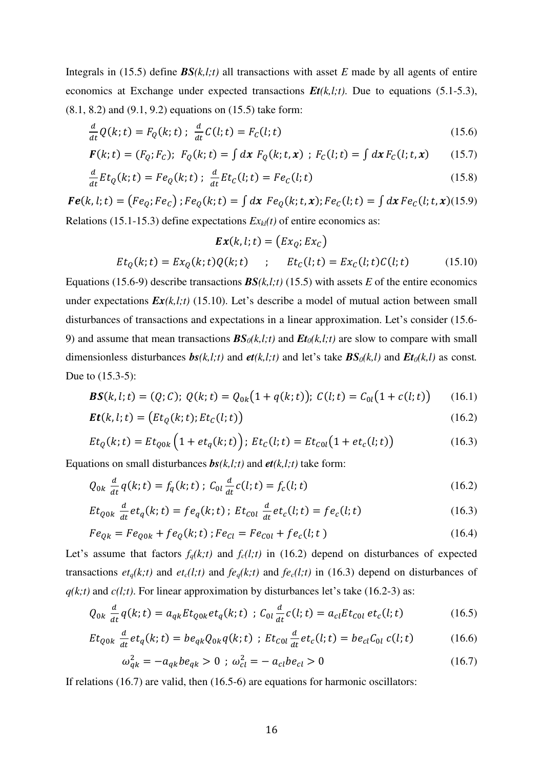Integrals in (15.5) define ***BS****(k,l;t)* all transactions with asset *E* made by all agents of entire economics at Exchange under expected transactions ***Et****(k,l;t)*. Due to equations (5.1-5.3), (8.1, 8.2) and (9.1, 9.2) equations on (15.5) take form:

$$\frac{d}{dt}Q(k;t) = F_Q(k;t)\ ;\ \ \frac{d}{dt}C(l;t) = F_C(l;t) \tag{15.6}$$

$$\boldsymbol{F}(k;t) = (F_Q; F_C);\ \ F_Q(k;t) = \int d\boldsymbol{x}\ F_Q(k;t,\boldsymbol{x})\ ;\ F_C(l;t) = \int d\boldsymbol{x}\, F_C(l;t,\boldsymbol{x}) \tag{15.7}$$

$$\frac{d}{dt}Et_Q(k;t) = Fe_Q(k;t)\ ;\ \ \frac{d}{dt}Et_C(l;t) = Fe_C(l;t) \tag{15.8}$$

$$\boldsymbol{Fe}(k,l;t) = \left(Fe_Q; Fe_C\right); Fe_Q(k;t) = \int d\boldsymbol{x}\ Fe_Q(k;t,\boldsymbol{x}); Fe_C(l;t) = \int d\boldsymbol{x}\, Fe_C(l;t,\boldsymbol{x}) \tag{15.9}$$

Relations (15.1-15.3) define expectations $Ex_{kl}(t)$ of entire economics as:

$$\boldsymbol{Ex}(k,l;t) = \left(Ex_Q; Ex_C\right)$$

$$Et_Q(k;t) = Ex_Q(k;t)Q(k;t) \quad ; \quad Et_C(l;t) = Ex_C(l;t)C(l;t) \tag{15.10}$$

Equations (15.6-9) describe transactions ***BS****(k,l;t)* (15.5) with assets *E* of the entire economics under expectations ***Ex****(k,l;t)* (15.10). Let's describe a model of mutual action between small disturbances of transactions and expectations in a linear approximation. Let's consider (15.6-9) and assume that mean transactions $\boldsymbol{BS}_0(k,l;t)$ and $\boldsymbol{Et}_0(k,l;t)$ are slow to compare with small dimensionless disturbances ***bs****(k,l;t)* and ***et****(k,l;t)* and let's take $\boldsymbol{BS}_0(k,l)$ and $\boldsymbol{Et}_0(k,l)$ as const. Due to (15.3-5):

$$\boldsymbol{BS}(k,l;t) = (Q;C);\ Q(k;t) = Q_{0k}\big(1 + q(k;t)\big);\ C(l;t) = C_{0l}\big(1 + c(l;t)\big) \tag{16.1}$$

$$\boldsymbol{Et}(k,l;t) = \big(Et_Q(k;t); Et_C(l;t)\big) \tag{16.2}$$

$$Et_Q(k;t) = Et_{Q0k}\left(1 + et_q(k;t)\right);\ Et_C(l;t) = Et_{C0l}\big(1 + et_c(l;t)\big) \tag{16.3}$$

Equations on small disturbances ***bs****(k,l;t)* and ***et****(k,l;t)* take form:

$$Q_{0k}\ \frac{d}{dt}q(k;t) = f_q(k;t)\ ;\ C_{0l}\,\frac{d}{dt}c(l;t) = f_c(l;t) \tag{16.2}$$

$$Et_{Q0k}\ \frac{d}{dt}et_q(k;t) = fe_q(k;t)\ ;\ Et_{C0l}\ \frac{d}{dt}et_c(l;t) = fe_c(l;t) \tag{16.3}$$

$$Fe_{Qk} = Fe_{Q0k} + fe_Q(k;t)\ ; Fe_{Cl} = Fe_{C0l} + fe_c(l;t\,) \tag{16.4}$$

Let's assume that factors $f_q(k;t)$ and $f_c(l;t)$ in (16.2) depend on disturbances of expected transactions $et_q(k;t)$ and $et_c(l;t)$ and $fe_q(k;t)$ and $fe_c(l;t)$ in (16.3) depend on disturbances of $q(k;t)$ and $c(l;t)$. For linear approximation by disturbances let's take (16.2-3) as:

$$Q_{0k}\ \frac{d}{dt}q(k;t) = a_{qk}Et_{Q0k}et_q(k;t)\ ;\ C_{0l}\,\frac{d}{dt}c(l;t) = a_{cl}Et_{C0l}\,et_c(l;t) \tag{16.5}$$

$$Et_{Q0k}\ \frac{d}{dt}et_q(k;t) = be_{qk}Q_{0k}q(k;t)\ ;\ Et_{C0l}\,\frac{d}{dt}et_c(l;t) = be_{cl}C_{0l}\ c(l;t) \tag{16.6}$$

$$\omega_{qk}^2 = -a_{qk}be_{qk} > 0\ ;\ \omega_{cl}^2 = -\,a_{cl}be_{cl} > 0 \tag{16.7}$$

If relations (16.7) are valid, then (16.5-6) are equations for harmonic oscillators: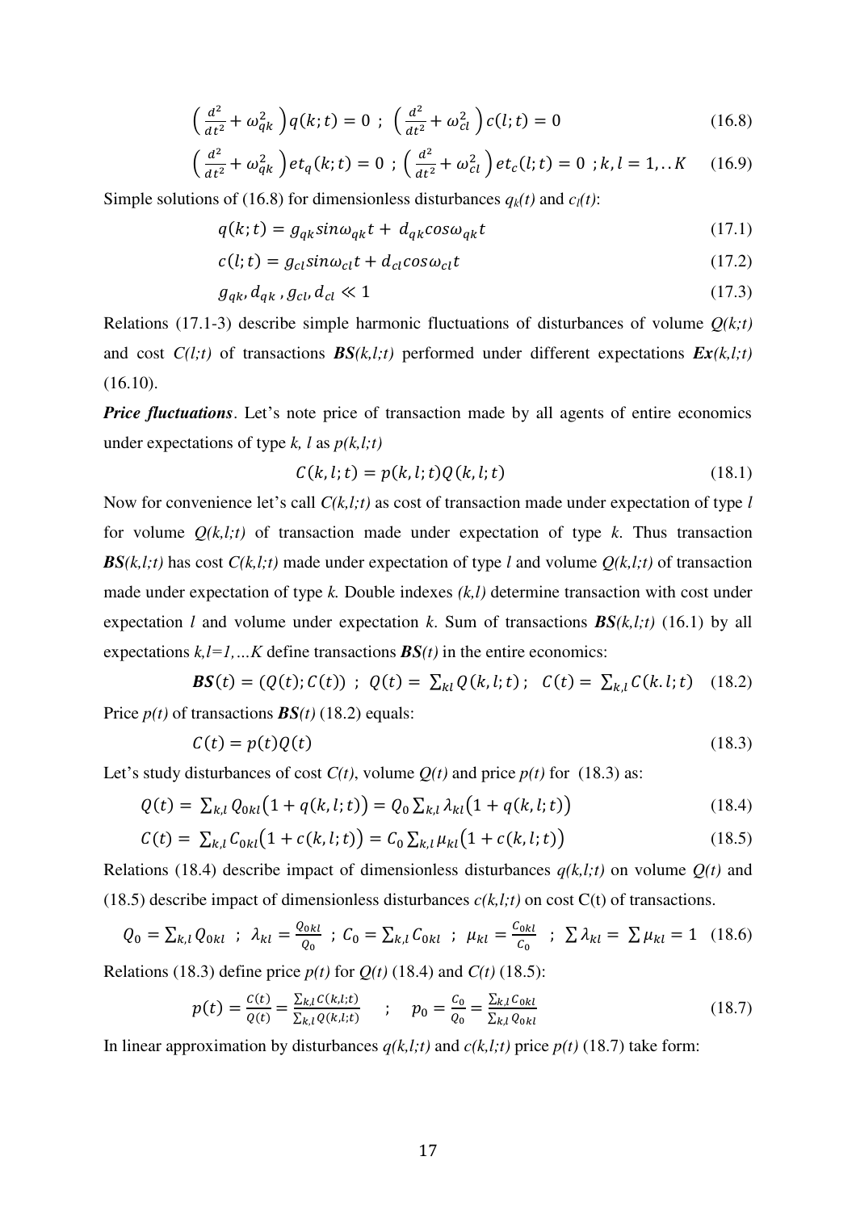$$\left(\frac{d^2}{dt^2}+\omega_{qk}^2\right)q(k;t)=0\ ;\ \left(\frac{d^2}{dt^2}+\omega_{cl}^2\right)c(l;t)=0 \tag{16.8}$$

$$\left(\frac{d^2}{dt^2}+\omega_{qk}^2\right)et_q(k;t)=0\ ;\ \left(\frac{d^2}{dt^2}+\omega_{cl}^2\right)et_c(l;t)=0\ ;k,l=1,..K \tag{16.9}$$

Simple solutions of (16.8) for dimensionless disturbances $q_k(t)$ and $c_l(t)$:

$$q(k;t)=g_{qk}sin\omega_{qk}t+\ d_{qk}cos\omega_{qk}t \tag{17.1}$$

$$c(l;t)=g_{cl}sin\omega_{cl}t+d_{cl}cos\omega_{cl}t \tag{17.2}$$

$$g_{qk},d_{qk}\ ,g_{cl},d_{cl}\ll 1 \tag{17.3}$$

Relations (17.1-3) describe simple harmonic fluctuations of disturbances of volume *Q(k;t)* and cost *C(l;t)* of transactions ***BS****(k,l;t)* performed under different expectations ***Ex****(k,l;t)* (16.10).

***Price fluctuations***. Let's note price of transaction made by all agents of entire economics under expectations of type *k, l* as *p(k,l;t)*

$$C(k,l;t)=p(k,l;t)Q(k,l;t) \tag{18.1}$$

Now for convenience let's call *C(k,l;t)* as cost of transaction made under expectation of type *l* for volume *Q(k,l;t)* of transaction made under expectation of type *k*. Thus transaction ***BS****(k,l;t)* has cost *C(k,l;t)* made under expectation of type *l* and volume *Q(k,l;t)* of transaction made under expectation of type *k.* Double indexes *(k,l)* determine transaction with cost under expectation *l* and volume under expectation *k*. Sum of transactions ***BS****(k,l;t)* (16.1) by all expectations *k,l=1,…K* define transactions ***BS****(t)* in the entire economics:

$$\boldsymbol{BS}(t)=(Q(t);C(t))\ ;\ Q(t)=\ \sum_{kl}Q(k,l;t)\ ;\ \ C(t)=\ \sum_{k,l}C(k.l;t) \tag{18.2}$$

Price *p(t)* of transactions ***BS****(t)* (18.2) equals:

$$C(t)=p(t)Q(t) \tag{18.3}$$

Let's study disturbances of cost *C(t)*, volume *Q(t)* and price *p(t)* for (18.3) as:

$$Q(t)=\ \sum_{k,l}Q_{0kl}\big(1+q(k,l;t)\big)=Q_0\sum_{k,l}\lambda_{kl}\big(1+q(k,l;t)\big) \tag{18.4}$$

$$C(t)=\ \sum_{k,l}C_{0kl}\big(1+c(k,l;t)\big)=C_0\sum_{k,l}\mu_{kl}\big(1+c(k,l;t)\big) \tag{18.5}$$

Relations (18.4) describe impact of dimensionless disturbances *q(k,l;t)* on volume *Q(t)* and (18.5) describe impact of dimensionless disturbances *c(k,l;t)* on cost C(t) of transactions.

$$Q_0=\sum_{k,l}Q_{0kl}\ \ ;\ \lambda_{kl}=\frac{Q_{0kl}}{Q_0}\ ;\ C_0=\sum_{k,l}C_{0kl}\ \ ;\ \mu_{kl}=\frac{C_{0kl}}{C_0}\ \ ;\ \sum\lambda_{kl}=\ \sum\mu_{kl}=1 \tag{18.6}$$

Relations (18.3) define price *p(t)* for *Q(t)* (18.4) and *C(t)* (18.5):

$$p(t)=\frac{C(t)}{Q(t)}=\frac{\sum_{k,l}C(k,l;t)}{\sum_{k,l}Q(k,l;t)}\quad ;\quad p_0=\frac{C_0}{Q_0}=\frac{\sum_{k,l}C_{okl}}{\sum_{k,l}Q_{okl}} \tag{18.7}$$

In linear approximation by disturbances *q(k,l;t)* and *c(k,l;t)* price *p(t)* (18.7) take form: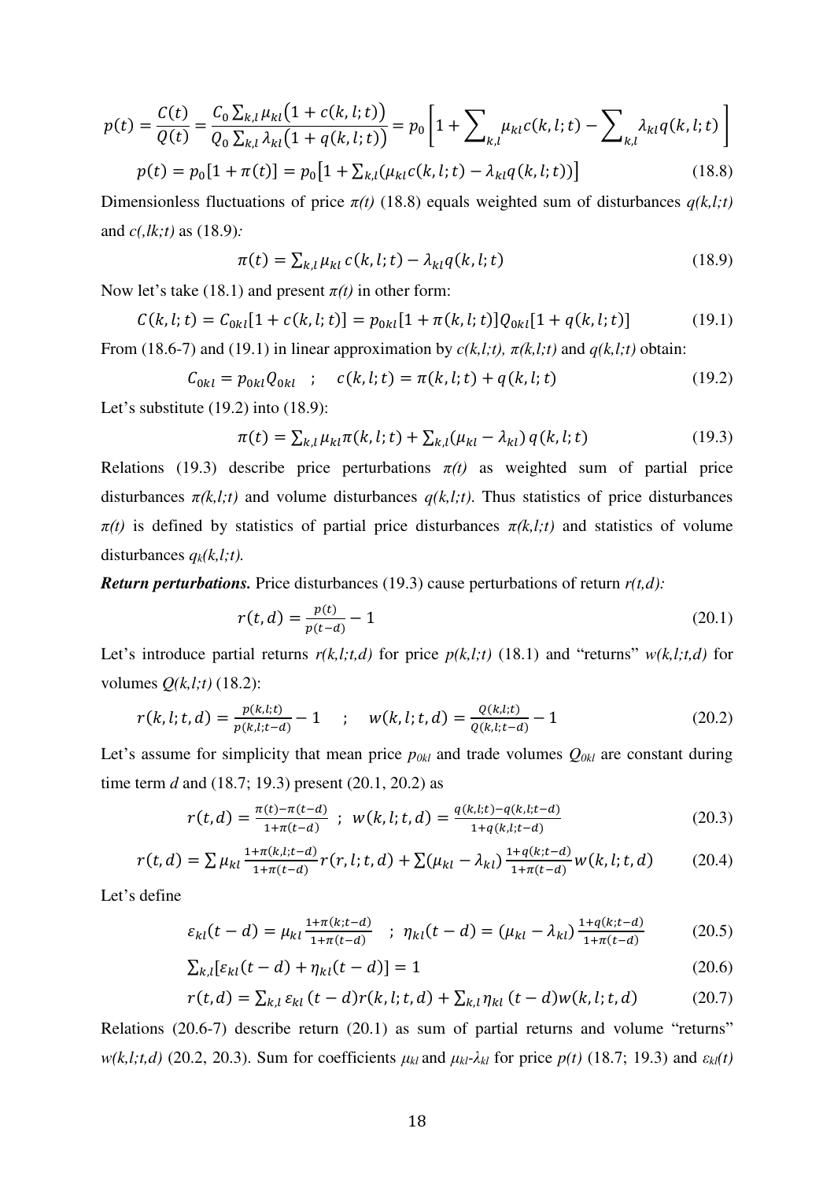$$p(t) = \frac{C(t)}{Q(t)} = \frac{C_0 \sum_{k,l} \mu_{kl}\big(1 + c(k,l;t)\big)}{Q_0 \sum_{k,l} \lambda_{kl}\big(1 + q(k,l;t)\big)} = p_0 \left[1 + \sum\nolimits_{k,l} \mu_{kl} c(k,l;t) - \sum\nolimits_{k,l} \lambda_{kl} q(k,l;t)\right]$$

$$p(t) = p_0[1 + \pi(t)] = p_0\left[1 + \sum\nolimits_{k,l}(\mu_{kl} c(k,l;t) - \lambda_{kl} q(k,l;t))\right] \tag{18.8}$$

Dimensionless fluctuations of price $\pi(t)$ (18.8) equals weighted sum of disturbances $q(k,l;t)$ and $c(,lk;t)$ as (18.9)*:*

$$\pi(t) = \sum\nolimits_{k,l} \mu_{kl}\, c(k,l;t) - \lambda_{kl} q(k,l;t) \tag{18.9}$$

Now let's take (18.1) and present $\pi(t)$ in other form:

$$C(k,l;t) = C_{0kl}[1 + c(k,l;t)] = p_{0kl}[1 + \pi(k,l;t)]Q_{0kl}[1 + q(k,l;t)] \tag{19.1}$$

From (18.6-7) and (19.1) in linear approximation by $c(k,l;t)$, $\pi(k,l;t)$ and $q(k,l;t)$ obtain:

$$C_{0kl} = p_{0kl} Q_{0kl} \quad ; \quad c(k,l;t) = \pi(k,l;t) + q(k,l;t) \tag{19.2}$$

Let's substitute (19.2) into (18.9):

$$\pi(t) = \sum\nolimits_{k,l} \mu_{kl} \pi(k,l;t) + \sum\nolimits_{k,l}(\mu_{kl} - \lambda_{kl})\, q(k,l;t) \tag{19.3}$$

Relations (19.3) describe price perturbations $\pi(t)$ as weighted sum of partial price disturbances $\pi(k,l;t)$ and volume disturbances $q(k,l;t)$. Thus statistics of price disturbances $\pi(t)$ is defined by statistics of partial price disturbances $\pi(k,l;t)$ and statistics of volume disturbances $q_k(k,l;t)$.

***Return perturbations.*** Price disturbances (19.3) cause perturbations of return $r(t,d)$*:*

$$r(t,d) = \frac{p(t)}{p(t-d)} - 1 \tag{20.1}$$

Let's introduce partial returns $r(k,l;t,d)$ for price $p(k,l;t)$ (18.1) and "returns" $w(k,l;t,d)$ for volumes $Q(k,l;t)$ (18.2):

$$r(k,l;t,d) = \frac{p(k,l;t)}{p(k,l;t-d)} - 1 \quad ; \quad w(k,l;t,d) = \frac{Q(k,l;t)}{Q(k,l;t-d)} - 1 \tag{20.2}$$

Let's assume for simplicity that mean price $p_{0kl}$ and trade volumes $Q_{0kl}$ are constant during time term $d$ and (18.7; 19.3) present (20.1, 20.2) as

$$r(t,d) = \frac{\pi(t) - \pi(t-d)}{1 + \pi(t-d)} \;\; ; \;\; w(k,l;t,d) = \frac{q(k,l;t) - q(k,l;t-d)}{1 + q(k,l;t-d)} \tag{20.3}$$

$$r(t,d) = \sum \mu_{kl} \frac{1 + \pi(k,l;t-d)}{1 + \pi(t-d)} r(r,l;t,d) + \sum(\mu_{kl} - \lambda_{kl}) \frac{1 + q(k;t-d)}{1 + \pi(t-d)} w(k,l;t,d) \tag{20.4}$$

Let's define

$$\varepsilon_{kl}(t-d) = \mu_{kl} \frac{1 + \pi(k;t-d)}{1 + \pi(t-d)} \quad ; \;\; \eta_{kl}(t-d) = (\mu_{kl} - \lambda_{kl}) \frac{1 + q(k;t-d)}{1 + \pi(t-d)} \tag{20.5}$$

$$\sum\nolimits_{k,l}[\varepsilon_{kl}(t-d) + \eta_{kl}(t-d)] = 1 \tag{20.6}$$

$$r(t,d) = \sum\nolimits_{k,l} \varepsilon_{kl}\,(t-d) r(k,l;t,d) + \sum\nolimits_{k,l} \eta_{kl}\,(t-d) w(k,l;t,d) \tag{20.7}$$

Relations (20.6-7) describe return (20.1) as sum of partial returns and volume "returns" $w(k,l;t,d)$ (20.2, 20.3). Sum for coefficients $\mu_{kl}$ and $\mu_{kl}$-$\lambda_{kl}$ for price $p(t)$ (18.7; 19.3) and $\varepsilon_{kl}(t)$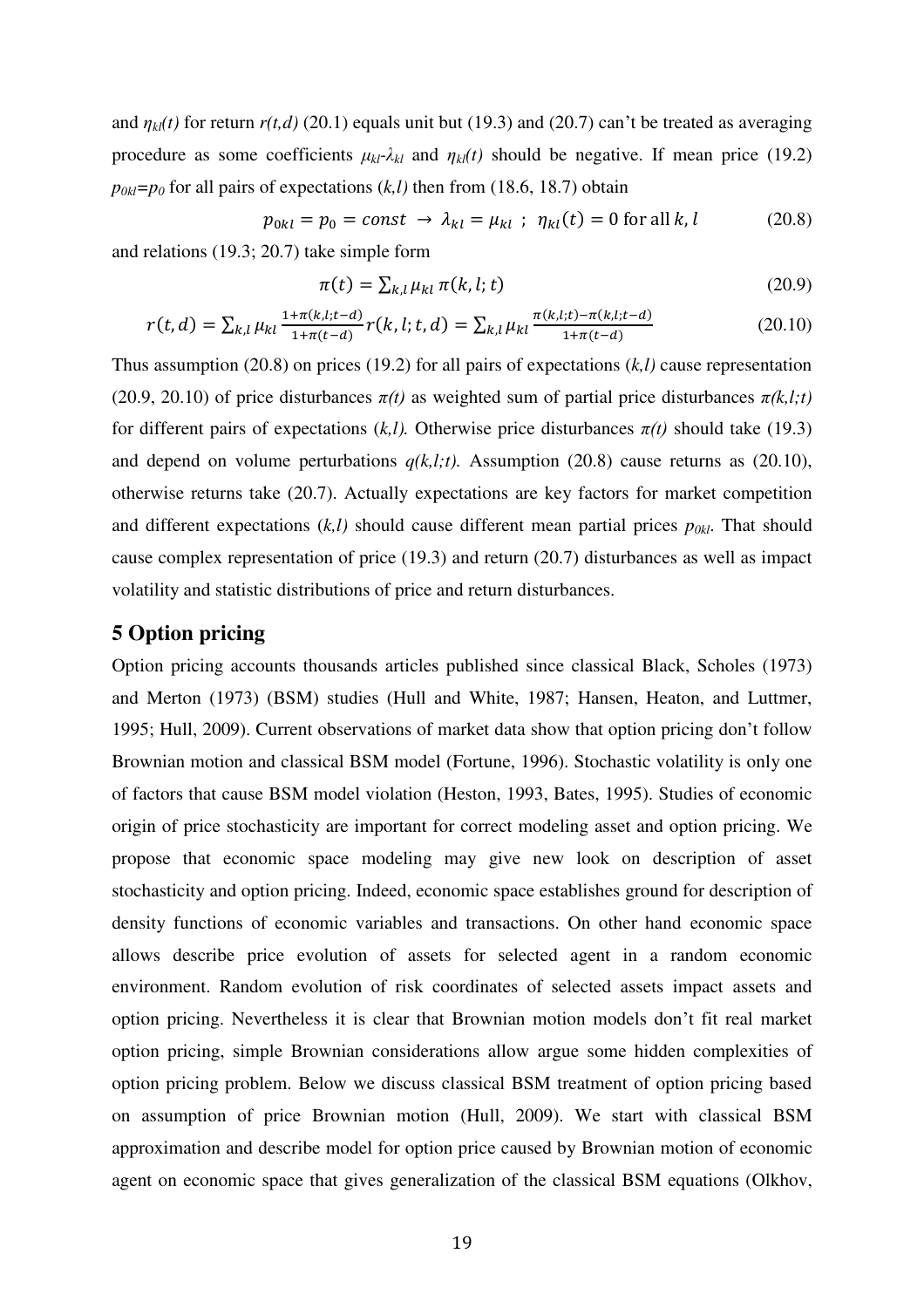and $\eta_{kl}(t)$ for return $r(t,d)$ (20.1) equals unit but (19.3) and (20.7) can't be treated as averaging procedure as some coefficients $\mu_{kl}$-$\lambda_{kl}$ and $\eta_{kl}(t)$ should be negative. If mean price (19.2) $p_{0kl}$=$p_0$ for all pairs of expectations $(k,l)$ then from (18.6, 18.7) obtain

$$p_{0kl} = p_0 = const \;\rightarrow\; \lambda_{kl} = \mu_{kl} \;\;;\;\; \eta_{kl}(t) = 0 \text{ for all } k, l \tag{20.8}$$

and relations (19.3; 20.7) take simple form

$$\pi(t) = \sum_{k,l} \mu_{kl}\, \pi(k,l;t) \tag{20.9}$$

$$r(t,d) = \sum_{k,l} \mu_{kl} \frac{1+\pi(k,l;t-d)}{1+\pi(t-d)} r(k,l;t,d) = \sum_{k,l} \mu_{kl} \frac{\pi(k,l;t)-\pi(k,l;t-d)}{1+\pi(t-d)} \tag{20.10}$$

Thus assumption (20.8) on prices (19.2) for all pairs of expectations $(k,l)$ cause representation (20.9, 20.10) of price disturbances $\pi(t)$ as weighted sum of partial price disturbances $\pi(k,l;t)$ for different pairs of expectations $(k,l)$. Otherwise price disturbances $\pi(t)$ should take (19.3) and depend on volume perturbations $q(k,l;t)$. Assumption (20.8) cause returns as (20.10), otherwise returns take (20.7). Actually expectations are key factors for market competition and different expectations $(k,l)$ should cause different mean partial prices $p_{0kl}$. That should cause complex representation of price (19.3) and return (20.7) disturbances as well as impact volatility and statistic distributions of price and return disturbances.

## 5 Option pricing

Option pricing accounts thousands articles published since classical Black, Scholes (1973) and Merton (1973) (BSM) studies (Hull and White, 1987; Hansen, Heaton, and Luttmer, 1995; Hull, 2009). Current observations of market data show that option pricing don't follow Brownian motion and classical BSM model (Fortune, 1996). Stochastic volatility is only one of factors that cause BSM model violation (Heston, 1993, Bates, 1995). Studies of economic origin of price stochasticity are important for correct modeling asset and option pricing. We propose that economic space modeling may give new look on description of asset stochasticity and option pricing. Indeed, economic space establishes ground for description of density functions of economic variables and transactions. On other hand economic space allows describe price evolution of assets for selected agent in a random economic environment. Random evolution of risk coordinates of selected assets impact assets and option pricing. Nevertheless it is clear that Brownian motion models don't fit real market option pricing, simple Brownian considerations allow argue some hidden complexities of option pricing problem. Below we discuss classical BSM treatment of option pricing based on assumption of price Brownian motion (Hull, 2009). We start with classical BSM approximation and describe model for option price caused by Brownian motion of economic agent on economic space that gives generalization of the classical BSM equations (Olkhov,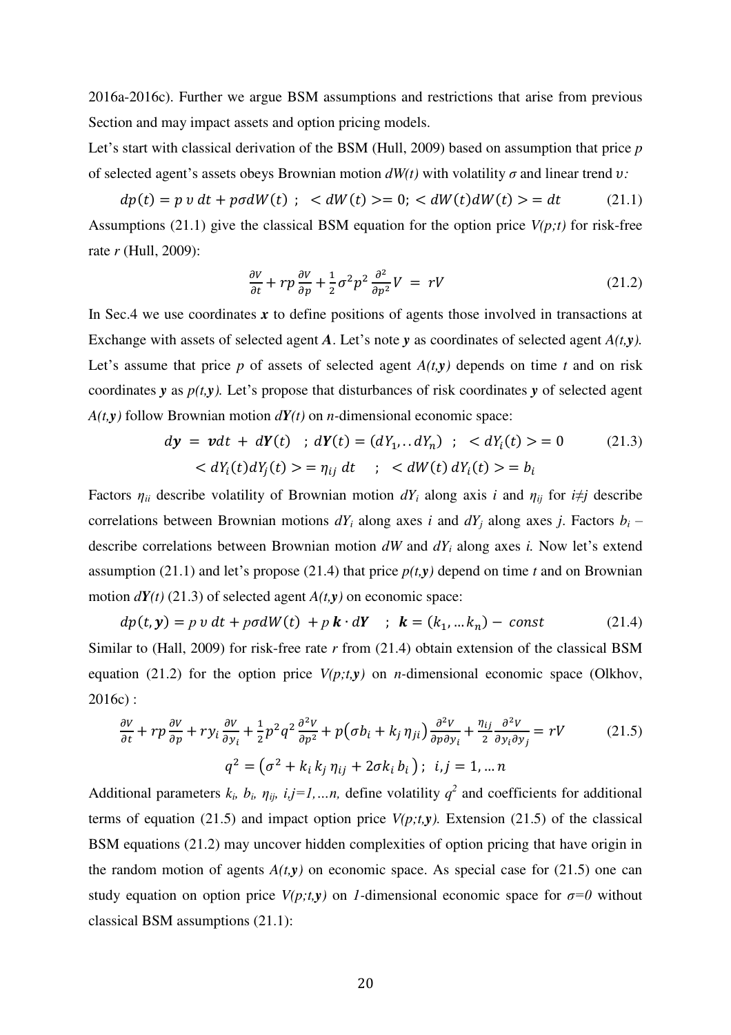2016a-2016c). Further we argue BSM assumptions and restrictions that arise from previous Section and may impact assets and option pricing models.

Let's start with classical derivation of the BSM (Hull, 2009) based on assumption that price $p$ of selected agent's assets obeys Brownian motion $dW(t)$ with volatility $\sigma$ and linear trend $\upsilon$:

$$dp(t) = p\, \upsilon\, dt + p\sigma dW(t) \;\; ; \;\; < dW(t) >= 0; < dW(t)dW(t) > = dt \tag{21.1}$$

Assumptions (21.1) give the classical BSM equation for the option price $V(p;t)$ for risk-free rate $r$ (Hull, 2009):

$$\frac{\partial V}{\partial t} + rp\frac{\partial V}{\partial p} + \frac{1}{2}\sigma^2 p^2 \frac{\partial^2}{\partial p^2}V \; = \; rV \tag{21.2}$$

In Sec.4 we use coordinates $\boldsymbol{x}$ to define positions of agents those involved in transactions at Exchange with assets of selected agent $\boldsymbol{A}$. Let's note $\boldsymbol{y}$ as coordinates of selected agent $A(t,\boldsymbol{y})$. Let's assume that price $p$ of assets of selected agent $A(t,\boldsymbol{y})$ depends on time $t$ and on risk coordinates $\boldsymbol{y}$ as $p(t,\boldsymbol{y})$. Let's propose that disturbances of risk coordinates $\boldsymbol{y}$ of selected agent $A(t,\boldsymbol{y})$ follow Brownian motion $d\boldsymbol{Y}(t)$ on $n$-dimensional economic space:

$$d\boldsymbol{y} \; = \; \boldsymbol{v}dt \; + \; d\boldsymbol{Y}(t) \;\;\; ; \; d\boldsymbol{Y}(t) = (dY_1, .. dY_n) \;\; ; \;\; < dY_i(t) > = 0 \tag{21.3}$$

$$< dY_i(t)dY_j(t) > = \eta_{ij}\, dt \;\;\;\; ; \;\; < dW(t)\, dY_i(t) > = b_i$$

Factors $\eta_{ii}$ describe volatility of Brownian motion $dY_i$ along axis $i$ and $\eta_{ij}$ for $i \neq j$ describe correlations between Brownian motions $dY_i$ along axes $i$ and $dY_j$ along axes $j$. Factors $b_i$ – describe correlations between Brownian motion $dW$ and $dY_i$ along axes $i$. Now let's extend assumption (21.1) and let's propose (21.4) that price $p(t,\boldsymbol{y})$ depend on time $t$ and on Brownian motion $d\boldsymbol{Y}(t)$ (21.3) of selected agent $A(t,\boldsymbol{y})$ on economic space:

$$dp(t, \boldsymbol{y}) = p\, \upsilon\, dt + p\sigma dW(t) \; + p\, \boldsymbol{k} \cdot d\boldsymbol{Y} \;\;\; ; \;\; \boldsymbol{k} = (k_1, \ldots k_n) - \; const \tag{21.4}$$

Similar to (Hall, 2009) for risk-free rate $r$ from (21.4) obtain extension of the classical BSM equation (21.2) for the option price $V(p;t,\boldsymbol{y})$ on $n$-dimensional economic space (Olkhov, 2016c) :

$$\frac{\partial V}{\partial t} + rp\frac{\partial V}{\partial p} + ry_i\frac{\partial V}{\partial y_i} + \frac{1}{2}p^2 q^2 \frac{\partial^2 V}{\partial p^2} + p\left(\sigma b_i + k_j\, \eta_{ji}\right)\frac{\partial^2 V}{\partial p \partial y_i} + \frac{\eta_{ij}}{2}\frac{\partial^2 V}{\partial y_i \partial y_j} = rV \tag{21.5}$$

$$q^2 = \left(\sigma^2 + k_i\, k_j\, \eta_{ij} + 2\sigma k_i\, b_i\right); \;\; i,j = 1, \ldots n$$

Additional parameters $k_i$, $b_i$, $\eta_{ij}$, $i,j=1,\ldots n$, define volatility $q^2$ and coefficients for additional terms of equation (21.5) and impact option price $V(p;t,\boldsymbol{y})$. Extension (21.5) of the classical BSM equations (21.2) may uncover hidden complexities of option pricing that have origin in the random motion of agents $A(t,\boldsymbol{y})$ on economic space. As special case for (21.5) one can study equation on option price $V(p;t,\boldsymbol{y})$ on $1$-dimensional economic space for $\sigma=0$ without classical BSM assumptions (21.1):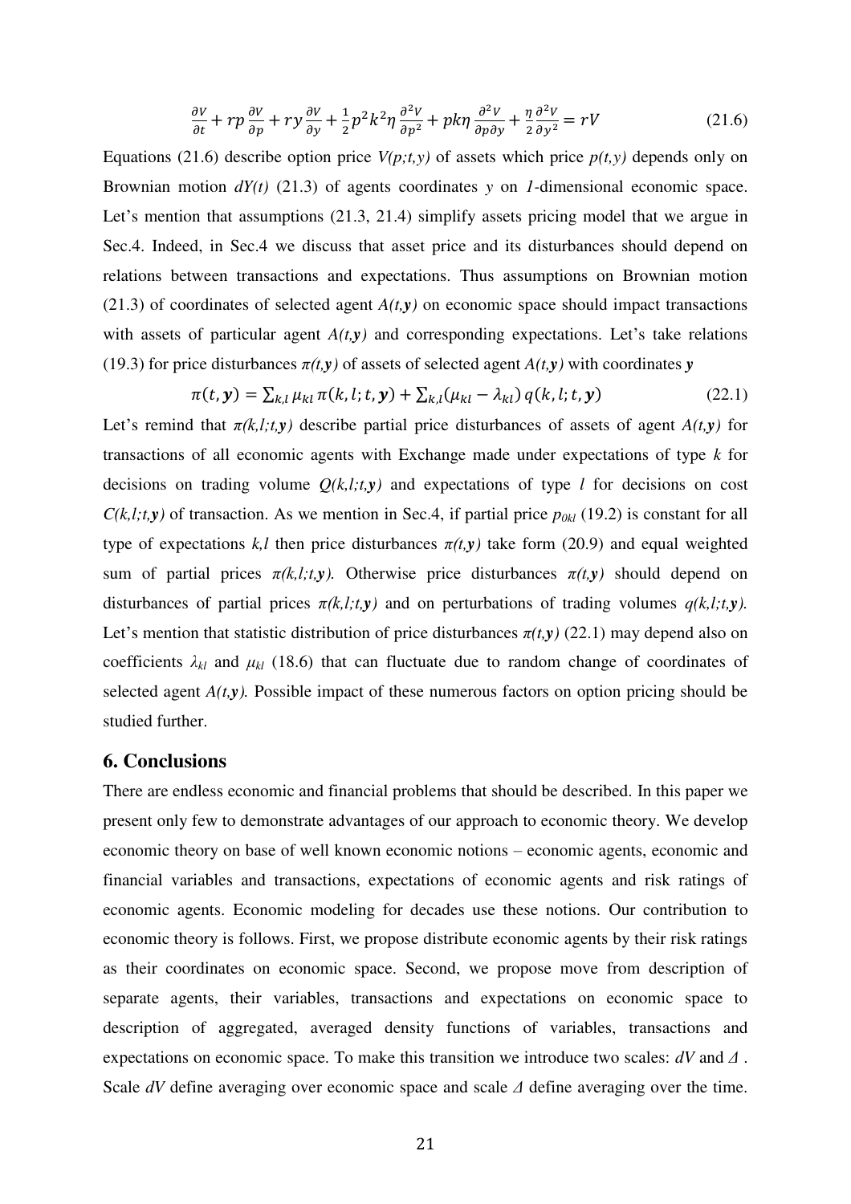$$\frac{\partial V}{\partial t} + rp\frac{\partial V}{\partial p} + ry\frac{\partial V}{\partial y} + \frac{1}{2}p^2k^2\eta\frac{\partial^2 V}{\partial p^2} + pk\eta\frac{\partial^2 V}{\partial p \partial y} + \frac{\eta}{2}\frac{\partial^2 V}{\partial y^2} = rV \tag{21.6}$$

Equations (21.6) describe option price $V(p;t,y)$ of assets which price $p(t,y)$ depends only on Brownian motion $dY(t)$ (21.3) of agents coordinates $y$ on $1$-dimensional economic space. Let's mention that assumptions (21.3, 21.4) simplify assets pricing model that we argue in Sec.4. Indeed, in Sec.4 we discuss that asset price and its disturbances should depend on relations between transactions and expectations. Thus assumptions on Brownian motion (21.3) of coordinates of selected agent $A(t,\boldsymbol{y})$ on economic space should impact transactions with assets of particular agent $A(t,\boldsymbol{y})$ and corresponding expectations. Let's take relations (19.3) for price disturbances $\pi(t,\boldsymbol{y})$ of assets of selected agent $A(t,\boldsymbol{y})$ with coordinates $\boldsymbol{y}$

$$\pi(t,\boldsymbol{y}) = \sum_{k,l} \mu_{kl}\, \pi(k,l;t,\boldsymbol{y}) + \sum_{k,l} (\mu_{kl} - \lambda_{kl})\, q(k,l;t,\boldsymbol{y}) \tag{22.1}$$

Let's remind that $\pi(k,l;t,\boldsymbol{y})$ describe partial price disturbances of assets of agent $A(t,\boldsymbol{y})$ for transactions of all economic agents with Exchange made under expectations of type $k$ for decisions on trading volume $Q(k,l;t,\boldsymbol{y})$ and expectations of type $l$ for decisions on cost $C(k,l;t,\boldsymbol{y})$ of transaction. As we mention in Sec.4, if partial price $p_{0kl}$ (19.2) is constant for all type of expectations $k,l$ then price disturbances $\pi(t,\boldsymbol{y})$ take form (20.9) and equal weighted sum of partial prices $\pi(k,l;t,\boldsymbol{y})$. Otherwise price disturbances $\pi(t,\boldsymbol{y})$ should depend on disturbances of partial prices $\pi(k,l;t,\boldsymbol{y})$ and on perturbations of trading volumes $q(k,l;t,\boldsymbol{y})$. Let's mention that statistic distribution of price disturbances $\pi(t,\boldsymbol{y})$ (22.1) may depend also on coefficients $\lambda_{kl}$ and $\mu_{kl}$ (18.6) that can fluctuate due to random change of coordinates of selected agent $A(t,\boldsymbol{y})$. Possible impact of these numerous factors on option pricing should be studied further.

## 6. Conclusions

There are endless economic and financial problems that should be described. In this paper we present only few to demonstrate advantages of our approach to economic theory. We develop economic theory on base of well known economic notions – economic agents, economic and financial variables and transactions, expectations of economic agents and risk ratings of economic agents. Economic modeling for decades use these notions. Our contribution to economic theory is follows. First, we propose distribute economic agents by their risk ratings as their coordinates on economic space. Second, we propose move from description of separate agents, their variables, transactions and expectations on economic space to description of aggregated, averaged density functions of variables, transactions and expectations on economic space. To make this transition we introduce two scales: $dV$ and $\Delta$ . Scale $dV$ define averaging over economic space and scale $\Delta$ define averaging over the time.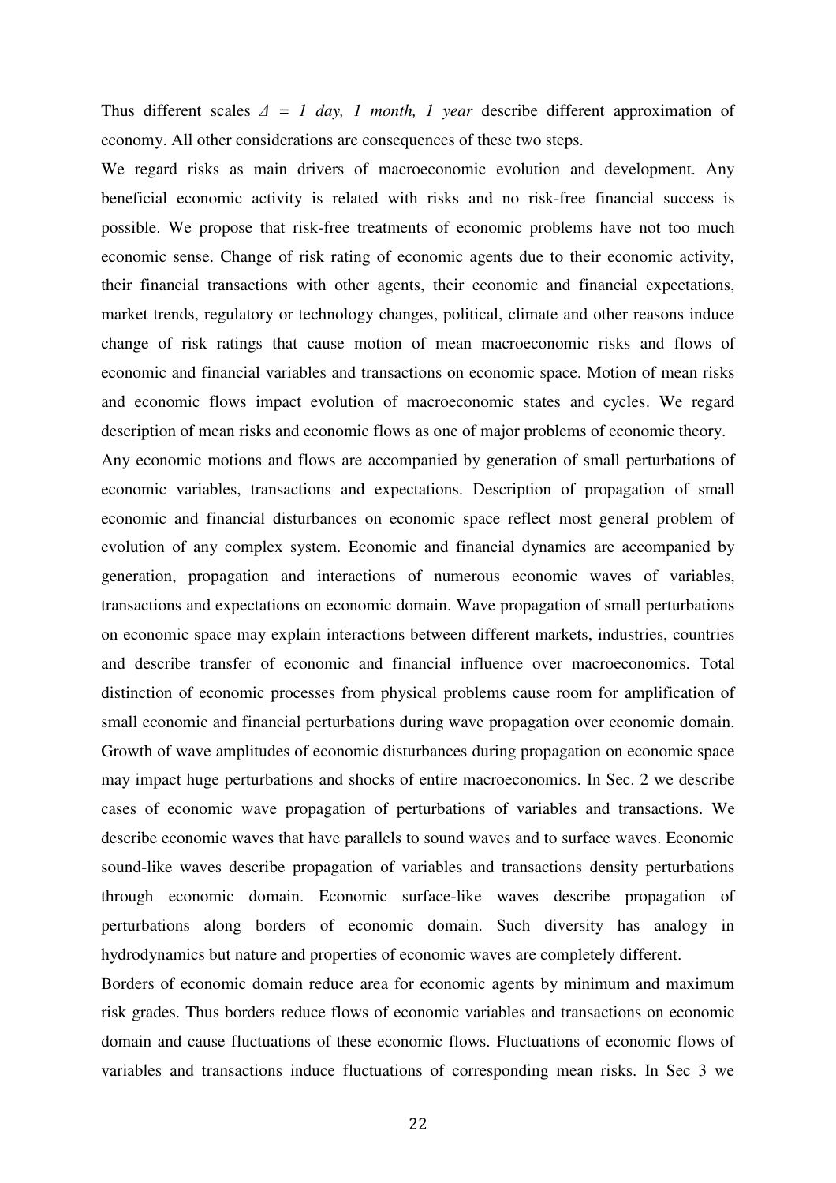Thus different scales $\Delta$ = *1 day, 1 month, 1 year* describe different approximation of economy. All other considerations are consequences of these two steps.

We regard risks as main drivers of macroeconomic evolution and development. Any beneficial economic activity is related with risks and no risk-free financial success is possible. We propose that risk-free treatments of economic problems have not too much economic sense. Change of risk rating of economic agents due to their economic activity, their financial transactions with other agents, their economic and financial expectations, market trends, regulatory or technology changes, political, climate and other reasons induce change of risk ratings that cause motion of mean macroeconomic risks and flows of economic and financial variables and transactions on economic space. Motion of mean risks and economic flows impact evolution of macroeconomic states and cycles. We regard description of mean risks and economic flows as one of major problems of economic theory.

Any economic motions and flows are accompanied by generation of small perturbations of economic variables, transactions and expectations. Description of propagation of small economic and financial disturbances on economic space reflect most general problem of evolution of any complex system. Economic and financial dynamics are accompanied by generation, propagation and interactions of numerous economic waves of variables, transactions and expectations on economic domain. Wave propagation of small perturbations on economic space may explain interactions between different markets, industries, countries and describe transfer of economic and financial influence over macroeconomics. Total distinction of economic processes from physical problems cause room for amplification of small economic and financial perturbations during wave propagation over economic domain. Growth of wave amplitudes of economic disturbances during propagation on economic space may impact huge perturbations and shocks of entire macroeconomics. In Sec. 2 we describe cases of economic wave propagation of perturbations of variables and transactions. We describe economic waves that have parallels to sound waves and to surface waves. Economic sound-like waves describe propagation of variables and transactions density perturbations through economic domain. Economic surface-like waves describe propagation of perturbations along borders of economic domain. Such diversity has analogy in hydrodynamics but nature and properties of economic waves are completely different.

Borders of economic domain reduce area for economic agents by minimum and maximum risk grades. Thus borders reduce flows of economic variables and transactions on economic domain and cause fluctuations of these economic flows. Fluctuations of economic flows of variables and transactions induce fluctuations of corresponding mean risks. In Sec 3 we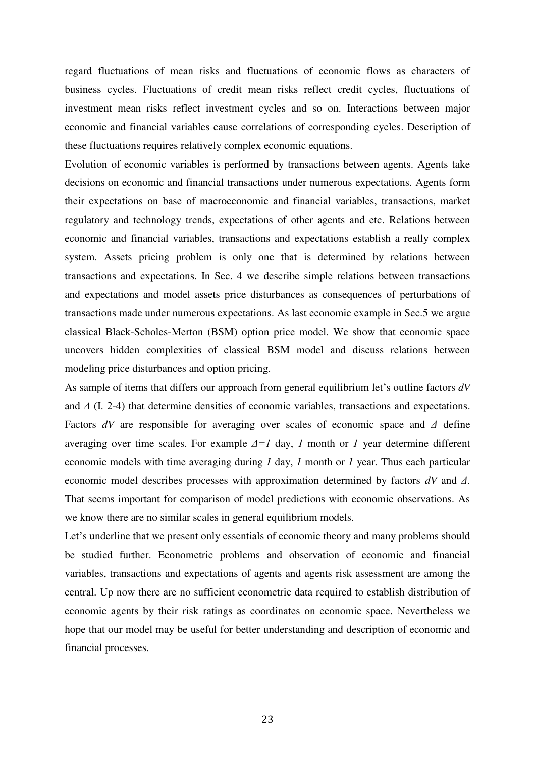regard fluctuations of mean risks and fluctuations of economic flows as characters of business cycles. Fluctuations of credit mean risks reflect credit cycles, fluctuations of investment mean risks reflect investment cycles and so on. Interactions between major economic and financial variables cause correlations of corresponding cycles. Description of these fluctuations requires relatively complex economic equations.

Evolution of economic variables is performed by transactions between agents. Agents take decisions on economic and financial transactions under numerous expectations. Agents form their expectations on base of macroeconomic and financial variables, transactions, market regulatory and technology trends, expectations of other agents and etc. Relations between economic and financial variables, transactions and expectations establish a really complex system. Assets pricing problem is only one that is determined by relations between transactions and expectations. In Sec. 4 we describe simple relations between transactions and expectations and model assets price disturbances as consequences of perturbations of transactions made under numerous expectations. As last economic example in Sec.5 we argue classical Black-Scholes-Merton (BSM) option price model. We show that economic space uncovers hidden complexities of classical BSM model and discuss relations between modeling price disturbances and option pricing.

As sample of items that differs our approach from general equilibrium let's outline factors $dV$ and $\Delta$ (I. 2-4) that determine densities of economic variables, transactions and expectations. Factors $dV$ are responsible for averaging over scales of economic space and $\Delta$ define averaging over time scales. For example $\Delta=1$ day, *1* month or *1* year determine different economic models with time averaging during *1* day, *1* month or *1* year. Thus each particular economic model describes processes with approximation determined by factors $dV$ and $\Delta$. That seems important for comparison of model predictions with economic observations. As we know there are no similar scales in general equilibrium models.

Let's underline that we present only essentials of economic theory and many problems should be studied further. Econometric problems and observation of economic and financial variables, transactions and expectations of agents and agents risk assessment are among the central. Up now there are no sufficient econometric data required to establish distribution of economic agents by their risk ratings as coordinates on economic space. Nevertheless we hope that our model may be useful for better understanding and description of economic and financial processes.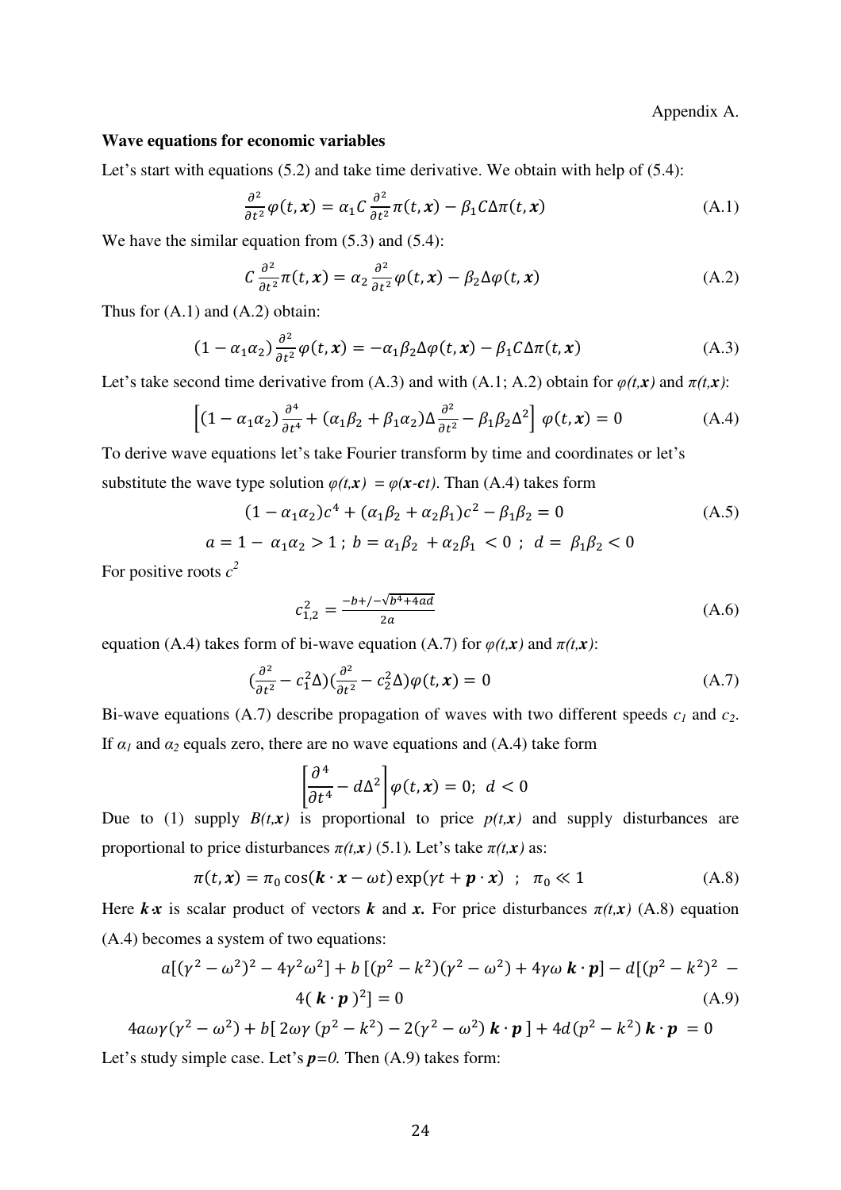Appendix A.

**Wave equations for economic variables**

Let's start with equations (5.2) and take time derivative. We obtain with help of (5.4):

$$\frac{\partial^2}{\partial t^2}\varphi(t,\boldsymbol{x}) = \alpha_1 C \frac{\partial^2}{\partial t^2}\pi(t,\boldsymbol{x}) - \beta_1 C \Delta\pi(t,\boldsymbol{x}) \tag{A.1}$$

We have the similar equation from (5.3) and (5.4):

$$C\frac{\partial^2}{\partial t^2}\pi(t,\boldsymbol{x}) = \alpha_2 \frac{\partial^2}{\partial t^2}\varphi(t,\boldsymbol{x}) - \beta_2 \Delta\varphi(t,\boldsymbol{x}) \tag{A.2}$$

Thus for (A.1) and (A.2) obtain:

$$(1-\alpha_1\alpha_2)\frac{\partial^2}{\partial t^2}\varphi(t,\boldsymbol{x}) = -\alpha_1\beta_2\Delta\varphi(t,\boldsymbol{x}) - \beta_1 C\Delta\pi(t,\boldsymbol{x}) \tag{A.3}$$

Let's take second time derivative from (A.3) and with (A.1; A.2) obtain for $\varphi(t,\boldsymbol{x})$ and $\pi(t,\boldsymbol{x})$:

$$\left[(1-\alpha_1\alpha_2)\frac{\partial^4}{\partial t^4} + (\alpha_1\beta_2 + \beta_1\alpha_2)\Delta\frac{\partial^2}{\partial t^2} - \beta_1\beta_2\Delta^2\right]\varphi(t,\boldsymbol{x}) = 0 \tag{A.4}$$

To derive wave equations let's take Fourier transform by time and coordinates or let's substitute the wave type solution $\varphi(t,\boldsymbol{x}) = \varphi(\boldsymbol{x}\text{-}\boldsymbol{c}t)$. Than (A.4) takes form

$$(1-\alpha_1\alpha_2)c^4 + (\alpha_1\beta_2 + \alpha_2\beta_1)c^2 - \beta_1\beta_2 = 0 \tag{A.5}$$

$$a = 1-\alpha_1\alpha_2 > 1\ ;\ b = \alpha_1\beta_2 + \alpha_2\beta_1 < 0\ ;\ d = \beta_1\beta_2 < 0$$

For positive roots $c^2$

$$c_{1,2}^2 = \frac{-b+/-\sqrt{b^4+4ad}}{2a} \tag{A.6}$$

equation (A.4) takes form of bi-wave equation (A.7) for $\varphi(t,\boldsymbol{x})$ and $\pi(t,\boldsymbol{x})$:

$$\left(\frac{\partial^2}{\partial t^2} - c_1^2\Delta\right)\left(\frac{\partial^2}{\partial t^2} - c_2^2\Delta\right)\varphi(t,\boldsymbol{x}) = 0 \tag{A.7}$$

Bi-wave equations (A.7) describe propagation of waves with two different speeds $c_1$ and $c_2$. If $\alpha_1$ and $\alpha_2$ equals zero, there are no wave equations and (A.4) take form

$$\left[\frac{\partial^4}{\partial t^4} - d\Delta^2\right]\varphi(t,\boldsymbol{x}) = 0;\ d < 0$$

Due to (1) supply $B(t,\boldsymbol{x})$ is proportional to price $p(t,\boldsymbol{x})$ and supply disturbances are proportional to price disturbances $\pi(t,\boldsymbol{x})$ (5.1). Let's take $\pi(t,\boldsymbol{x})$ as:

$$\pi(t,\boldsymbol{x}) = \pi_0\cos(\boldsymbol{k}\cdot\boldsymbol{x} - \omega t)\exp(\gamma t + \boldsymbol{p}\cdot\boldsymbol{x})\ \ ;\ \ \pi_0 \ll 1 \tag{A.8}$$

Here $\boldsymbol{k}\cdot\boldsymbol{x}$ is scalar product of vectors $\boldsymbol{k}$ and $\boldsymbol{x}$. For price disturbances $\pi(t,\boldsymbol{x})$ (A.8) equation (A.4) becomes a system of two equations:

$$a[(\gamma^2-\omega^2)^2 - 4\gamma^2\omega^2] + b\,[(p^2-k^2)(\gamma^2-\omega^2) + 4\gamma\omega\,\boldsymbol{k}\cdot\boldsymbol{p}] - d[(p^2-k^2)^2 - 4(\,\boldsymbol{k}\cdot\boldsymbol{p}\,)^2] = 0 \tag{A.9}$$

$$4a\omega\gamma(\gamma^2-\omega^2) + b[\,2\omega\gamma\,(p^2-k^2) - 2(\gamma^2-\omega^2)\,\boldsymbol{k}\cdot\boldsymbol{p}\,] + 4d(p^2-k^2)\,\boldsymbol{k}\cdot\boldsymbol{p} = 0$$

Let's study simple case. Let's $\boldsymbol{p}=0$. Then (A.9) takes form: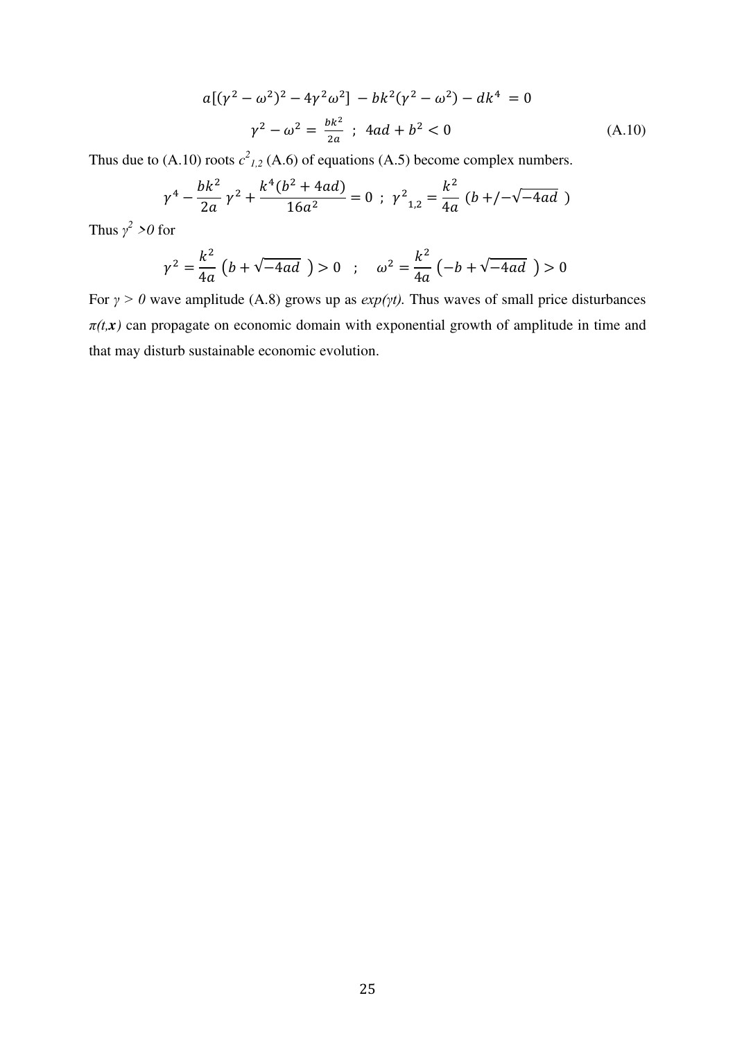$$a[(\gamma^2 - \omega^2)^2 - 4\gamma^2\omega^2] - bk^2(\gamma^2 - \omega^2) - dk^4 = 0$$

$$\gamma^2 - \omega^2 = \frac{bk^2}{2a} \;\; ; \;\; 4ad + b^2 < 0 \tag{A.10}$$

Thus due to (A.10) roots $c^2_{1,2}$ (A.6) of equations (A.5) become complex numbers.

$$\gamma^4 - \frac{bk^2}{2a}\gamma^2 + \frac{k^4(b^2 + 4ad)}{16a^2} = 0 \;\; ; \;\; \gamma^2{}_{1,2} = \frac{k^2}{4a}\left(b +/- \sqrt{-4ad}\right)$$

Thus $\gamma^2 > 0$ for

$$\gamma^2 = \frac{k^2}{4a}\left(b + \sqrt{-4ad}\right) > 0 \quad ; \quad \omega^2 = \frac{k^2}{4a}\left(-b + \sqrt{-4ad}\right) > 0$$

For $\gamma > 0$ wave amplitude (A.8) grows up as $exp(\gamma t)$. Thus waves of small price disturbances $\pi(t,\boldsymbol{x})$ can propagate on economic domain with exponential growth of amplitude in time and that may disturb sustainable economic evolution.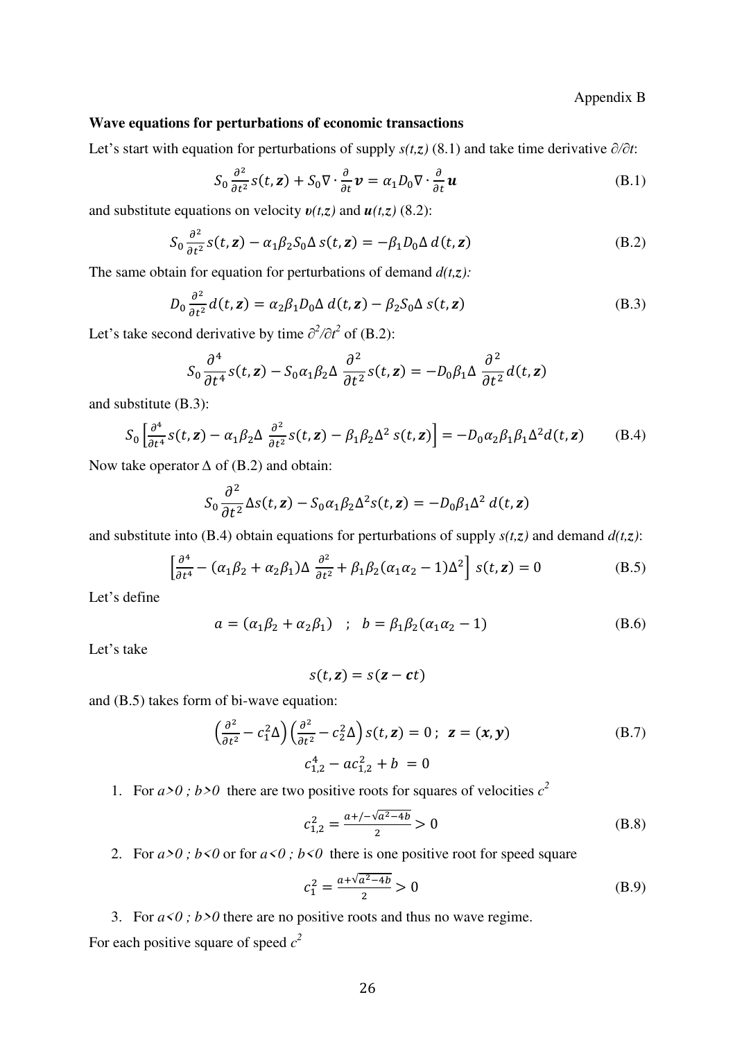Appendix B

**Wave equations for perturbations of economic transactions**

Let's start with equation for perturbations of supply $s(t,z)$ (8.1) and take time derivative $\partial/\partial t$:

$$S_0 \frac{\partial^2}{\partial t^2} s(t,\boldsymbol{z}) + S_0 \nabla \cdot \frac{\partial}{\partial t}\boldsymbol{v} = \alpha_1 D_0 \nabla \cdot \frac{\partial}{\partial t}\boldsymbol{u} \tag{B.1}$$

and substitute equations on velocity $\boldsymbol{v}(t,z)$ and $\boldsymbol{u}(t,z)$ (8.2):

$$S_0 \frac{\partial^2}{\partial t^2} s(t,\boldsymbol{z}) - \alpha_1 \beta_2 S_0 \Delta\, s(t,\boldsymbol{z}) = -\beta_1 D_0 \Delta\, d(t,\boldsymbol{z}) \tag{B.2}$$

The same obtain for equation for perturbations of demand $d(t,z)$:

$$D_0 \frac{\partial^2}{\partial t^2} d(t,\boldsymbol{z}) = \alpha_2 \beta_1 D_0 \Delta\, d(t,\boldsymbol{z}) - \beta_2 S_0 \Delta\, s(t,\boldsymbol{z}) \tag{B.3}$$

Let's take second derivative by time $\partial^2/\partial t^2$ of (B.2):

$$S_0 \frac{\partial^4}{\partial t^4} s(t,\boldsymbol{z}) - S_0 \alpha_1 \beta_2 \Delta\, \frac{\partial^2}{\partial t^2} s(t,\boldsymbol{z}) = -D_0 \beta_1 \Delta\, \frac{\partial^2}{\partial t^2} d(t,\boldsymbol{z})$$

and substitute (B.3):

$$S_0 \left[\frac{\partial^4}{\partial t^4} s(t,\boldsymbol{z}) - \alpha_1 \beta_2 \Delta\, \frac{\partial^2}{\partial t^2} s(t,\boldsymbol{z}) - \beta_1 \beta_2 \Delta^2\, s(t,\boldsymbol{z})\right] = -D_0 \alpha_2 \beta_1 \beta_1 \Delta^2 d(t,\boldsymbol{z}) \tag{B.4}$$

Now take operator $\Delta$ of (B.2) and obtain:

$$S_0 \frac{\partial^2}{\partial t^2} \Delta s(t,\boldsymbol{z}) - S_0 \alpha_1 \beta_2 \Delta^2 s(t,\boldsymbol{z}) = -D_0 \beta_1 \Delta^2\, d(t,\boldsymbol{z})$$

and substitute into (B.4) obtain equations for perturbations of supply $s(t,z)$ and demand $d(t,z)$:

$$\left[\frac{\partial^4}{\partial t^4} - (\alpha_1 \beta_2 + \alpha_2 \beta_1) \Delta\, \frac{\partial^2}{\partial t^2} + \beta_1 \beta_2 (\alpha_1 \alpha_2 - 1) \Delta^2\right]\, s(t,\boldsymbol{z}) = 0 \tag{B.5}$$

Let's define

$$a = (\alpha_1 \beta_2 + \alpha_2 \beta_1) \quad ; \quad b = \beta_1 \beta_2 (\alpha_1 \alpha_2 - 1) \tag{B.6}$$

Let's take

$$s(t,\boldsymbol{z}) = s(\boldsymbol{z} - \boldsymbol{c}t)$$

and (B.5) takes form of bi-wave equation:

$$\left(\frac{\partial^2}{\partial t^2} - c_1^2 \Delta\right)\left(\frac{\partial^2}{\partial t^2} - c_2^2 \Delta\right) s(t,\boldsymbol{z}) = 0\,; \;\; \boldsymbol{z} = (\boldsymbol{x}, \boldsymbol{y}) \tag{B.7}$$

$$c_{1,2}^4 - a c_{1,2}^2 + b \; = 0$$

1. For $a>0$ ; $b>0$ there are two positive roots for squares of velocities $c^2$

$$c_{1,2}^2 = \frac{a +/- \sqrt{a^2 - 4b}}{2} > 0 \tag{B.8}$$

2. For $a>0$ ; $b<0$ or for $a<0$ ; $b<0$ there is one positive root for speed square

$$c_1^2 = \frac{a + \sqrt{a^2 - 4b}}{2} > 0 \tag{B.9}$$

3. For $a<0$ ; $b>0$ there are no positive roots and thus no wave regime.

For each positive square of speed $c^2$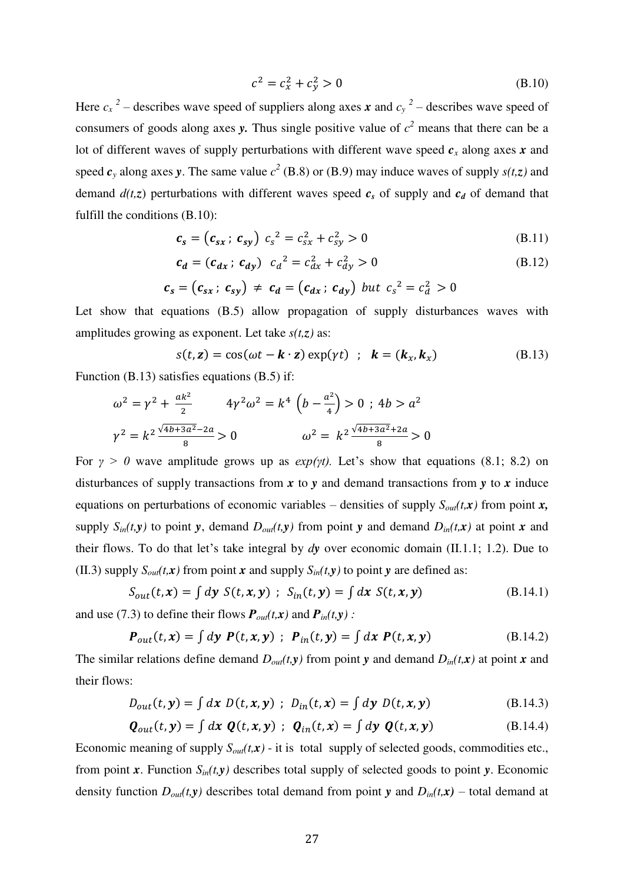$$c^2 = c_x^2 + c_y^2 > 0 \tag{B.10}$$

Here $c_x^{\ 2}$ – describes wave speed of suppliers along axes $\boldsymbol{x}$ and $c_y^{\ 2}$ – describes wave speed of consumers of goods along axes $\boldsymbol{y}$. Thus single positive value of $c^2$ means that there can be a lot of different waves of supply perturbations with different wave speed $\boldsymbol{c}_x$ along axes $\boldsymbol{x}$ and speed $\boldsymbol{c}_y$ along axes $\boldsymbol{y}$. The same value $c^2$ (B.8) or (B.9) may induce waves of supply $s(t,z)$ and demand $d(t,z)$ perturbations with different waves speed $\boldsymbol{c_s}$ of supply and $\boldsymbol{c_d}$ of demand that fulfill the conditions (B.10):

$$\boldsymbol{c_s} = (\boldsymbol{c_{sx}}\ ;\ \boldsymbol{c_{sy}})\ \ {c_s}^2 = c_{sx}^2 + c_{sy}^2 > 0 \tag{B.11}$$

$$\boldsymbol{c_d} = (\boldsymbol{c_{dx}}\ ;\ \boldsymbol{c_{dy}})\ \ {c_d}^2 = c_{dx}^2 + c_{dy}^2 > 0 \tag{B.12}$$

$$\boldsymbol{c_s} = (\boldsymbol{c_{sx}}\ ;\ \boldsymbol{c_{sy}})\ \neq\ \boldsymbol{c_d} = (\boldsymbol{c_{dx}}\ ;\ \boldsymbol{c_{dy}})\ \ but\ \ {c_s}^2 = c_d^2\ > 0$$

Let show that equations (B.5) allow propagation of supply disturbances waves with amplitudes growing as exponent. Let take $s(t,z)$ as:

$$s(t,\boldsymbol{z}) = \cos(\omega t - \boldsymbol{k}\cdot\boldsymbol{z})\exp(\gamma t)\ \ ;\ \ \boldsymbol{k} = (\boldsymbol{k}_x, \boldsymbol{k}_x) \tag{B.13}$$

Function (B.13) satisfies equations (B.5) if:

$$\omega^2 = \gamma^2 + \frac{ak^2}{2} \qquad 4\gamma^2\omega^2 = k^4\ \left(b - \frac{a^2}{4}\right) > 0\ ;\ 4b > a^2$$

$$\gamma^2 = k^2\frac{\sqrt{4b+3a^2}-2a}{8} > 0 \qquad\qquad \omega^2 =\ k^2\frac{\sqrt{4b+3a^2}+2a}{8} > 0$$

For $\gamma > 0$ wave amplitude grows up as $exp(\gamma t)$. Let's show that equations (8.1; 8.2) on disturbances of supply transactions from $\boldsymbol{x}$ to $\boldsymbol{y}$ and demand transactions from $\boldsymbol{y}$ to $\boldsymbol{x}$ induce equations on perturbations of economic variables – densities of supply $S_{out}(t,\boldsymbol{x})$ from point $\boldsymbol{x}$, supply $S_{in}(t,\boldsymbol{y})$ to point $\boldsymbol{y}$, demand $D_{out}(t,\boldsymbol{y})$ from point $\boldsymbol{y}$ and demand $D_{in}(t,\boldsymbol{x})$ at point $\boldsymbol{x}$ and their flows. To do that let's take integral by $d\boldsymbol{y}$ over economic domain (II.1.1; 1.2). Due to (II.3) supply $S_{out}(t,\boldsymbol{x})$ from point $\boldsymbol{x}$ and supply $S_{in}(t,\boldsymbol{y})$ to point $\boldsymbol{y}$ are defined as:

$$S_{out}(t,\boldsymbol{x}) = \int d\boldsymbol{y}\ S(t,\boldsymbol{x},\boldsymbol{y})\ ;\ S_{in}(t,\boldsymbol{y}) = \int d\boldsymbol{x}\ S(t,\boldsymbol{x},\boldsymbol{y}) \tag{B.14.1}$$

and use (7.3) to define their flows $\boldsymbol{P}_{out}(t,\boldsymbol{x})$ and $\boldsymbol{P}_{in}(t,\boldsymbol{y})$ :

$$\boldsymbol{P}_{out}(t,\boldsymbol{x}) = \int d\boldsymbol{y}\ \boldsymbol{P}(t,\boldsymbol{x},\boldsymbol{y})\ ;\ \boldsymbol{P}_{in}(t,\boldsymbol{y}) = \int d\boldsymbol{x}\ \boldsymbol{P}(t,\boldsymbol{x},\boldsymbol{y}) \tag{B.14.2}$$

The similar relations define demand $D_{out}(t,\boldsymbol{y})$ from point $\boldsymbol{y}$ and demand $D_{in}(t,\boldsymbol{x})$ at point $\boldsymbol{x}$ and their flows:

$$D_{out}(t,\boldsymbol{y}) = \int d\boldsymbol{x}\ D(t,\boldsymbol{x},\boldsymbol{y})\ ;\ D_{in}(t,\boldsymbol{x}) = \int d\boldsymbol{y}\ D(t,\boldsymbol{x},\boldsymbol{y}) \tag{B.14.3}$$

$$\boldsymbol{Q}_{out}(t,\boldsymbol{y}) = \int d\boldsymbol{x}\ \boldsymbol{Q}(t,\boldsymbol{x},\boldsymbol{y})\ ;\ \boldsymbol{Q}_{in}(t,\boldsymbol{x}) = \int d\boldsymbol{y}\ \boldsymbol{Q}(t,\boldsymbol{x},\boldsymbol{y}) \tag{B.14.4}$$

Economic meaning of supply $S_{out}(t,\boldsymbol{x})$ - it is total supply of selected goods, commodities etc., from point $\boldsymbol{x}$. Function $S_{in}(t,\boldsymbol{y})$ describes total supply of selected goods to point $\boldsymbol{y}$. Economic density function $D_{out}(t,\boldsymbol{y})$ describes total demand from point $\boldsymbol{y}$ and $D_{in}(t,\boldsymbol{x})$ – total demand at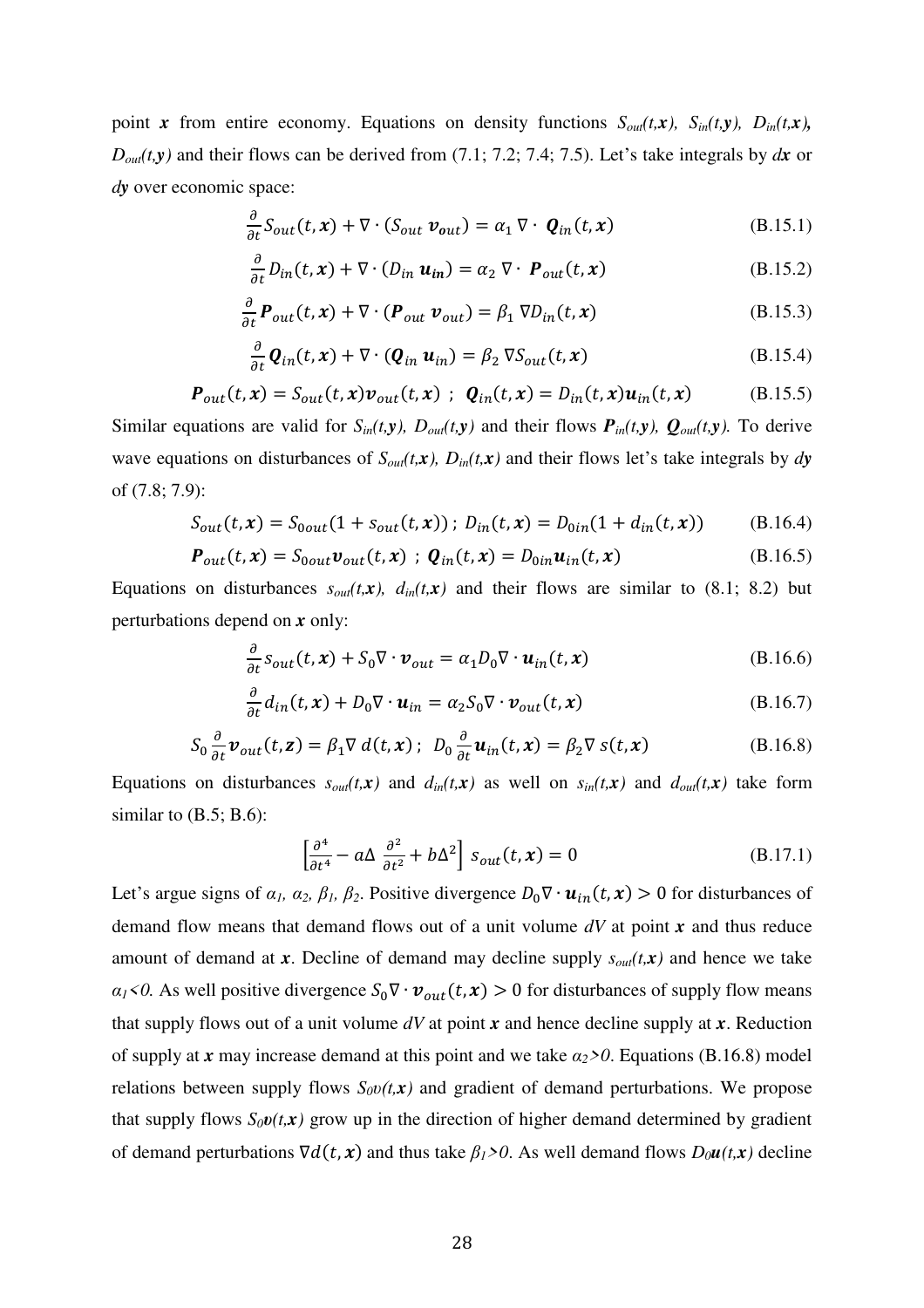point $\boldsymbol{x}$ from entire economy. Equations on density functions $S_{out}(t,\boldsymbol{x})$, $S_{in}(t,\boldsymbol{y})$, $D_{in}(t,\boldsymbol{x})$, $D_{out}(t,\boldsymbol{y})$ and their flows can be derived from (7.1; 7.2; 7.4; 7.5). Let's take integrals by $d\boldsymbol{x}$ or $d\boldsymbol{y}$ over economic space:

$$\frac{\partial}{\partial t}S_{out}(t,\boldsymbol{x}) + \nabla\cdot(S_{out}\,\boldsymbol{v_{out}}) = \alpha_1\,\nabla\cdot\;\boldsymbol{Q}_{in}(t,\boldsymbol{x}) \tag{B.15.1}$$

$$\frac{\partial}{\partial t}D_{in}(t,\boldsymbol{x}) + \nabla\cdot(D_{in}\,\boldsymbol{u_{in}}) = \alpha_2\,\nabla\cdot\;\boldsymbol{P}_{out}(t,\boldsymbol{x}) \tag{B.15.2}$$

$$\frac{\partial}{\partial t}\boldsymbol{P}_{out}(t,\boldsymbol{x}) + \nabla\cdot(\boldsymbol{P}_{out}\,\boldsymbol{v}_{out}) = \beta_1\,\nabla D_{in}(t,\boldsymbol{x}) \tag{B.15.3}$$

$$\frac{\partial}{\partial t}\boldsymbol{Q}_{in}(t,\boldsymbol{x}) + \nabla\cdot(\boldsymbol{Q}_{in}\,\boldsymbol{u}_{in}) = \beta_2\,\nabla S_{out}(t,\boldsymbol{x}) \tag{B.15.4}$$

$$\boldsymbol{P}_{out}(t,\boldsymbol{x}) = S_{out}(t,\boldsymbol{x})\boldsymbol{v}_{out}(t,\boldsymbol{x})\ ;\ \ \boldsymbol{Q}_{in}(t,\boldsymbol{x}) = D_{in}(t,\boldsymbol{x})\boldsymbol{u}_{in}(t,\boldsymbol{x}) \tag{B.15.5}$$

Similar equations are valid for $S_{in}(t,\boldsymbol{y})$, $D_{out}(t,\boldsymbol{y})$ and their flows $\boldsymbol{P}_{in}(t,\boldsymbol{y})$, $\boldsymbol{Q}_{out}(t,\boldsymbol{y})$. To derive wave equations on disturbances of $S_{out}(t,\boldsymbol{x})$, $D_{in}(t,\boldsymbol{x})$ and their flows let's take integrals by $d\boldsymbol{y}$ of (7.8; 7.9):

$$S_{out}(t,\boldsymbol{x}) = S_{0out}(1+s_{out}(t,\boldsymbol{x}))\ ;\ D_{in}(t,\boldsymbol{x}) = D_{0in}(1+d_{in}(t,\boldsymbol{x})) \tag{B.16.4}$$

$$\boldsymbol{P}_{out}(t,\boldsymbol{x}) = S_{0out}\boldsymbol{v}_{out}(t,\boldsymbol{x})\ ;\ \boldsymbol{Q}_{in}(t,\boldsymbol{x}) = D_{0in}\boldsymbol{u}_{in}(t,\boldsymbol{x}) \tag{B.16.5}$$

Equations on disturbances $s_{out}(t,\boldsymbol{x})$, $d_{in}(t,\boldsymbol{x})$ and their flows are similar to (8.1; 8.2) but perturbations depend on $\boldsymbol{x}$ only:

$$\frac{\partial}{\partial t}s_{out}(t,\boldsymbol{x}) + S_0\nabla\cdot\boldsymbol{v}_{out} = \alpha_1 D_0\nabla\cdot\boldsymbol{u}_{in}(t,\boldsymbol{x}) \tag{B.16.6}$$

$$\frac{\partial}{\partial t}d_{in}(t,\boldsymbol{x}) + D_0\nabla\cdot\boldsymbol{u}_{in} = \alpha_2 S_0\nabla\cdot\boldsymbol{v}_{out}(t,\boldsymbol{x}) \tag{B.16.7}$$

$$S_0\frac{\partial}{\partial t}\boldsymbol{v}_{out}(t,\boldsymbol{z}) = \beta_1\nabla\, d(t,\boldsymbol{x})\ ;\ \ D_0\frac{\partial}{\partial t}\boldsymbol{u}_{in}(t,\boldsymbol{x}) = \beta_2\nabla\, s(t,\boldsymbol{x}) \tag{B.16.8}$$

Equations on disturbances $s_{out}(t,\boldsymbol{x})$ and $d_{in}(t,\boldsymbol{x})$ as well on $s_{in}(t,\boldsymbol{x})$ and $d_{out}(t,\boldsymbol{x})$ take form similar to (B.5; B.6):

$$\left[\frac{\partial^4}{\partial t^4} - a\Delta\,\frac{\partial^2}{\partial t^2} + b\Delta^2\right]\, s_{out}(t,\boldsymbol{x}) = 0 \tag{B.17.1}$$

Let's argue signs of $\alpha_1$, $\alpha_2$, $\beta_1$, $\beta_2$. Positive divergence $D_0\nabla\cdot\boldsymbol{u}_{in}(t,\boldsymbol{x}) > 0$ for disturbances of demand flow means that demand flows out of a unit volume $dV$ at point $\boldsymbol{x}$ and thus reduce amount of demand at $\boldsymbol{x}$. Decline of demand may decline supply $s_{out}(t,\boldsymbol{x})$ and hence we take $\alpha_1<0$. As well positive divergence $S_0\nabla\cdot\boldsymbol{v}_{out}(t,\boldsymbol{x}) > 0$ for disturbances of supply flow means that supply flows out of a unit volume $dV$ at point $\boldsymbol{x}$ and hence decline supply at $\boldsymbol{x}$. Reduction of supply at $\boldsymbol{x}$ may increase demand at this point and we take $\alpha_2>0$. Equations (B.16.8) model relations between supply flows $S_0\upsilon(t,\boldsymbol{x})$ and gradient of demand perturbations. We propose that supply flows $S_0\boldsymbol{v}(t,\boldsymbol{x})$ grow up in the direction of higher demand determined by gradient of demand perturbations $\nabla d(t,\boldsymbol{x})$ and thus take $\beta_1>0$. As well demand flows $D_0\boldsymbol{u}(t,\boldsymbol{x})$ decline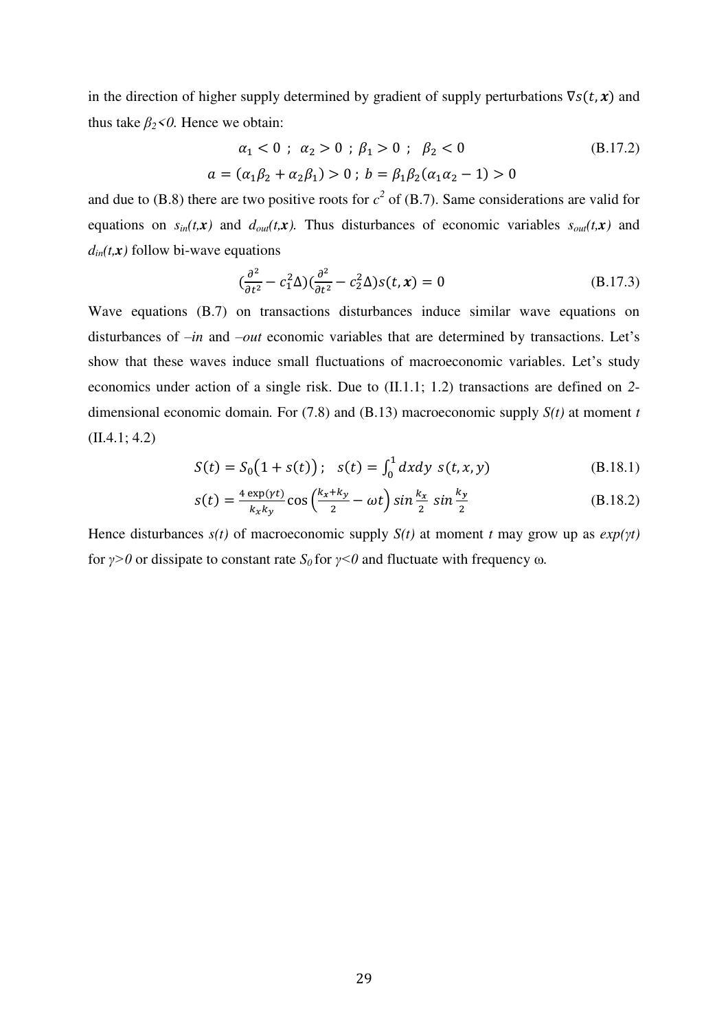in the direction of higher supply determined by gradient of supply perturbations $\nabla s(t, \boldsymbol{x})$ and thus take $\beta_2 < 0$. Hence we obtain:

$$\alpha_1 < 0 \ ; \ \ \alpha_2 > 0 \ ; \ \beta_1 > 0 \ ; \ \ \beta_2 < 0 \tag{B.17.2}$$

$$a = (\alpha_1 \beta_2 + \alpha_2 \beta_1) > 0 \ ; \ b = \beta_1 \beta_2 (\alpha_1 \alpha_2 - 1) > 0$$

and due to (B.8) there are two positive roots for $c^2$ of (B.7). Same considerations are valid for equations on $s_{in}(t,\boldsymbol{x})$ and $d_{out}(t,\boldsymbol{x})$. Thus disturbances of economic variables $s_{out}(t,\boldsymbol{x})$ and $d_{in}(t,\boldsymbol{x})$ follow bi-wave equations

$$\left(\frac{\partial^2}{\partial t^2} - c_1^2 \Delta\right)\left(\frac{\partial^2}{\partial t^2} - c_2^2 \Delta\right) s(t, \boldsymbol{x}) = 0 \tag{B.17.3}$$

Wave equations (B.7) on transactions disturbances induce similar wave equations on disturbances of *–in* and *–out* economic variables that are determined by transactions. Let's show that these waves induce small fluctuations of macroeconomic variables. Let's study economics under action of a single risk. Due to (II.1.1; 1.2) transactions are defined on *2*-dimensional economic domain. For (7.8) and (B.13) macroeconomic supply *S(t)* at moment *t* (II.4.1; 4.2)

$$S(t) = S_0\big(1 + s(t)\big) \ ; \quad s(t) = \int_0^1 dxdy \ s(t, x, y) \tag{B.18.1}$$

$$s(t) = \frac{4 \exp(\gamma t)}{k_x k_y} \cos\left(\frac{k_x + k_y}{2} - \omega t\right) \sin\frac{k_x}{2} \ \sin\frac{k_y}{2} \tag{B.18.2}$$

Hence disturbances *s(t)* of macroeconomic supply *S(t)* at moment *t* may grow up as $exp(\gamma t)$ for $\gamma > 0$ or dissipate to constant rate $S_0$ for $\gamma < 0$ and fluctuate with frequency $\omega$.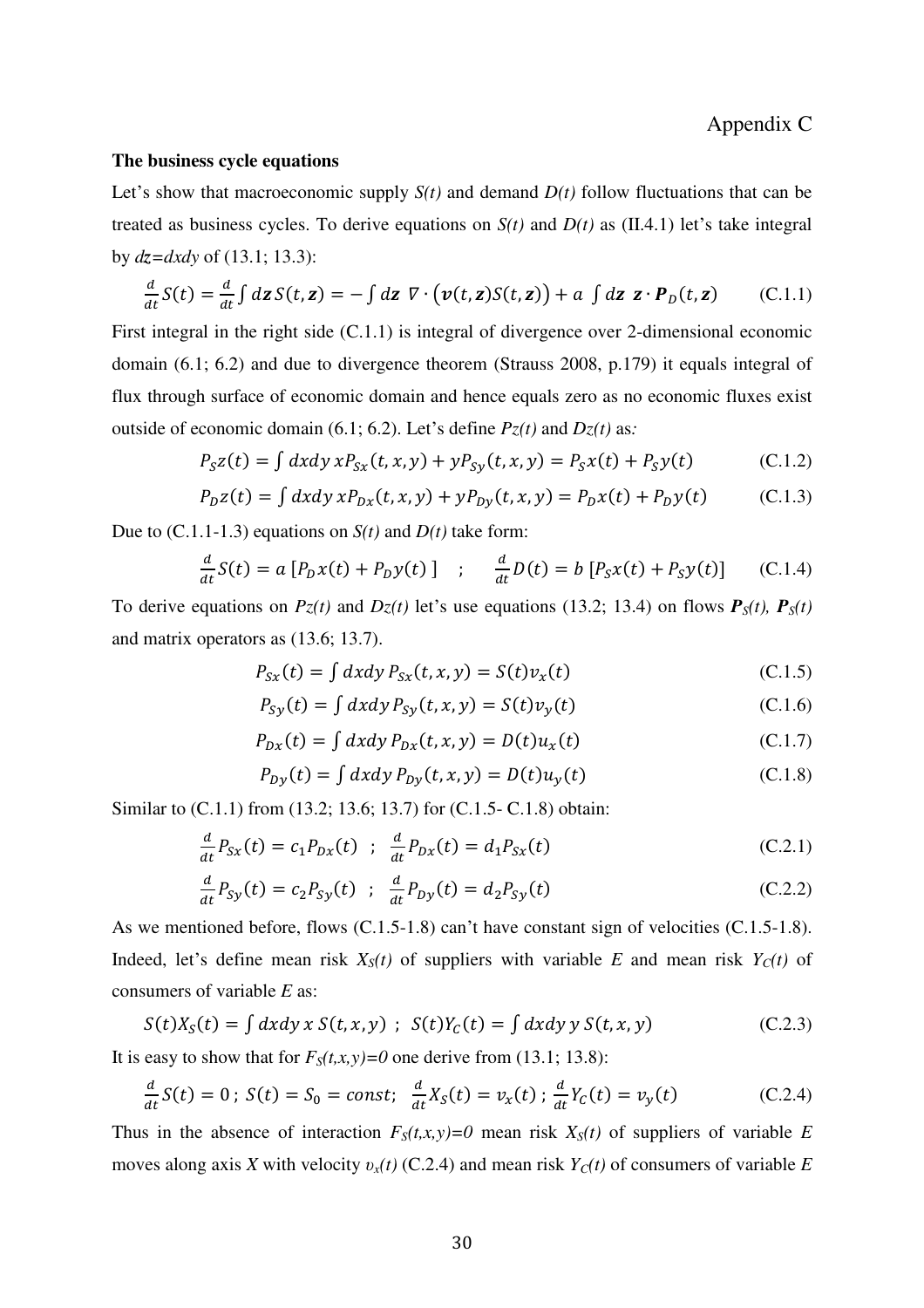# Appendix C

**The business cycle equations**

Let's show that macroeconomic supply *S(t)* and demand *D(t)* follow fluctuations that can be treated as business cycles. To derive equations on *S(t)* and *D(t)* as (II.4.1) let's take integral by $dz=dxdy$ of (13.1; 13.3):

$$\frac{d}{dt}S(t) = \frac{d}{dt}\int d\boldsymbol{z}\, S(t,\boldsymbol{z}) = -\int d\boldsymbol{z}\ \nabla \cdot \big(\boldsymbol{v}(t,\boldsymbol{z})S(t,\boldsymbol{z})\big) + a\ \int d\boldsymbol{z}\ \boldsymbol{z} \cdot \boldsymbol{P}_D(t,\boldsymbol{z}) \qquad \text{(C.1.1)}$$

First integral in the right side (C.1.1) is integral of divergence over 2-dimensional economic domain (6.1; 6.2) and due to divergence theorem (Strauss 2008, p.179) it equals integral of flux through surface of economic domain and hence equals zero as no economic fluxes exist outside of economic domain (6.1; 6.2). Let's define $Pz(t)$ and $Dz(t)$ as*:*

$$P_S z(t) = \int dxdy\, xP_{Sx}(t,x,y) + yP_{Sy}(t,x,y) = P_S x(t) + P_S y(t) \qquad \text{(C.1.2)}$$

$$P_D z(t) = \int dxdy\, xP_{Dx}(t,x,y) + yP_{Dy}(t,x,y) = P_D x(t) + P_D y(t) \qquad \text{(C.1.3)}$$

Due to (C.1.1-1.3) equations on *S(t)* and *D(t)* take form:

$$\frac{d}{dt}S(t) = a\,[P_D x(t) + P_D y(t)\,] \quad ; \quad \frac{d}{dt}D(t) = b\,[P_S x(t) + P_S y(t)] \qquad \text{(C.1.4)}$$

To derive equations on $Pz(t)$ and $Dz(t)$ let's use equations (13.2; 13.4) on flows $\boldsymbol{P}_S(t)$, $\boldsymbol{P}_S(t)$ and matrix operators as (13.6; 13.7).

$$P_{Sx}(t) = \int dxdy\, P_{Sx}(t,x,y) = S(t)v_x(t) \qquad \text{(C.1.5)}$$

$$P_{Sy}(t) = \int dxdy\, P_{Sy}(t,x,y) = S(t)v_y(t) \qquad \text{(C.1.6)}$$

$$P_{Dx}(t) = \int dxdy\, P_{Dx}(t,x,y) = D(t)u_x(t) \qquad \text{(C.1.7)}$$

$$P_{Dy}(t) = \int dxdy\, P_{Dy}(t,x,y) = D(t)u_y(t) \qquad \text{(C.1.8)}$$

Similar to (C.1.1) from (13.2; 13.6; 13.7) for (C.1.5- C.1.8) obtain:

$$\frac{d}{dt}P_{Sx}(t) = c_1 P_{Dx}(t) \ \ ; \ \ \frac{d}{dt}P_{Dx}(t) = d_1 P_{Sx}(t) \qquad \text{(C.2.1)}$$

$$\frac{d}{dt}P_{Sy}(t) = c_2 P_{Sy}(t) \ \ ; \ \ \frac{d}{dt}P_{Dy}(t) = d_2 P_{Sy}(t) \qquad \text{(C.2.2)}$$

As we mentioned before, flows (C.1.5-1.8) can't have constant sign of velocities (C.1.5-1.8). Indeed, let's define mean risk $X_S(t)$ of suppliers with variable *E* and mean risk $Y_C(t)$ of consumers of variable *E* as:

$$S(t)X_S(t) = \int dxdy\, x\, S(t,x,y) \ ; \ S(t)Y_C(t) = \int dxdy\, y\, S(t,x,y) \qquad \text{(C.2.3)}$$

It is easy to show that for $F_S(t,x,y)=0$ one derive from (13.1; 13.8):

$$\frac{d}{dt}S(t) = 0\,; \ S(t) = S_0 = const; \ \ \frac{d}{dt}X_S(t) = v_x(t)\,; \ \frac{d}{dt}Y_C(t) = v_y(t) \qquad \text{(C.2.4)}$$

Thus in the absence of interaction $F_S(t,x,y)=0$ mean risk $X_S(t)$ of suppliers of variable *E* moves along axis *X* with velocity $\upsilon_x(t)$ (C.2.4) and mean risk $Y_C(t)$ of consumers of variable *E*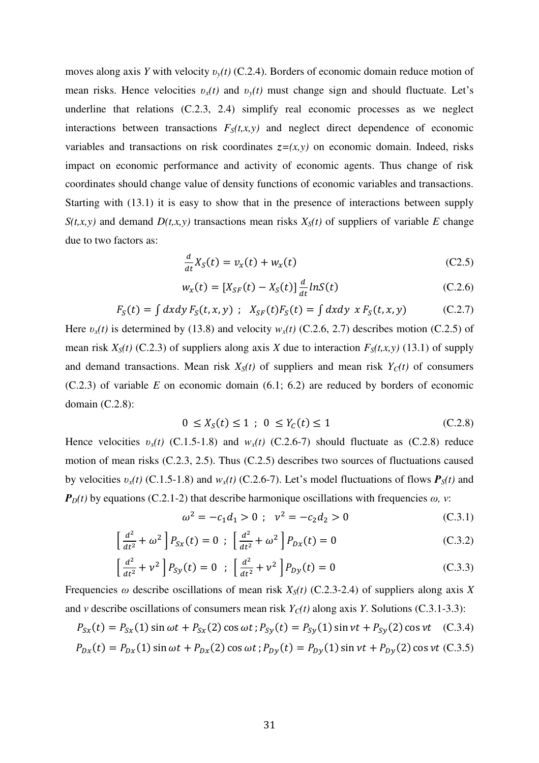moves along axis *Y* with velocity $\upsilon_y(t)$ (C.2.4). Borders of economic domain reduce motion of mean risks. Hence velocities $\upsilon_x(t)$ and $\upsilon_y(t)$ must change sign and should fluctuate. Let's underline that relations (C.2.3, 2.4) simplify real economic processes as we neglect interactions between transactions $F_S(t,x,y)$ and neglect direct dependence of economic variables and transactions on risk coordinates $z=(x,y)$ on economic domain. Indeed, risks impact on economic performance and activity of economic agents. Thus change of risk coordinates should change value of density functions of economic variables and transactions. Starting with (13.1) it is easy to show that in the presence of interactions between supply $S(t,x,y)$ and demand $D(t,x,y)$ transactions mean risks $X_S(t)$ of suppliers of variable *E* change due to two factors as:

$$\frac{d}{dt}X_S(t) = \upsilon_x(t) + w_x(t) \tag{C2.5}$$

$$w_x(t) = [X_{SF}(t) - X_S(t)]\frac{d}{dt}lnS(t) \tag{C.2.6}$$

$$F_S(t) = \int dxdy\, F_S(t,x,y) \;\; ; \;\; X_{SF}(t)F_S(t) = \int dxdy\;\, x\, F_S(t,x,y) \tag{C.2.7}$$

Here $\upsilon_x(t)$ is determined by (13.8) and velocity $w_x(t)$ (C.2.6, 2.7) describes motion (C.2.5) of mean risk $X_S(t)$ (C.2.3) of suppliers along axis *X* due to interaction $F_S(t,x,y)$ (13.1) of supply and demand transactions. Mean risk $X_S(t)$ of suppliers and mean risk $Y_C(t)$ of consumers (C.2.3) of variable *E* on economic domain (6.1; 6.2) are reduced by borders of economic domain (C.2.8):

$$0 \le X_S(t) \le 1 \;\; ; \;\; 0 \le Y_C(t) \le 1 \tag{C.2.8}$$

Hence velocities $\upsilon_x(t)$ (C.1.5-1.8) and $w_x(t)$ (C.2.6-7) should fluctuate as (C.2.8) reduce motion of mean risks (C.2.3, 2.5). Thus (C.2.5) describes two sources of fluctuations caused by velocities $\upsilon_x(t)$ (C.1.5-1.8) and $w_x(t)$ (C.2.6-7). Let's model fluctuations of flows $\boldsymbol{P}_S(t)$ and $\boldsymbol{P}_D(t)$ by equations (C.2.1-2) that describe harmonique oscillations with frequencies $\omega$, $\nu$:

$$\omega^2 = -c_1 d_1 > 0 \;\; ; \;\; \nu^2 = -c_2 d_2 > 0 \tag{C.3.1}$$

$$\left[\frac{d^2}{dt^2} + \omega^2\right] P_{Sx}(t) = 0 \;\; ; \;\; \left[\frac{d^2}{dt^2} + \omega^2\right] P_{Dx}(t) = 0 \tag{C.3.2}$$

$$\left[\frac{d^2}{dt^2} + \nu^2\right] P_{Sy}(t) = 0 \;\; ; \;\; \left[\frac{d^2}{dt^2} + \nu^2\right] P_{Dy}(t) = 0 \tag{C.3.3}$$

Frequencies $\omega$ describe oscillations of mean risk $X_S(t)$ (C.2.3-2.4) of suppliers along axis *X* and $\nu$ describe oscillations of consumers mean risk $Y_C(t)$ along axis *Y*. Solutions (C.3.1-3.3):

$$P_{Sx}(t) = P_{Sx}(1)\sin\omega t + P_{Sx}(2)\cos\omega t\,; P_{Sy}(t) = P_{Sy}(1)\sin\nu t + P_{Sy}(2)\cos\nu t \tag{C.3.4}$$

$$P_{Dx}(t) = P_{Dx}(1)\sin\omega t + P_{Dx}(2)\cos\omega t\,; P_{Dy}(t) = P_{Dy}(1)\sin\nu t + P_{Dy}(2)\cos\nu t \tag{C.3.5}$$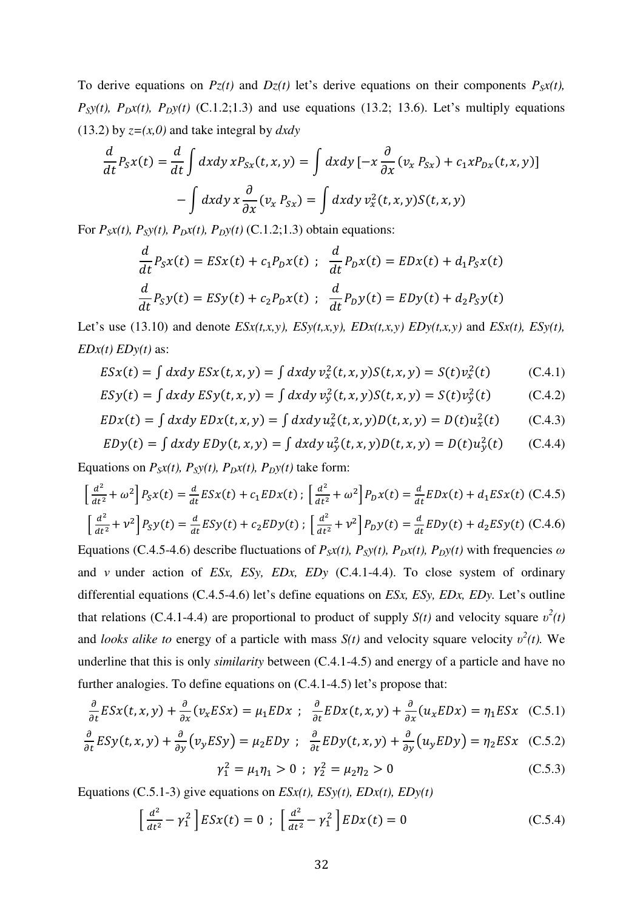To derive equations on *Pz(t)* and *Dz(t)* let's derive equations on their components $P_Sx(t)$, $P_Sy(t)$, $P_Dx(t)$, $P_Dy(t)$ (C.1.2;1.3) and use equations (13.2; 13.6). Let's multiply equations (13.2) by $z=(x,0)$ and take integral by $dxdy$

$$\frac{d}{dt}P_Sx(t) = \frac{d}{dt}\int dxdy\, xP_{Sx}(t,x,y) = \int dxdy\left[-x\frac{\partial}{\partial x}(v_x\, P_{Sx}) + c_1 xP_{Dx}(t,x,y)\right]$$

$$-\int dxdy\, x\frac{\partial}{\partial x}(v_x\, P_{Sx}) = \int dxdy\, v_x^2(t,x,y)S(t,x,y)$$

For $P_Sx(t)$, $P_Sy(t)$, $P_Dx(t)$, $P_Dy(t)$ (C.1.2;1.3) obtain equations:

$$\frac{d}{dt}P_Sx(t) = ESx(t) + c_1P_Dx(t)\ ;\ \ \frac{d}{dt}P_Dx(t) = EDx(t) + d_1P_Sx(t)$$

$$\frac{d}{dt}P_Sy(t) = ESy(t) + c_2P_Dx(t)\ ;\ \ \frac{d}{dt}P_Dy(t) = EDy(t) + d_2P_Sy(t)$$

Let's use (13.10) and denote *ESx(t,x,y), ESy(t,x,y), EDx(t,x,y) EDy(t,x,y)* and *ESx(t), ESy(t), EDx(t) EDy(t)* as:

$$ESx(t) = \int dxdy\, ESx(t,x,y) = \int dxdy\, v_x^2(t,x,y)S(t,x,y) = S(t)v_x^2(t) \qquad \text{(C.4.1)}$$

$$ESy(t) = \int dxdy\, ESy(t,x,y) = \int dxdy\, v_y^2(t,x,y)S(t,x,y) = S(t)v_y^2(t) \qquad \text{(C.4.2)}$$

$$EDx(t) = \int dxdy\, EDx(t,x,y) = \int dxdy\, u_x^2(t,x,y)D(t,x,y) = D(t)u_x^2(t) \qquad \text{(C.4.3)}$$

$$EDy(t) = \int dxdy\, EDy(t,x,y) = \int dxdy\, u_y^2(t,x,y)D(t,x,y) = D(t)u_y^2(t) \qquad \text{(C.4.4)}$$

Equations on $P_Sx(t)$, $P_Sy(t)$, $P_Dx(t)$, $P_Dy(t)$ take form:

$$\left[\frac{d^2}{dt^2} + \omega^2\right]P_Sx(t) = \frac{d}{dt}ESx(t) + c_1EDx(t)\ ;\ \left[\frac{d^2}{dt^2} + \omega^2\right]P_Dx(t) = \frac{d}{dt}EDx(t) + d_1ESx(t)\ \text{(C.4.5)}$$

$$\left[\frac{d^2}{dt^2} + \nu^2\right]P_Sy(t) = \frac{d}{dt}ESy(t) + c_2EDy(t)\ ;\ \left[\frac{d^2}{dt^2} + \nu^2\right]P_Dy(t) = \frac{d}{dt}EDy(t) + d_2ESy(t)\ \text{(C.4.6)}$$

Equations (C.4.5-4.6) describe fluctuations of $P_Sx(t)$, $P_Sy(t)$, $P_Dx(t)$, $P_Dy(t)$ with frequencies $\omega$ and $\nu$ under action of *ESx, ESy, EDx, EDy* (C.4.1-4.4). To close system of ordinary differential equations (C.4.5-4.6) let's define equations on *ESx, ESy, EDx, EDy.* Let's outline that relations (C.4.1-4.4) are proportional to product of supply *S(t)* and velocity square $\upsilon^2(t)$ and *looks alike to* energy of a particle with mass *S(t)* and velocity square velocity $\upsilon^2(t)$. We underline that this is only *similarity* between (C.4.1-4.5) and energy of a particle and have no further analogies. To define equations on (C.4.1-4.5) let's propose that:

$$\frac{\partial}{\partial t}ESx(t,x,y) + \frac{\partial}{\partial x}(v_xESx) = \mu_1EDx\ ;\ \ \frac{\partial}{\partial t}EDx(t,x,y) + \frac{\partial}{\partial x}(u_xEDx) = \eta_1ESx \quad \text{(C.5.1)}$$

$$\frac{\partial}{\partial t}ESy(t,x,y) + \frac{\partial}{\partial y}(v_yESy) = \mu_2EDy\ ;\ \ \frac{\partial}{\partial t}EDy(t,x,y) + \frac{\partial}{\partial y}(u_yEDy) = \eta_2ESx \quad \text{(C.5.2)}$$

$$\gamma_1^2 = \mu_1\eta_1 > 0\ ;\ \ \gamma_2^2 = \mu_2\eta_2 > 0 \qquad \text{(C.5.3)}$$

Equations (C.5.1-3) give equations on *ESx(t), ESy(t), EDx(t), EDy(t)*

$$\left[\frac{d^2}{dt^2} - \gamma_1^2\right]ESx(t) = 0\ ;\ \left[\frac{d^2}{dt^2} - \gamma_1^2\right]EDx(t) = 0 \qquad \text{(C.5.4)}$$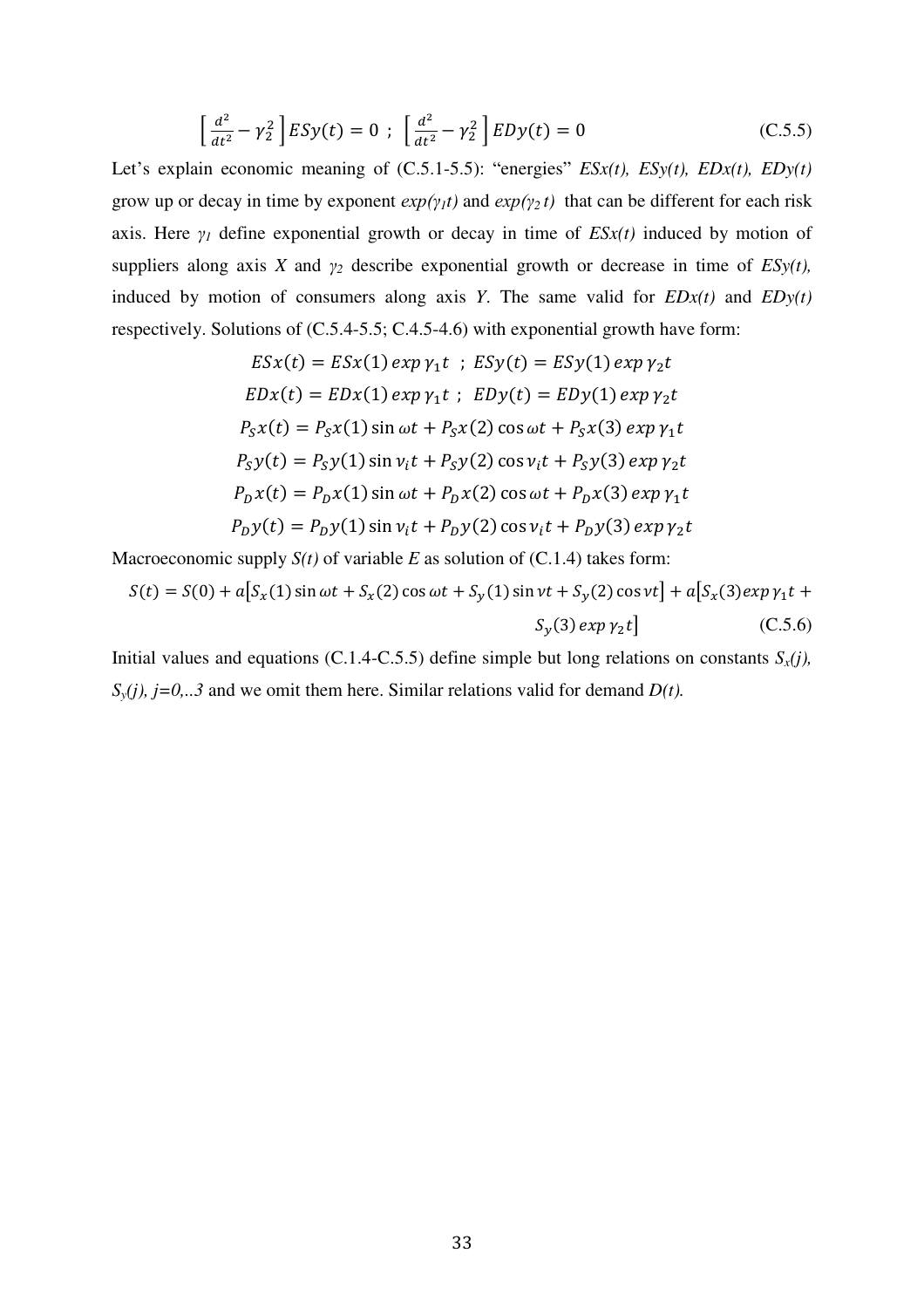$$\left[\frac{d^2}{dt^2} - \gamma_2^2\right] ESy(t) = 0 \;;\; \left[\frac{d^2}{dt^2} - \gamma_2^2\right] EDy(t) = 0 \tag{C.5.5}$$

Let's explain economic meaning of (C.5.1-5.5): "energies" *ESx(t), ESy(t), EDx(t), EDy(t)* grow up or decay in time by exponent $exp(\gamma_1 t)$ and $exp(\gamma_2 t)$ that can be different for each risk axis. Here $\gamma_1$ define exponential growth or decay in time of *ESx(t)* induced by motion of suppliers along axis *X* and $\gamma_2$ describe exponential growth or decrease in time of *ESy(t),* induced by motion of consumers along axis *Y*. The same valid for *EDx(t)* and *EDy(t)* respectively. Solutions of (C.5.4-5.5; C.4.5-4.6) with exponential growth have form:

$$ESx(t) = ESx(1)\, exp\, \gamma_1 t \;\;;\; ESy(t) = ESy(1)\, exp\, \gamma_2 t$$

$$EDx(t) = EDx(1)\, exp\, \gamma_1 t \;;\; EDy(t) = EDy(1)\, exp\, \gamma_2 t$$

$$P_S x(t) = P_S x(1) \sin \omega t + P_S x(2) \cos \omega t + P_S x(3)\, exp\, \gamma_1 t$$

$$P_S y(t) = P_S y(1) \sin \nu_i t + P_S y(2) \cos \nu_i t + P_S y(3)\, exp\, \gamma_2 t$$

$$P_D x(t) = P_D x(1) \sin \omega t + P_D x(2) \cos \omega t + P_D x(3)\, exp\, \gamma_1 t$$

$$P_D y(t) = P_D y(1) \sin \nu_i t + P_D y(2) \cos \nu_i t + P_D y(3)\, exp\, \gamma_2 t$$

Macroeconomic supply *S(t)* of variable *E* as solution of (C.1.4) takes form:

$$S(t) = S(0) + a\left[S_x(1) \sin \omega t + S_x(2) \cos \omega t + S_y(1) \sin \nu t + S_y(2) \cos \nu t\right] + a\left[S_x(3) exp\, \gamma_1 t + S_y(3)\, exp\, \gamma_2 t\right] \tag{C.5.6}$$

Initial values and equations (C.1.4-C.5.5) define simple but long relations on constants $S_x(j)$, $S_y(j)$, $j=0,..3$ and we omit them here. Similar relations valid for demand *D(t).*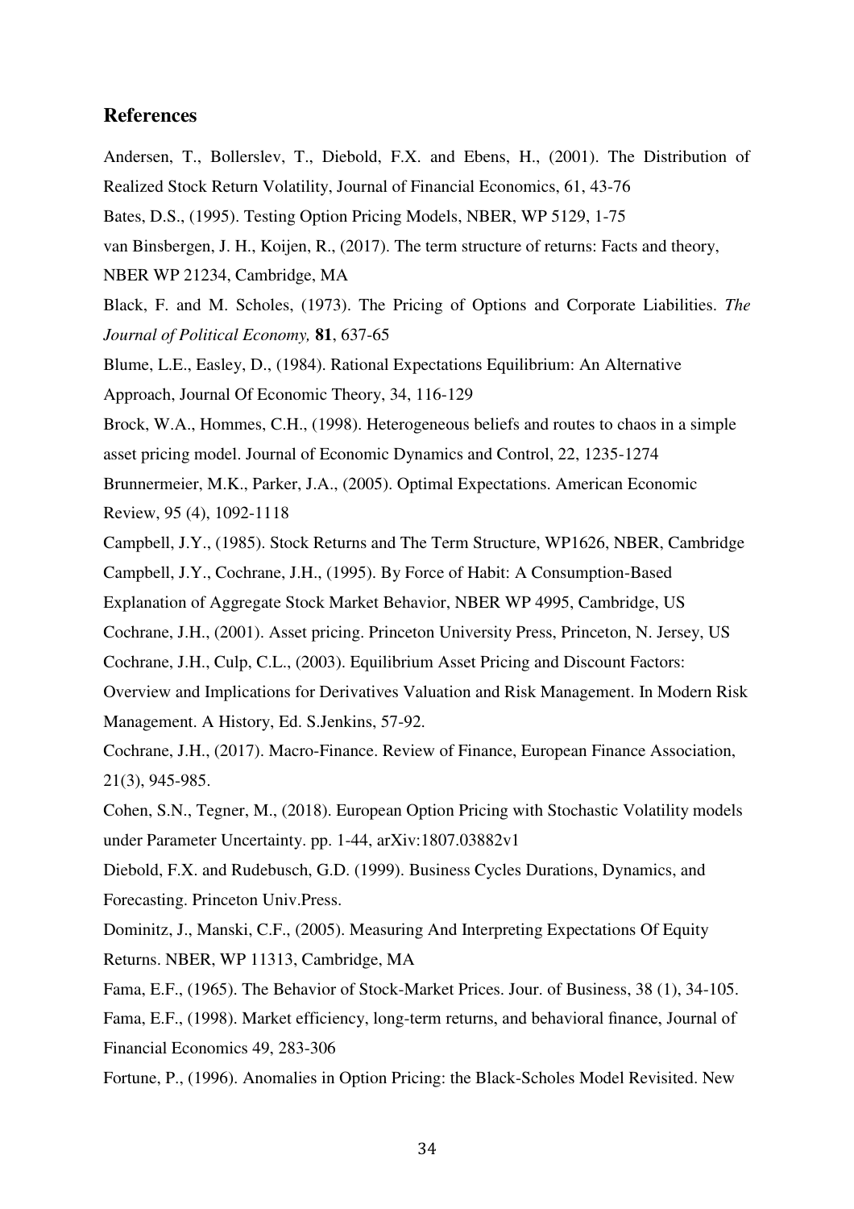## References

Andersen, T., Bollerslev, T., Diebold, F.X. and Ebens, H., (2001). The Distribution of Realized Stock Return Volatility, Journal of Financial Economics, 61, 43-76

Bates, D.S., (1995). Testing Option Pricing Models, NBER, WP 5129, 1-75

van Binsbergen, J. H., Koijen, R., (2017). The term structure of returns: Facts and theory, NBER WP 21234, Cambridge, MA

Black, F. and M. Scholes, (1973). The Pricing of Options and Corporate Liabilities. *The Journal of Political Economy,* **81**, 637-65

Blume, L.E., Easley, D., (1984). Rational Expectations Equilibrium: An Alternative Approach, Journal Of Economic Theory, 34, 116-129

Brock, W.A., Hommes, C.H., (1998). Heterogeneous beliefs and routes to chaos in a simple asset pricing model. Journal of Economic Dynamics and Control, 22, 1235-1274

Brunnermeier, M.K., Parker, J.A., (2005). Optimal Expectations. American Economic Review, 95 (4), 1092-1118

Campbell, J.Y., (1985). Stock Returns and The Term Structure, WP1626, NBER, Cambridge

Campbell, J.Y., Cochrane, J.H., (1995). By Force of Habit: A Consumption-Based Explanation of Aggregate Stock Market Behavior, NBER WP 4995, Cambridge, US

Cochrane, J.H., (2001). Asset pricing. Princeton University Press, Princeton, N. Jersey, US

Cochrane, J.H., Culp, C.L., (2003). Equilibrium Asset Pricing and Discount Factors: Overview and Implications for Derivatives Valuation and Risk Management. In Modern Risk Management. A History, Ed. S.Jenkins, 57-92.

Cochrane, J.H., (2017). Macro-Finance. Review of Finance, European Finance Association, 21(3), 945-985.

Cohen, S.N., Tegner, M., (2018). European Option Pricing with Stochastic Volatility models under Parameter Uncertainty. pp. 1-44, arXiv:1807.03882v1

Diebold, F.X. and Rudebusch, G.D. (1999). Business Cycles Durations, Dynamics, and Forecasting. Princeton Univ.Press.

Dominitz, J., Manski, C.F., (2005). Measuring And Interpreting Expectations Of Equity Returns. NBER, WP 11313, Cambridge, MA

Fama, E.F., (1965). The Behavior of Stock-Market Prices. Jour. of Business, 38 (1), 34-105.

Fama, E.F., (1998). Market efficiency, long-term returns, and behavioral finance, Journal of Financial Economics 49, 283-306

Fortune, P., (1996). Anomalies in Option Pricing: the Black-Scholes Model Revisited. New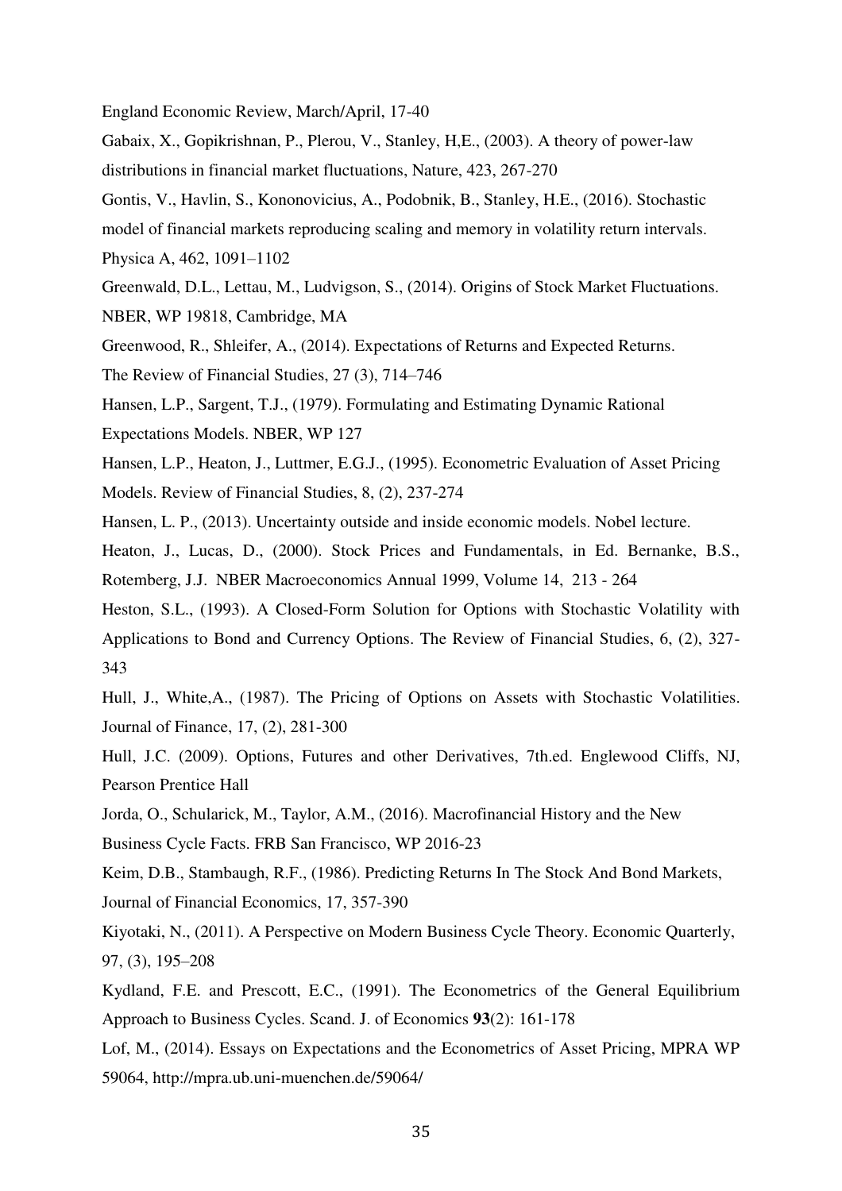England Economic Review, March/April, 17-40

Gabaix, X., Gopikrishnan, P., Plerou, V., Stanley, H,E., (2003). A theory of power-law distributions in financial market fluctuations, Nature, 423, 267-270

Gontis, V., Havlin, S., Kononovicius, A., Podobnik, B., Stanley, H.E., (2016). Stochastic model of financial markets reproducing scaling and memory in volatility return intervals. Physica A, 462, 1091–1102

Greenwald, D.L., Lettau, M., Ludvigson, S., (2014). Origins of Stock Market Fluctuations. NBER, WP 19818, Cambridge, MA

Greenwood, R., Shleifer, A., (2014). Expectations of Returns and Expected Returns. The Review of Financial Studies, 27 (3), 714–746

Hansen, L.P., Sargent, T.J., (1979). Formulating and Estimating Dynamic Rational Expectations Models. NBER, WP 127

Hansen, L.P., Heaton, J., Luttmer, E.G.J., (1995). Econometric Evaluation of Asset Pricing Models. Review of Financial Studies, 8, (2), 237-274

Hansen, L. P., (2013). Uncertainty outside and inside economic models. Nobel lecture.

Heaton, J., Lucas, D., (2000). Stock Prices and Fundamentals, in Ed. Bernanke, B.S., Rotemberg, J.J. NBER Macroeconomics Annual 1999, Volume 14, 213 - 264

Heston, S.L., (1993). A Closed-Form Solution for Options with Stochastic Volatility with Applications to Bond and Currency Options. The Review of Financial Studies, 6, (2), 327-343

Hull, J., White,A., (1987). The Pricing of Options on Assets with Stochastic Volatilities. Journal of Finance, 17, (2), 281-300

Hull, J.C. (2009). Options, Futures and other Derivatives, 7th.ed. Englewood Cliffs, NJ, Pearson Prentice Hall

Jorda, O., Schularick, M., Taylor, A.M., (2016). Macrofinancial History and the New Business Cycle Facts. FRB San Francisco, WP 2016-23

Keim, D.B., Stambaugh, R.F., (1986). Predicting Returns In The Stock And Bond Markets, Journal of Financial Economics, 17, 357-390

Kiyotaki, N., (2011). A Perspective on Modern Business Cycle Theory. Economic Quarterly, 97, (3), 195–208

Kydland, F.E. and Prescott, E.C., (1991). The Econometrics of the General Equilibrium Approach to Business Cycles. Scand. J. of Economics **93**(2): 161-178

Lof, M., (2014). Essays on Expectations and the Econometrics of Asset Pricing, MPRA WP 59064, http://mpra.ub.uni-muenchen.de/59064/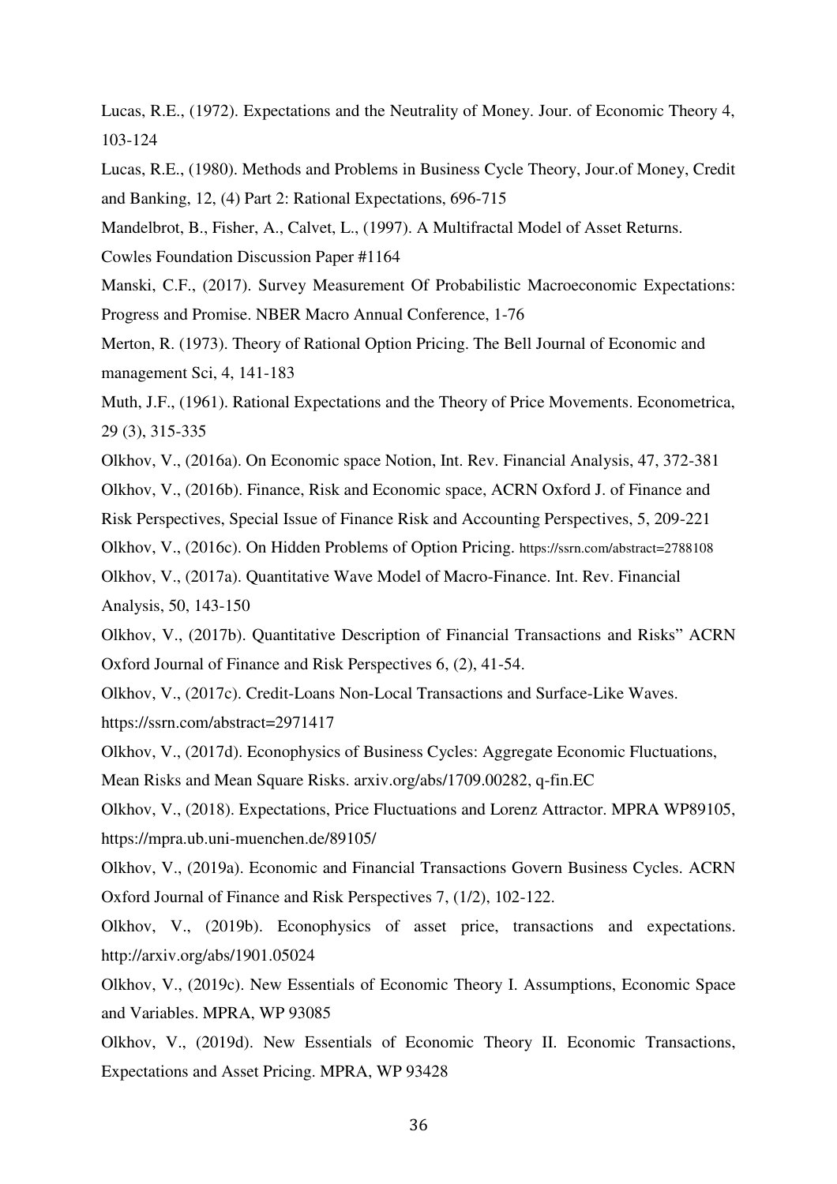Lucas, R.E., (1972). Expectations and the Neutrality of Money. Jour. of Economic Theory 4, 103-124

Lucas, R.E., (1980). Methods and Problems in Business Cycle Theory, Jour.of Money, Credit and Banking, 12, (4) Part 2: Rational Expectations, 696-715

Mandelbrot, B., Fisher, A., Calvet, L., (1997). A Multifractal Model of Asset Returns. Cowles Foundation Discussion Paper #1164

Manski, C.F., (2017). Survey Measurement Of Probabilistic Macroeconomic Expectations: Progress and Promise. NBER Macro Annual Conference, 1-76

Merton, R. (1973). Theory of Rational Option Pricing. The Bell Journal of Economic and management Sci, 4, 141-183

Muth, J.F., (1961). Rational Expectations and the Theory of Price Movements. Econometrica, 29 (3), 315-335

Olkhov, V., (2016a). On Economic space Notion, Int. Rev. Financial Analysis, 47, 372-381

Olkhov, V., (2016b). Finance, Risk and Economic space, ACRN Oxford J. of Finance and Risk Perspectives, Special Issue of Finance Risk and Accounting Perspectives, 5, 209-221

Olkhov, V., (2016c). On Hidden Problems of Option Pricing. https://ssrn.com/abstract=2788108

Olkhov, V., (2017a). Quantitative Wave Model of Macro-Finance. Int. Rev. Financial Analysis, 50, 143-150

Olkhov, V., (2017b). Quantitative Description of Financial Transactions and Risks" ACRN Oxford Journal of Finance and Risk Perspectives 6, (2), 41-54.

Olkhov, V., (2017c). Credit-Loans Non-Local Transactions and Surface-Like Waves. https://ssrn.com/abstract=2971417

Olkhov, V., (2017d). Econophysics of Business Cycles: Aggregate Economic Fluctuations, Mean Risks and Mean Square Risks. arxiv.org/abs/1709.00282, q-fin.EC

Olkhov, V., (2018). Expectations, Price Fluctuations and Lorenz Attractor. MPRA WP89105, https://mpra.ub.uni-muenchen.de/89105/

Olkhov, V., (2019a). Economic and Financial Transactions Govern Business Cycles. ACRN Oxford Journal of Finance and Risk Perspectives 7, (1/2), 102-122.

Olkhov, V., (2019b). Econophysics of asset price, transactions and expectations. http://arxiv.org/abs/1901.05024

Olkhov, V., (2019c). New Essentials of Economic Theory I. Assumptions, Economic Space and Variables. MPRA, WP 93085

Olkhov, V., (2019d). New Essentials of Economic Theory II. Economic Transactions, Expectations and Asset Pricing. MPRA, WP 93428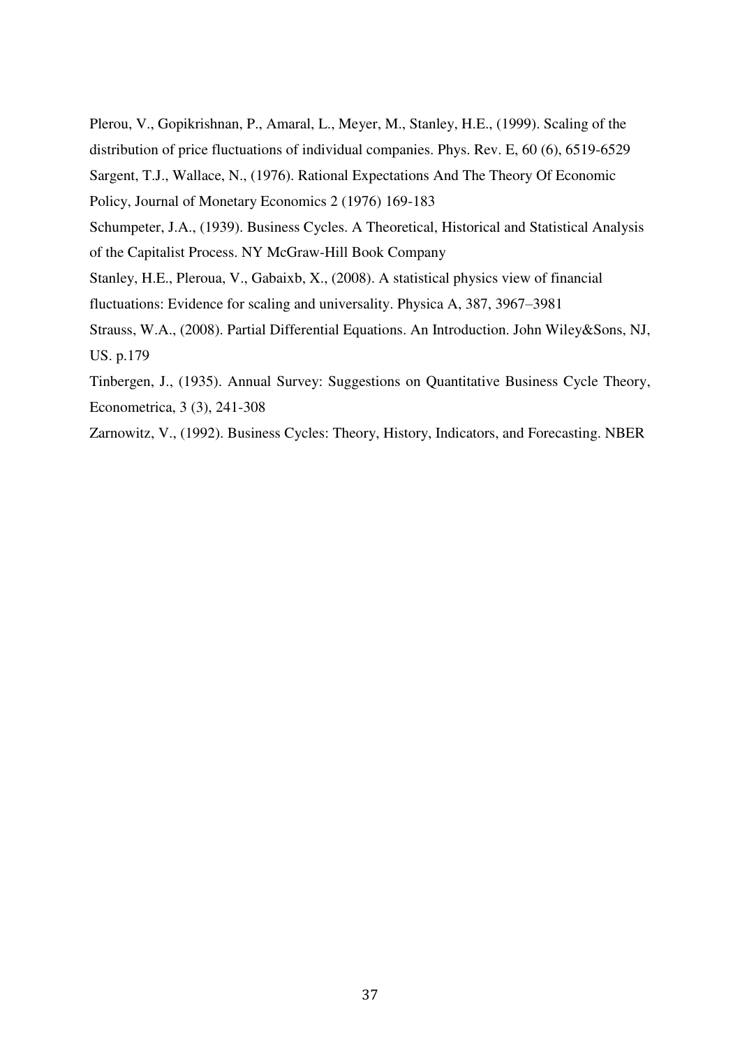Plerou, V., Gopikrishnan, P., Amaral, L., Meyer, M., Stanley, H.E., (1999). Scaling of the distribution of price fluctuations of individual companies. Phys. Rev. E, 60 (6), 6519-6529

Sargent, T.J., Wallace, N., (1976). Rational Expectations And The Theory Of Economic Policy, Journal of Monetary Economics 2 (1976) 169-183

Schumpeter, J.A., (1939). Business Cycles. A Theoretical, Historical and Statistical Analysis of the Capitalist Process. NY McGraw-Hill Book Company

Stanley, H.E., Pleroua, V., Gabaixb, X., (2008). A statistical physics view of financial fluctuations: Evidence for scaling and universality. Physica A, 387, 3967–3981

Strauss, W.A., (2008). Partial Differential Equations. An Introduction. John Wiley&Sons, NJ, US. p.179

Tinbergen, J., (1935). Annual Survey: Suggestions on Quantitative Business Cycle Theory, Econometrica, 3 (3), 241-308

Zarnowitz, V., (1992). Business Cycles: Theory, History, Indicators, and Forecasting. NBER